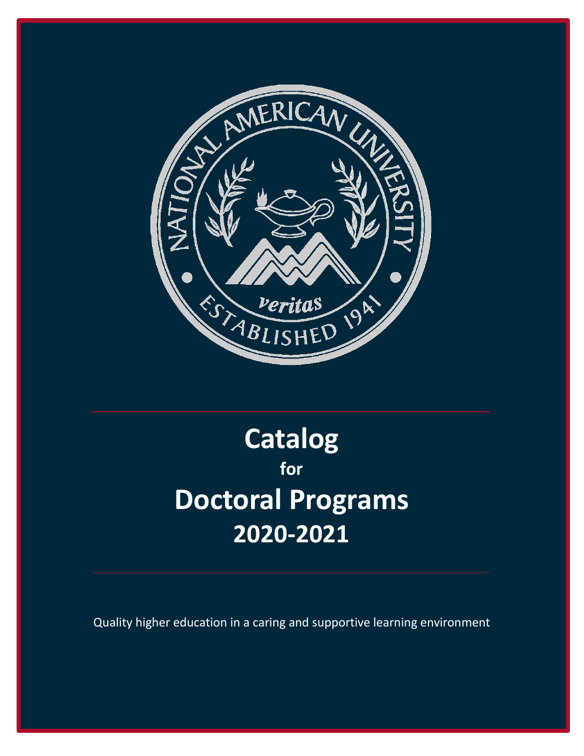# Catalog

**for**

# Doctoral Programs

# 2020-2021

Quality higher education in a caring and supportive learning environment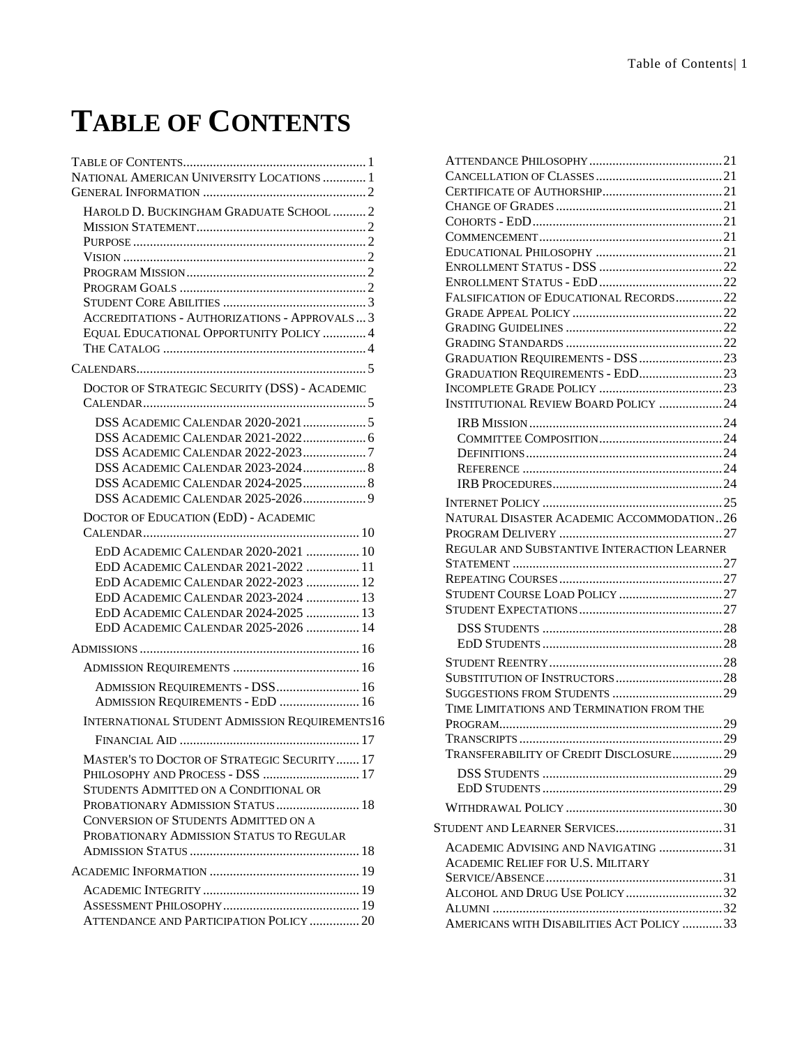# TABLE OF CONTENTS

- Table of Contents ... 1
- National American University Locations ... 1
- General Information ... 2
  - Harold D. Buckingham Graduate School ... 2
  - Mission Statement ... 2
  - Purpose ... 2
  - Vision ... 2
  - Program Mission ... 2
  - Program Goals ... 2
  - Student Core Abilities ... 3
  - Accreditations - Authorizations - Approvals ... 3
  - Equal Educational Opportunity Policy ... 4
  - The Catalog ... 4
- Calendars ... 5
  - Doctor of Strategic Security (DSS) - Academic Calendar ... 5
    - DSS Academic Calendar 2020-2021 ... 5
    - DSS Academic Calendar 2021-2022 ... 6
    - DSS Academic Calendar 2022-2023 ... 7
    - DSS Academic Calendar 2023-2024 ... 8
    - DSS Academic Calendar 2024-2025 ... 8
    - DSS Academic Calendar 2025-2026 ... 9
  - Doctor of Education (EdD) - Academic Calendar ... 10
    - EdD Academic Calendar 2020-2021 ... 10
    - EdD Academic Calendar 2021-2022 ... 11
    - EdD Academic Calendar 2022-2023 ... 12
    - EdD Academic Calendar 2023-2024 ... 13
    - EdD Academic Calendar 2024-2025 ... 13
    - EdD Academic Calendar 2025-2026 ... 14
- Admissions ... 16
  - Admission Requirements ... 16
    - Admission Requirements - DSS ... 16
    - Admission Requirements - EdD ... 16
  - International Student Admission Requirements ... 16
    - Financial Aid ... 17
  - Master's to Doctor of Strategic Security ... 17
  - Philosophy and Process - DSS ... 17
  - Students Admitted on a Conditional or Probationary Admission Status ... 18
  - Conversion of Students Admitted on a Probationary Admission Status to Regular Admission Status ... 18
- Academic Information ... 19
  - Academic Integrity ... 19
  - Assessment Philosophy ... 19
  - Attendance and Participation Policy ... 20
  - Attendance Philosophy ... 21
  - Cancellation of Classes ... 21
  - Certificate of Authorship ... 21
  - Change of Grades ... 21
  - Cohorts - EdD ... 21
  - Commencement ... 21
  - Educational Philosophy ... 21
  - Enrollment Status - DSS ... 22
  - Enrollment Status - EdD ... 22
  - Falsification of Educational Records ... 22
  - Grade Appeal Policy ... 22
  - Grading Guidelines ... 22
  - Grading Standards ... 22
  - Graduation Requirements - DSS ... 23
  - Graduation Requirements - EdD ... 23
  - Incomplete Grade Policy ... 23
  - Institutional Review Board Policy ... 24
    - IRB Mission ... 24
    - Committee Composition ... 24
    - Definitions ... 24
    - Reference ... 24
    - IRB Procedures ... 24
  - Internet Policy ... 25
  - Natural Disaster Academic Accommodation ... 26
  - Program Delivery ... 27
  - Regular and Substantive Interaction Learner Statement ... 27
  - Repeating Courses ... 27
  - Student Course Load Policy ... 27
  - Student Expectations ... 27
    - DSS Students ... 28
    - EdD Students ... 28
  - Student Reentry ... 28
  - Substitution of Instructors ... 28
  - Suggestions from Students ... 29
  - Time Limitations and Termination from the Program ... 29
  - Transcripts ... 29
  - Transferability of Credit Disclosure ... 29
    - DSS Students ... 29
    - EdD Students ... 29
  - Withdrawal Policy ... 30
- Student and Learner Services ... 31
  - Academic Advising and Navigating ... 31
  - Academic Relief for U.S. Military Service/Absence ... 31
  - Alcohol and Drug Use Policy ... 32
  - Alumni ... 32
  - Americans with Disabilities Act Policy ... 33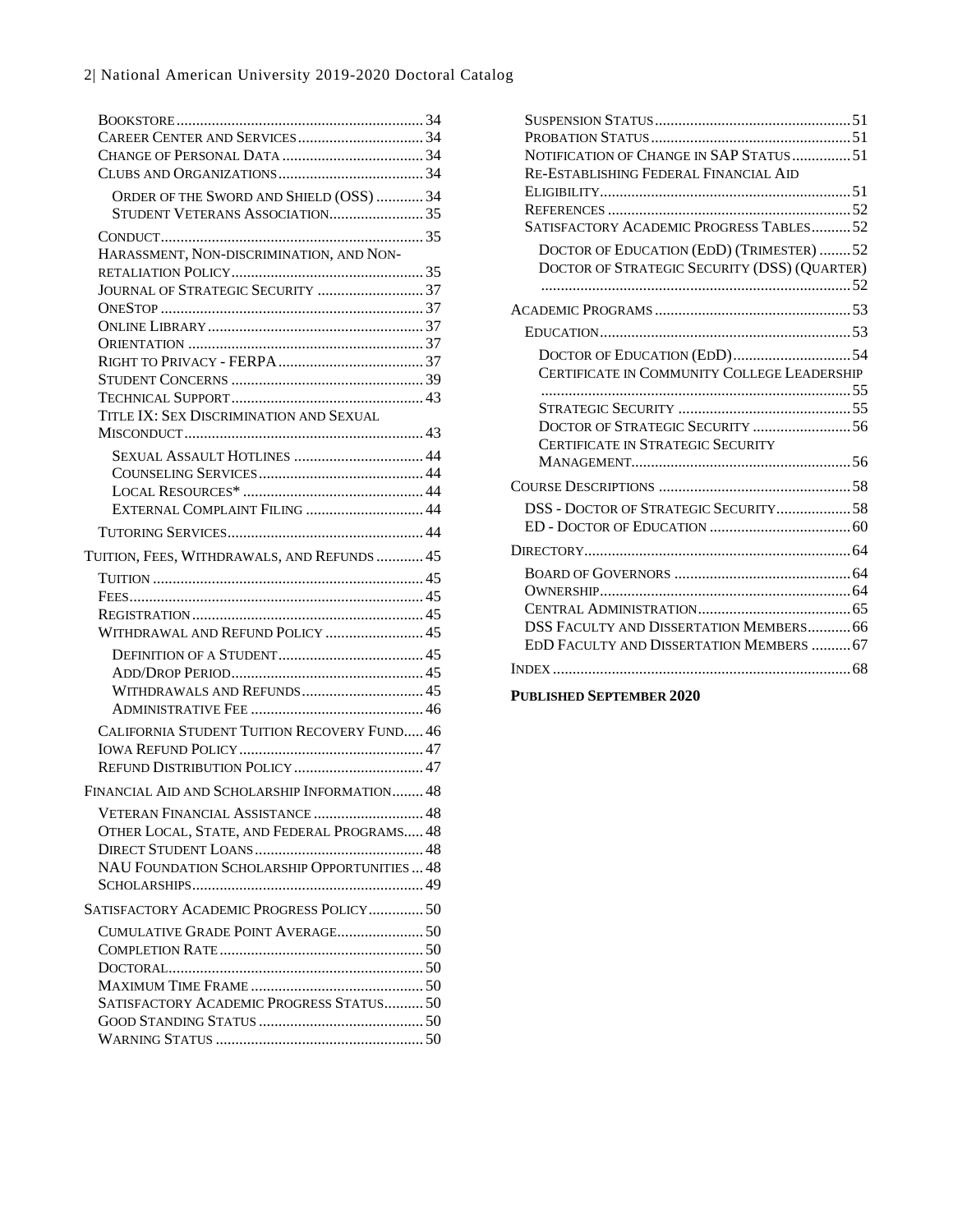- Bookstore ... 34
- Career Center and Services ... 34
- Change of Personal Data ... 34
- Clubs and Organizations ... 34
  - Order of the Sword and Shield (OSS) ... 34
  - Student Veterans Association ... 35
- Conduct ... 35
- Harassment, Non-discrimination, and Non-retaliation Policy ... 35
- Journal of Strategic Security ... 37
- OneStop ... 37
- Online Library ... 37
- Orientation ... 37
- Right to Privacy - FERPA ... 37
- Student Concerns ... 39
- Technical Support ... 43
- Title IX: Sex Discrimination and Sexual Misconduct ... 43
  - Sexual Assault Hotlines ... 44
  - Counseling Services ... 44
  - Local Resources* ... 44
  - External Complaint Filing ... 44
- Tutoring Services ... 44

Tuition, Fees, Withdrawals, and Refunds ... 45

- Tuition ... 45
- Fees ... 45
- Registration ... 45
- Withdrawal and Refund Policy ... 45
  - Definition of a Student ... 45
  - Add/Drop Period ... 45
  - Withdrawals and Refunds ... 45
  - Administrative Fee ... 46
- California Student Tuition Recovery Fund ... 46
- Iowa Refund Policy ... 47
- Refund Distribution Policy ... 47

Financial Aid and Scholarship Information ... 48

- Veteran Financial Assistance ... 48
- Other Local, State, and Federal Programs ... 48
- Direct Student Loans ... 48
- NAU Foundation Scholarship Opportunities ... 48
- Scholarships ... 49

Satisfactory Academic Progress Policy ... 50

- Cumulative Grade Point Average ... 50
- Completion Rate ... 50
- Doctoral ... 50
- Maximum Time Frame ... 50
- Satisfactory Academic Progress Status ... 50
- Good Standing Status ... 50
- Warning Status ... 50
- Suspension Status ... 51
- Probation Status ... 51
- Notification of Change in SAP Status ... 51
- Re-Establishing Federal Financial Aid Eligibility ... 51
- References ... 52
- Satisfactory Academic Progress Tables ... 52
  - Doctor of Education (EdD) (Trimester) ... 52
  - Doctor of Strategic Security (DSS) (Quarter) ... 52

Academic Programs ... 53

- Education ... 53
  - Doctor of Education (EdD) ... 54
  - Certificate in Community College Leadership ... 55
  - Strategic Security ... 55
  - Doctor of Strategic Security ... 56
  - Certificate in Strategic Security Management ... 56

Course Descriptions ... 58

- DSS - Doctor of Strategic Security ... 58
- ED - Doctor of Education ... 60

Directory ... 64

- Board of Governors ... 64
- Ownership ... 64
- Central Administration ... 65
- DSS Faculty and Dissertation Members ... 66
- EdD Faculty and Dissertation Members ... 67

Index ... 68

**Published September 2020**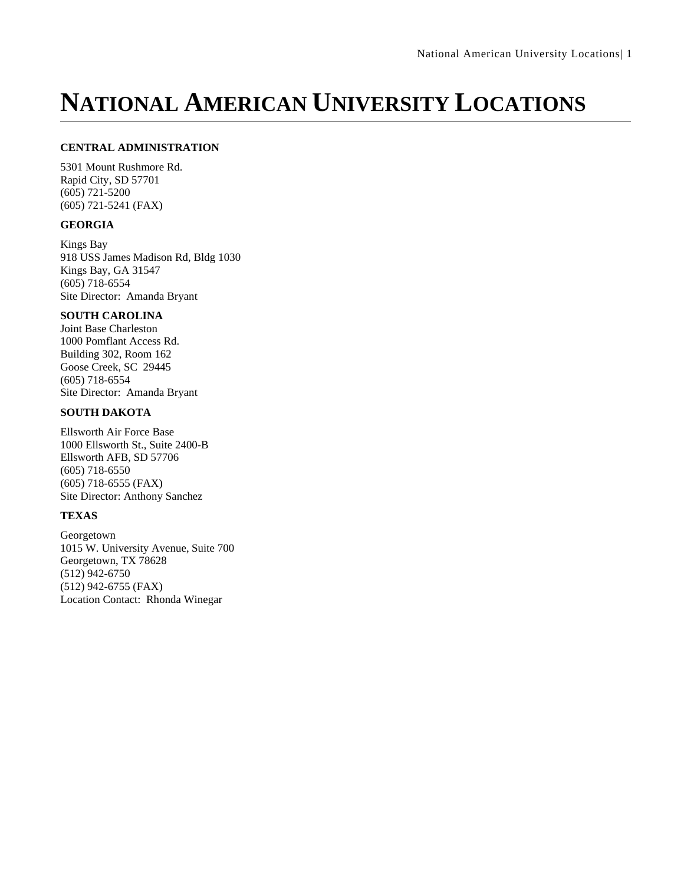# NATIONAL AMERICAN UNIVERSITY LOCATIONS

**CENTRAL ADMINISTRATION**

5301 Mount Rushmore Rd.
Rapid City, SD 57701
(605) 721-5200
(605) 721-5241 (FAX)

**GEORGIA**

Kings Bay
918 USS James Madison Rd, Bldg 1030
Kings Bay, GA 31547
(605) 718-6554
Site Director: Amanda Bryant

**SOUTH CAROLINA**

Joint Base Charleston
1000 Pomflant Access Rd.
Building 302, Room 162
Goose Creek, SC 29445
(605) 718-6554
Site Director: Amanda Bryant

**SOUTH DAKOTA**

Ellsworth Air Force Base
1000 Ellsworth St., Suite 2400-B
Ellsworth AFB, SD 57706
(605) 718-6550
(605) 718-6555 (FAX)
Site Director: Anthony Sanchez

**TEXAS**

Georgetown
1015 W. University Avenue, Suite 700
Georgetown, TX 78628
(512) 942-6750
(512) 942-6755 (FAX)
Location Contact: Rhonda Winegar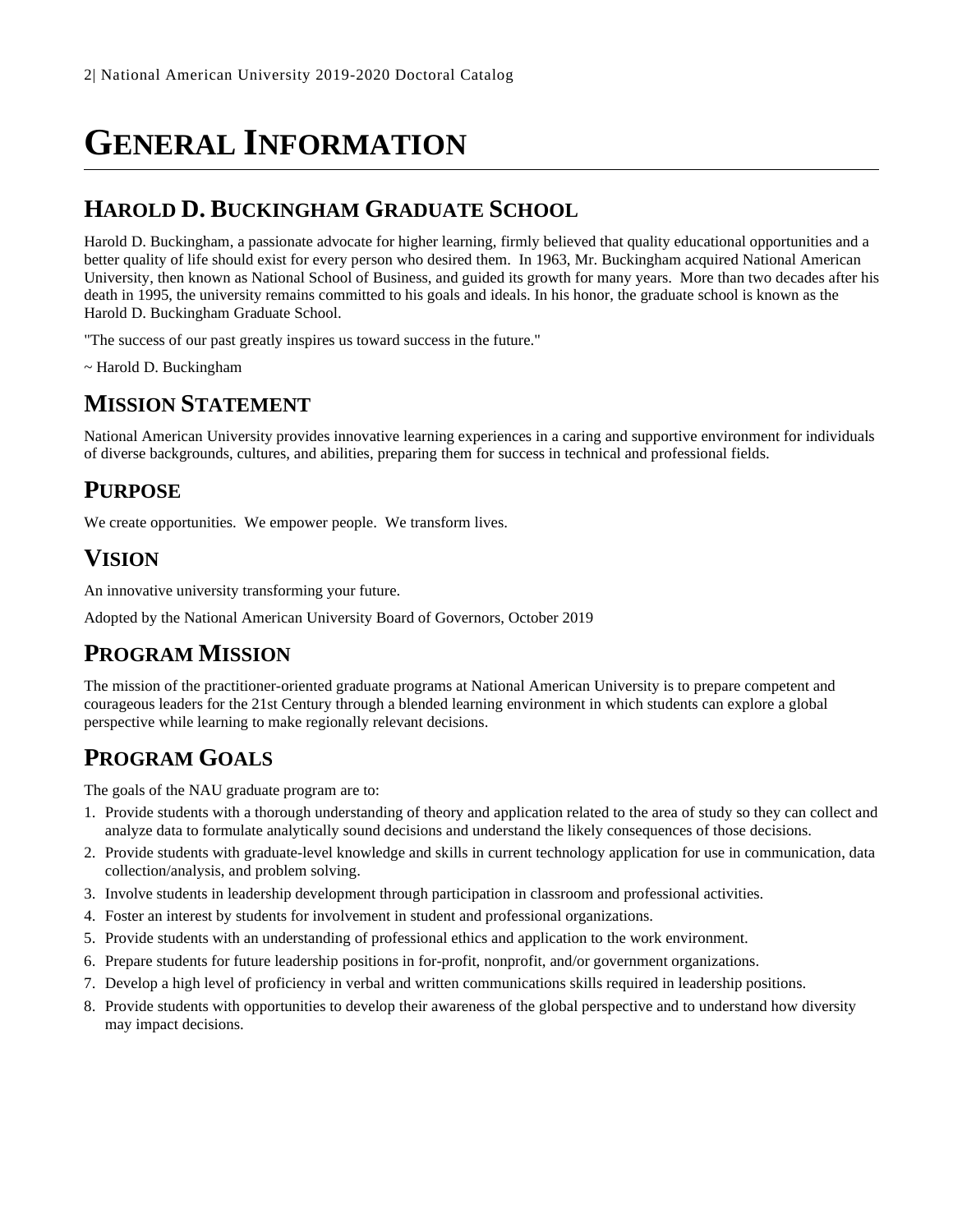# GENERAL INFORMATION

## HAROLD D. BUCKINGHAM GRADUATE SCHOOL

Harold D. Buckingham, a passionate advocate for higher learning, firmly believed that quality educational opportunities and a better quality of life should exist for every person who desired them. In 1963, Mr. Buckingham acquired National American University, then known as National School of Business, and guided its growth for many years. More than two decades after his death in 1995, the university remains committed to his goals and ideals. In his honor, the graduate school is known as the Harold D. Buckingham Graduate School.

"The success of our past greatly inspires us toward success in the future."

~ Harold D. Buckingham

## MISSION STATEMENT

National American University provides innovative learning experiences in a caring and supportive environment for individuals of diverse backgrounds, cultures, and abilities, preparing them for success in technical and professional fields.

## PURPOSE

We create opportunities. We empower people. We transform lives.

## VISION

An innovative university transforming your future.

Adopted by the National American University Board of Governors, October 2019

## PROGRAM MISSION

The mission of the practitioner-oriented graduate programs at National American University is to prepare competent and courageous leaders for the 21st Century through a blended learning environment in which students can explore a global perspective while learning to make regionally relevant decisions.

## PROGRAM GOALS

The goals of the NAU graduate program are to:

1. Provide students with a thorough understanding of theory and application related to the area of study so they can collect and analyze data to formulate analytically sound decisions and understand the likely consequences of those decisions.
2. Provide students with graduate-level knowledge and skills in current technology application for use in communication, data collection/analysis, and problem solving.
3. Involve students in leadership development through participation in classroom and professional activities.
4. Foster an interest by students for involvement in student and professional organizations.
5. Provide students with an understanding of professional ethics and application to the work environment.
6. Prepare students for future leadership positions in for-profit, nonprofit, and/or government organizations.
7. Develop a high level of proficiency in verbal and written communications skills required in leadership positions.
8. Provide students with opportunities to develop their awareness of the global perspective and to understand how diversity may impact decisions.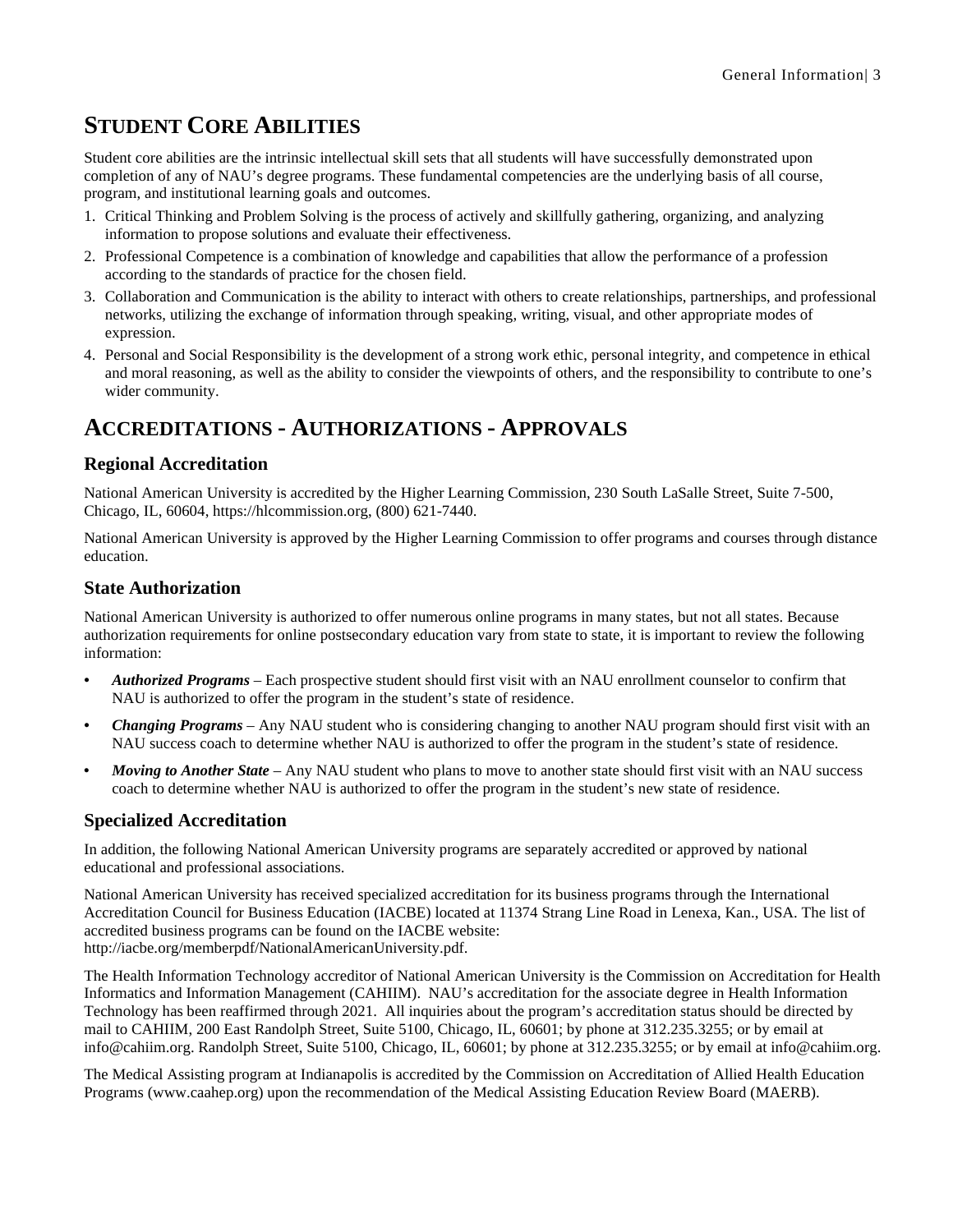# STUDENT CORE ABILITIES

Student core abilities are the intrinsic intellectual skill sets that all students will have successfully demonstrated upon completion of any of NAU's degree programs. These fundamental competencies are the underlying basis of all course, program, and institutional learning goals and outcomes.

1. Critical Thinking and Problem Solving is the process of actively and skillfully gathering, organizing, and analyzing information to propose solutions and evaluate their effectiveness.
2. Professional Competence is a combination of knowledge and capabilities that allow the performance of a profession according to the standards of practice for the chosen field.
3. Collaboration and Communication is the ability to interact with others to create relationships, partnerships, and professional networks, utilizing the exchange of information through speaking, writing, visual, and other appropriate modes of expression.
4. Personal and Social Responsibility is the development of a strong work ethic, personal integrity, and competence in ethical and moral reasoning, as well as the ability to consider the viewpoints of others, and the responsibility to contribute to one's wider community.

# ACCREDITATIONS - AUTHORIZATIONS - APPROVALS

## Regional Accreditation

National American University is accredited by the Higher Learning Commission, 230 South LaSalle Street, Suite 7-500, Chicago, IL, 60604, https://hlcommission.org, (800) 621-7440.

National American University is approved by the Higher Learning Commission to offer programs and courses through distance education.

## State Authorization

National American University is authorized to offer numerous online programs in many states, but not all states. Because authorization requirements for online postsecondary education vary from state to state, it is important to review the following information:

- ***Authorized Programs*** – Each prospective student should first visit with an NAU enrollment counselor to confirm that NAU is authorized to offer the program in the student's state of residence.
- ***Changing Programs*** – Any NAU student who is considering changing to another NAU program should first visit with an NAU success coach to determine whether NAU is authorized to offer the program in the student's state of residence.
- ***Moving to Another State*** – Any NAU student who plans to move to another state should first visit with an NAU success coach to determine whether NAU is authorized to offer the program in the student's new state of residence.

## Specialized Accreditation

In addition, the following National American University programs are separately accredited or approved by national educational and professional associations.

National American University has received specialized accreditation for its business programs through the International Accreditation Council for Business Education (IACBE) located at 11374 Strang Line Road in Lenexa, Kan., USA. The list of accredited business programs can be found on the IACBE website: http://iacbe.org/memberpdf/NationalAmericanUniversity.pdf.

The Health Information Technology accreditor of National American University is the Commission on Accreditation for Health Informatics and Information Management (CAHIIM). NAU's accreditation for the associate degree in Health Information Technology has been reaffirmed through 2021. All inquiries about the program's accreditation status should be directed by mail to CAHIIM, 200 East Randolph Street, Suite 5100, Chicago, IL, 60601; by phone at 312.235.3255; or by email at info@cahiim.org. Randolph Street, Suite 5100, Chicago, IL, 60601; by phone at 312.235.3255; or by email at info@cahiim.org.

The Medical Assisting program at Indianapolis is accredited by the Commission on Accreditation of Allied Health Education Programs (www.caahep.org) upon the recommendation of the Medical Assisting Education Review Board (MAERB).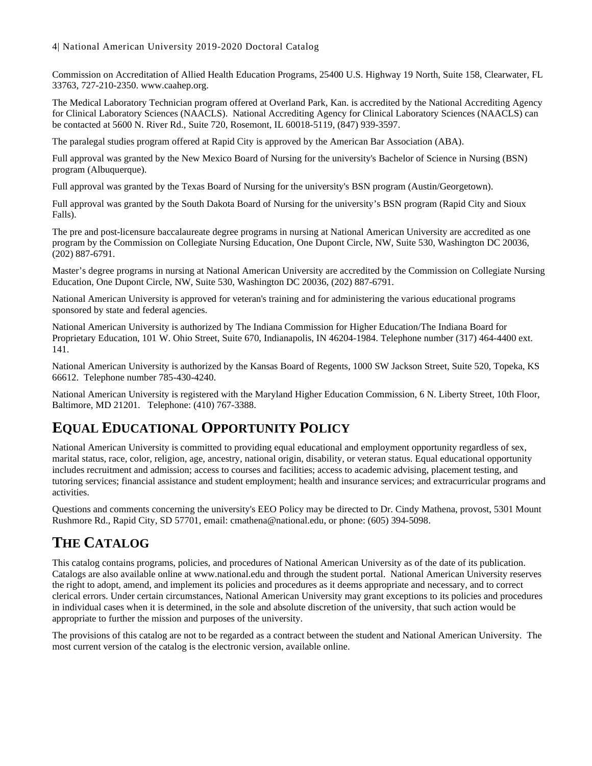Commission on Accreditation of Allied Health Education Programs, 25400 U.S. Highway 19 North, Suite 158, Clearwater, FL 33763, 727-210-2350. www.caahep.org.

The Medical Laboratory Technician program offered at Overland Park, Kan. is accredited by the National Accrediting Agency for Clinical Laboratory Sciences (NAACLS). National Accrediting Agency for Clinical Laboratory Sciences (NAACLS) can be contacted at 5600 N. River Rd., Suite 720, Rosemont, IL 60018-5119, (847) 939-3597.

The paralegal studies program offered at Rapid City is approved by the American Bar Association (ABA).

Full approval was granted by the New Mexico Board of Nursing for the university's Bachelor of Science in Nursing (BSN) program (Albuquerque).

Full approval was granted by the Texas Board of Nursing for the university's BSN program (Austin/Georgetown).

Full approval was granted by the South Dakota Board of Nursing for the university's BSN program (Rapid City and Sioux Falls).

The pre and post-licensure baccalaureate degree programs in nursing at National American University are accredited as one program by the Commission on Collegiate Nursing Education, One Dupont Circle, NW, Suite 530, Washington DC 20036, (202) 887-6791.

Master's degree programs in nursing at National American University are accredited by the Commission on Collegiate Nursing Education, One Dupont Circle, NW, Suite 530, Washington DC 20036, (202) 887-6791.

National American University is approved for veteran's training and for administering the various educational programs sponsored by state and federal agencies.

National American University is authorized by The Indiana Commission for Higher Education/The Indiana Board for Proprietary Education, 101 W. Ohio Street, Suite 670, Indianapolis, IN 46204-1984. Telephone number (317) 464-4400 ext. 141.

National American University is authorized by the Kansas Board of Regents, 1000 SW Jackson Street, Suite 520, Topeka, KS 66612. Telephone number 785-430-4240.

National American University is registered with the Maryland Higher Education Commission, 6 N. Liberty Street, 10th Floor, Baltimore, MD 21201. Telephone: (410) 767-3388.

# Equal Educational Opportunity Policy

National American University is committed to providing equal educational and employment opportunity regardless of sex, marital status, race, color, religion, age, ancestry, national origin, disability, or veteran status. Equal educational opportunity includes recruitment and admission; access to courses and facilities; access to academic advising, placement testing, and tutoring services; financial assistance and student employment; health and insurance services; and extracurricular programs and activities.

Questions and comments concerning the university's EEO Policy may be directed to Dr. Cindy Mathena, provost, 5301 Mount Rushmore Rd., Rapid City, SD 57701, email: cmathena@national.edu, or phone: (605) 394-5098.

# The Catalog

This catalog contains programs, policies, and procedures of National American University as of the date of its publication. Catalogs are also available online at www.national.edu and through the student portal. National American University reserves the right to adopt, amend, and implement its policies and procedures as it deems appropriate and necessary, and to correct clerical errors. Under certain circumstances, National American University may grant exceptions to its policies and procedures in individual cases when it is determined, in the sole and absolute discretion of the university, that such action would be appropriate to further the mission and purposes of the university.

The provisions of this catalog are not to be regarded as a contract between the student and National American University. The most current version of the catalog is the electronic version, available online.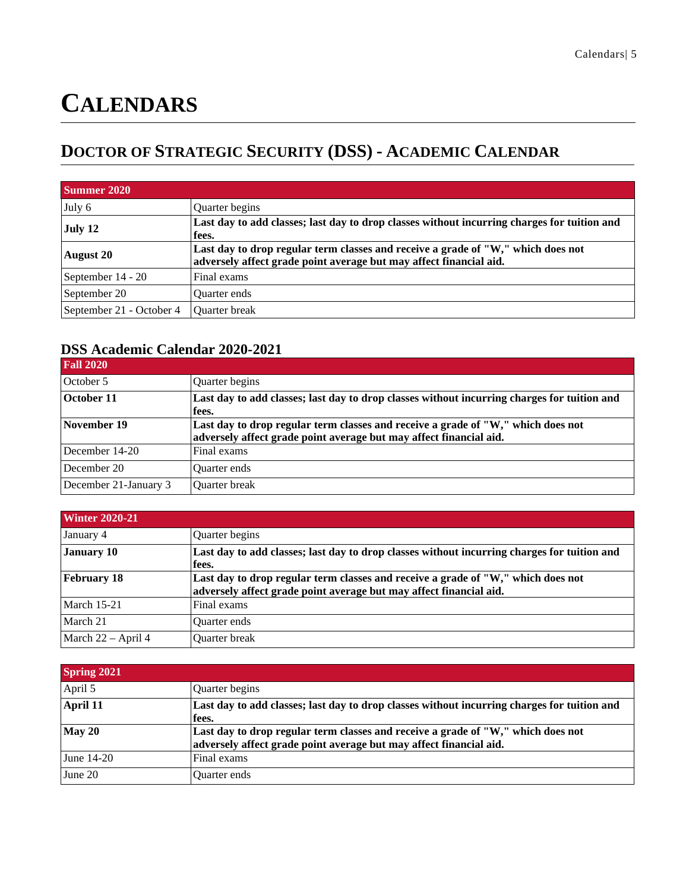# CALENDARS

## DOCTOR OF STRATEGIC SECURITY (DSS) - ACADEMIC CALENDAR

| Summer 2020 | |
|---|---|
| July 6 | Quarter begins |
| **July 12** | **Last day to add classes; last day to drop classes without incurring charges for tuition and fees.** |
| **August 20** | **Last day to drop regular term classes and receive a grade of "W," which does not adversely affect grade point average but may affect financial aid.** |
| September 14 - 20 | Final exams |
| September 20 | Quarter ends |
| September 21 - October 4 | Quarter break |

### DSS Academic Calendar 2020-2021

| Fall 2020 | |
|---|---|
| October 5 | Quarter begins |
| **October 11** | **Last day to add classes; last day to drop classes without incurring charges for tuition and fees.** |
| **November 19** | **Last day to drop regular term classes and receive a grade of "W," which does not adversely affect grade point average but may affect financial aid.** |
| December 14-20 | Final exams |
| December 20 | Quarter ends |
| December 21-January 3 | Quarter break |

| Winter 2020-21 | |
|---|---|
| January 4 | Quarter begins |
| **January 10** | **Last day to add classes; last day to drop classes without incurring charges for tuition and fees.** |
| **February 18** | **Last day to drop regular term classes and receive a grade of "W," which does not adversely affect grade point average but may affect financial aid.** |
| March 15-21 | Final exams |
| March 21 | Quarter ends |
| March 22 – April 4 | Quarter break |

| Spring 2021 | |
|---|---|
| April 5 | Quarter begins |
| **April 11** | **Last day to add classes; last day to drop classes without incurring charges for tuition and fees.** |
| **May 20** | **Last day to drop regular term classes and receive a grade of "W," which does not adversely affect grade point average but may affect financial aid.** |
| June 14-20 | Final exams |
| June 20 | Quarter ends |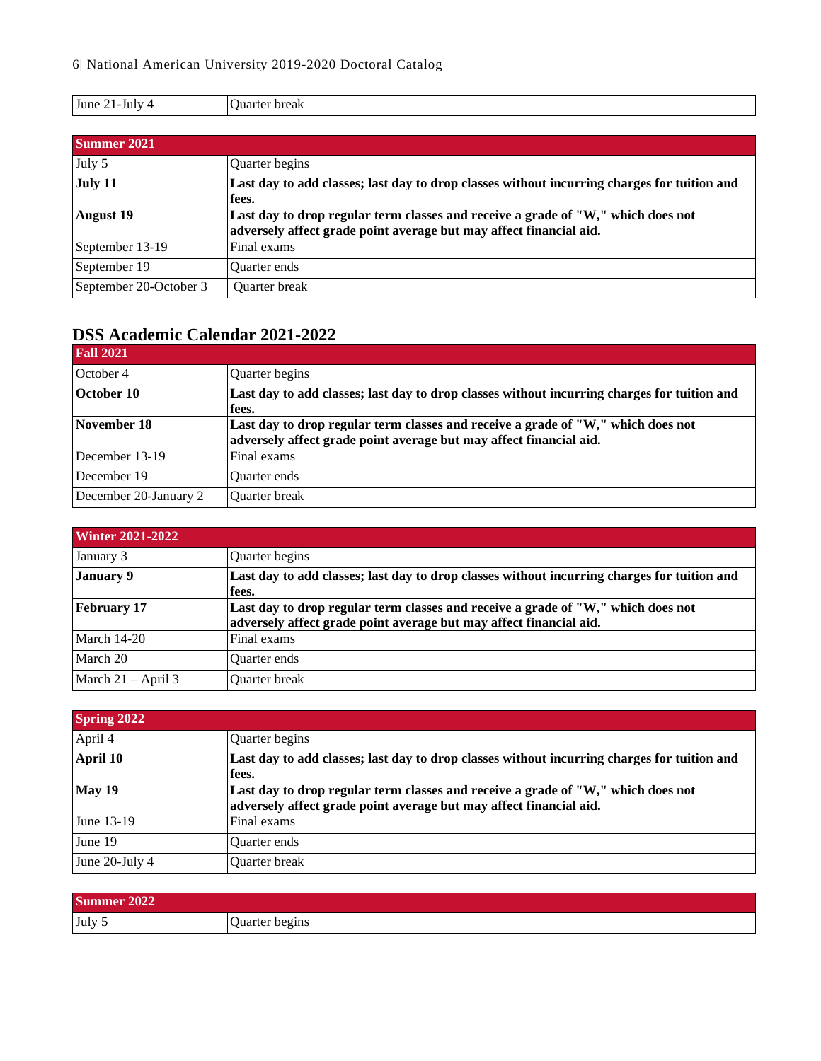| June 21-July 4 | Quarter break |
|---|---|

| Summer 2021 | |
|---|---|
| July 5 | Quarter begins |
| **July 11** | **Last day to add classes; last day to drop classes without incurring charges for tuition and fees.** |
| **August 19** | **Last day to drop regular term classes and receive a grade of "W," which does not adversely affect grade point average but may affect financial aid.** |
| September 13-19 | Final exams |
| September 19 | Quarter ends |
| September 20-October 3 | Quarter break |

## DSS Academic Calendar 2021-2022

| Fall 2021 | |
|---|---|
| October 4 | Quarter begins |
| **October 10** | **Last day to add classes; last day to drop classes without incurring charges for tuition and fees.** |
| **November 18** | **Last day to drop regular term classes and receive a grade of "W," which does not adversely affect grade point average but may affect financial aid.** |
| December 13-19 | Final exams |
| December 19 | Quarter ends |
| December 20-January 2 | Quarter break |

| Winter 2021-2022 | |
|---|---|
| January 3 | Quarter begins |
| **January 9** | **Last day to add classes; last day to drop classes without incurring charges for tuition and fees.** |
| **February 17** | **Last day to drop regular term classes and receive a grade of "W," which does not adversely affect grade point average but may affect financial aid.** |
| March 14-20 | Final exams |
| March 20 | Quarter ends |
| March 21 – April 3 | Quarter break |

| Spring 2022 | |
|---|---|
| April 4 | Quarter begins |
| **April 10** | **Last day to add classes; last day to drop classes without incurring charges for tuition and fees.** |
| **May 19** | **Last day to drop regular term classes and receive a grade of "W," which does not adversely affect grade point average but may affect financial aid.** |
| June 13-19 | Final exams |
| June 19 | Quarter ends |
| June 20-July 4 | Quarter break |

| Summer 2022 | |
|---|---|
| July 5 | Quarter begins |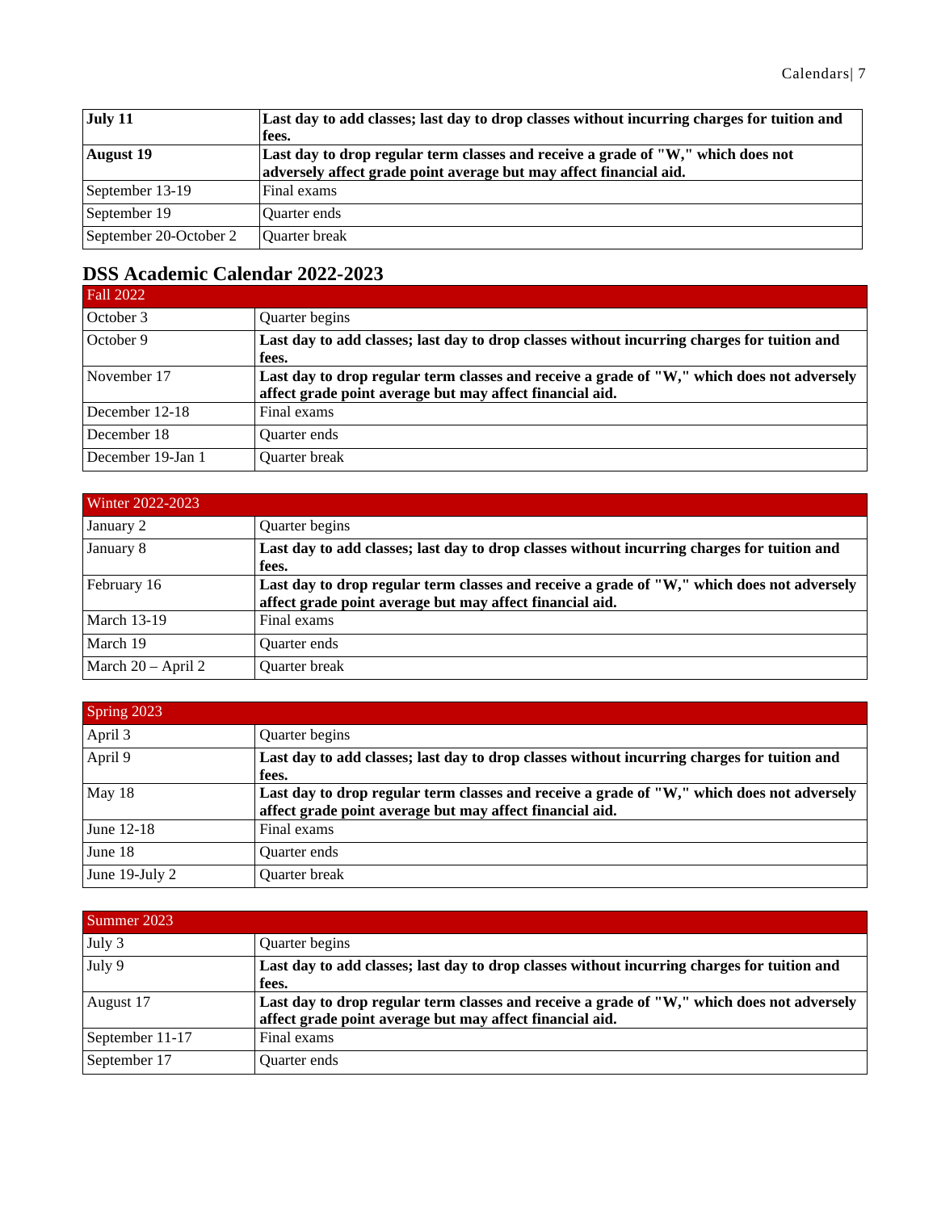| **July 11** | **Last day to add classes; last day to drop classes without incurring charges for tuition and fees.** |
|---|---|
| **August 19** | **Last day to drop regular term classes and receive a grade of "W," which does not adversely affect grade point average but may affect financial aid.** |
| September 13-19 | Final exams |
| September 19 | Quarter ends |
| September 20-October 2 | Quarter break |

## DSS Academic Calendar 2022-2023

| Fall 2022 | |
|---|---|
| October 3 | Quarter begins |
| October 9 | **Last day to add classes; last day to drop classes without incurring charges for tuition and fees.** |
| November 17 | **Last day to drop regular term classes and receive a grade of "W," which does not adversely affect grade point average but may affect financial aid.** |
| December 12-18 | Final exams |
| December 18 | Quarter ends |
| December 19-Jan 1 | Quarter break |

| Winter 2022-2023 | |
|---|---|
| January 2 | Quarter begins |
| January 8 | **Last day to add classes; last day to drop classes without incurring charges for tuition and fees.** |
| February 16 | **Last day to drop regular term classes and receive a grade of "W," which does not adversely affect grade point average but may affect financial aid.** |
| March 13-19 | Final exams |
| March 19 | Quarter ends |
| March 20 – April 2 | Quarter break |

| Spring 2023 | |
|---|---|
| April 3 | Quarter begins |
| April 9 | **Last day to add classes; last day to drop classes without incurring charges for tuition and fees.** |
| May 18 | **Last day to drop regular term classes and receive a grade of "W," which does not adversely affect grade point average but may affect financial aid.** |
| June 12-18 | Final exams |
| June 18 | Quarter ends |
| June 19-July 2 | Quarter break |

| Summer 2023 | |
|---|---|
| July 3 | Quarter begins |
| July 9 | **Last day to add classes; last day to drop classes without incurring charges for tuition and fees.** |
| August 17 | **Last day to drop regular term classes and receive a grade of "W," which does not adversely affect grade point average but may affect financial aid.** |
| September 11-17 | Final exams |
| September 17 | Quarter ends |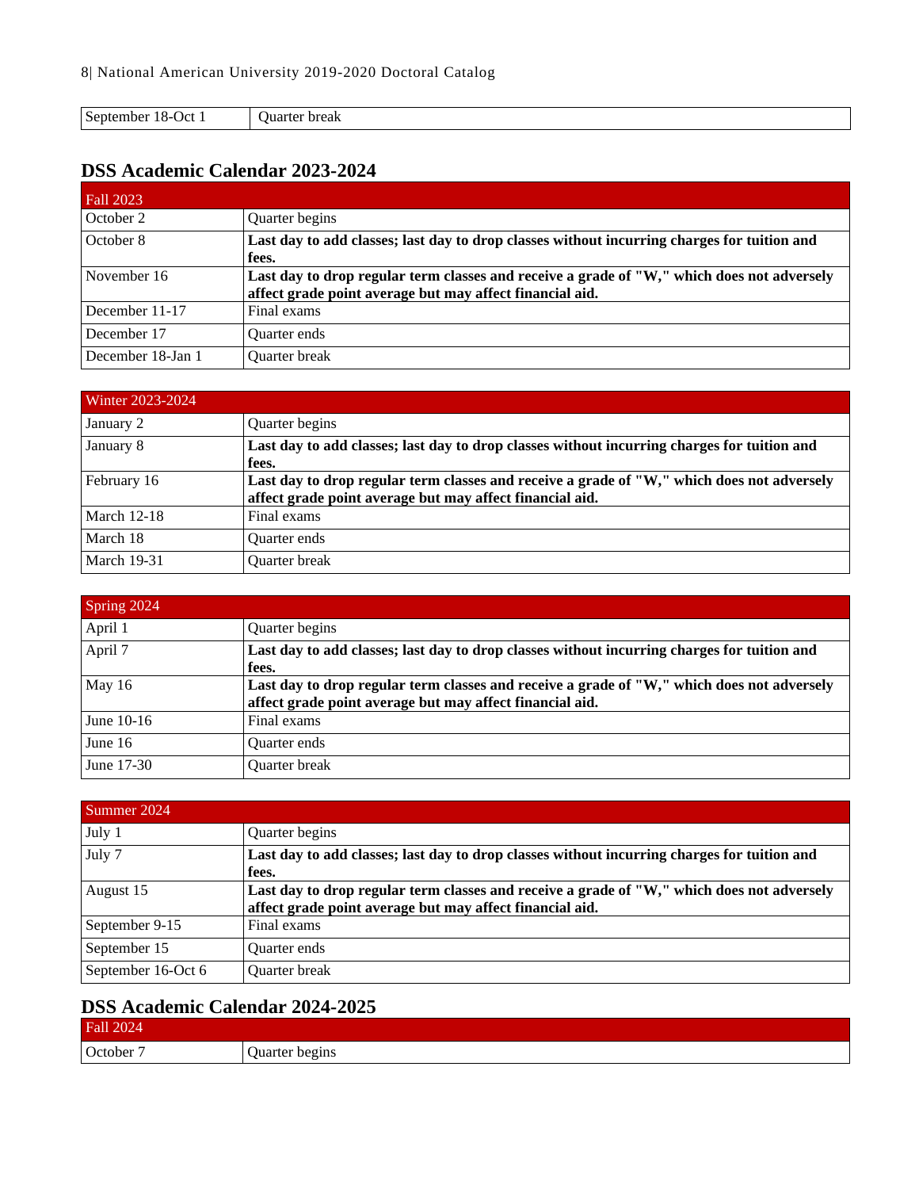| September 18-Oct 1 | Quarter break |
|---|---|

## DSS Academic Calendar 2023-2024

| Fall 2023 | |
|---|---|
| October 2 | Quarter begins |
| October 8 | **Last day to add classes; last day to drop classes without incurring charges for tuition and fees.** |
| November 16 | **Last day to drop regular term classes and receive a grade of "W," which does not adversely affect grade point average but may affect financial aid.** |
| December 11-17 | Final exams |
| December 17 | Quarter ends |
| December 18-Jan 1 | Quarter break |

| Winter 2023-2024 | |
|---|---|
| January 2 | Quarter begins |
| January 8 | **Last day to add classes; last day to drop classes without incurring charges for tuition and fees.** |
| February 16 | **Last day to drop regular term classes and receive a grade of "W," which does not adversely affect grade point average but may affect financial aid.** |
| March 12-18 | Final exams |
| March 18 | Quarter ends |
| March 19-31 | Quarter break |

| Spring 2024 | |
|---|---|
| April 1 | Quarter begins |
| April 7 | **Last day to add classes; last day to drop classes without incurring charges for tuition and fees.** |
| May 16 | **Last day to drop regular term classes and receive a grade of "W," which does not adversely affect grade point average but may affect financial aid.** |
| June 10-16 | Final exams |
| June 16 | Quarter ends |
| June 17-30 | Quarter break |

| Summer 2024 | |
|---|---|
| July 1 | Quarter begins |
| July 7 | **Last day to add classes; last day to drop classes without incurring charges for tuition and fees.** |
| August 15 | **Last day to drop regular term classes and receive a grade of "W," which does not adversely affect grade point average but may affect financial aid.** |
| September 9-15 | Final exams |
| September 15 | Quarter ends |
| September 16-Oct 6 | Quarter break |

## DSS Academic Calendar 2024-2025

| Fall 2024 | |
|---|---|
| October 7 | Quarter begins |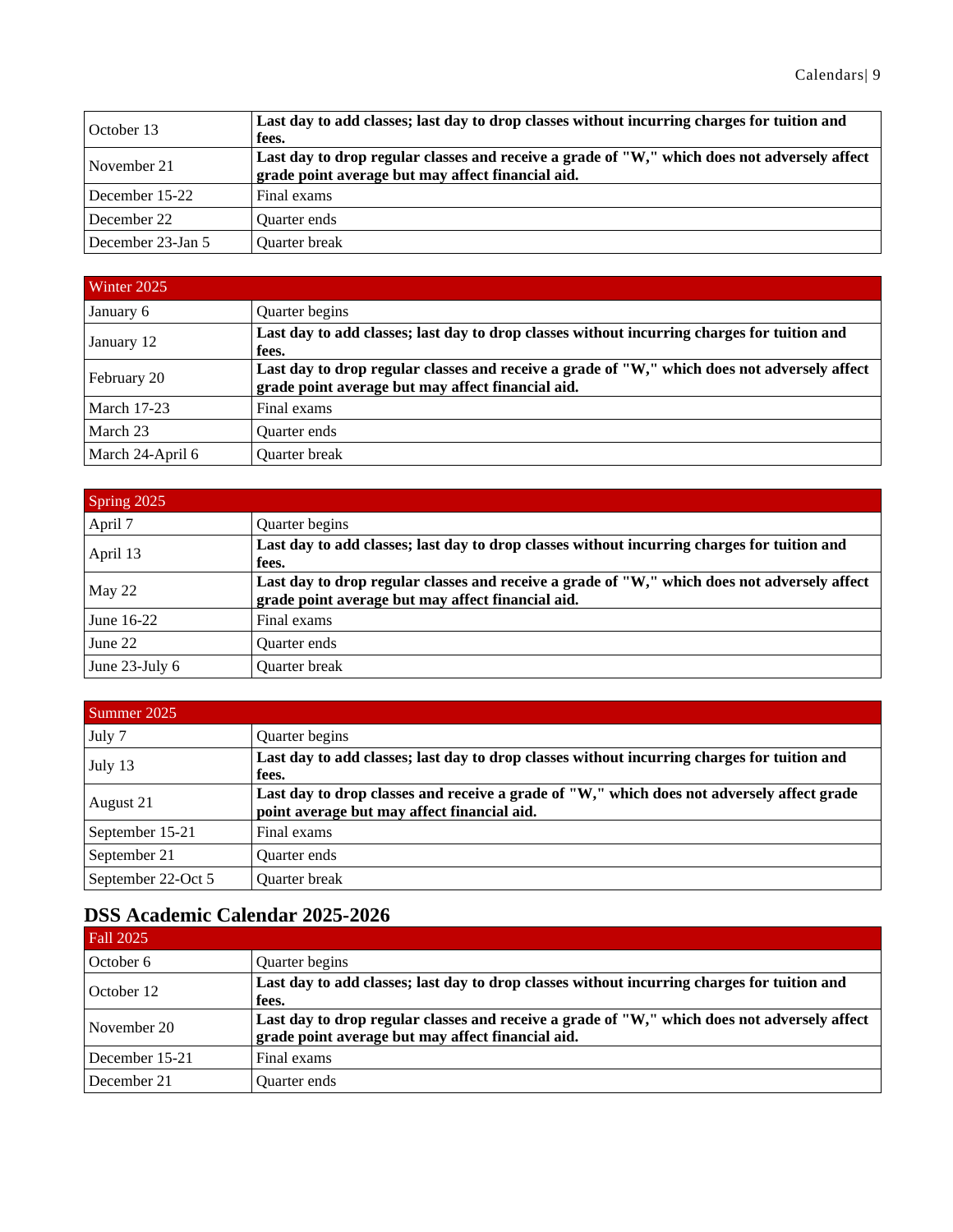| | |
|---|---|
| October 13 | **Last day to add classes; last day to drop classes without incurring charges for tuition and fees.** |
| November 21 | **Last day to drop regular classes and receive a grade of "W," which does not adversely affect grade point average but may affect financial aid.** |
| December 15-22 | Final exams |
| December 22 | Quarter ends |
| December 23-Jan 5 | Quarter break |

| Winter 2025 | |
|---|---|
| January 6 | Quarter begins |
| January 12 | **Last day to add classes; last day to drop classes without incurring charges for tuition and fees.** |
| February 20 | **Last day to drop regular classes and receive a grade of "W," which does not adversely affect grade point average but may affect financial aid.** |
| March 17-23 | Final exams |
| March 23 | Quarter ends |
| March 24-April 6 | Quarter break |

| Spring 2025 | |
|---|---|
| April 7 | Quarter begins |
| April 13 | **Last day to add classes; last day to drop classes without incurring charges for tuition and fees.** |
| May 22 | **Last day to drop regular classes and receive a grade of "W," which does not adversely affect grade point average but may affect financial aid.** |
| June 16-22 | Final exams |
| June 22 | Quarter ends |
| June 23-July 6 | Quarter break |

| Summer 2025 | |
|---|---|
| July 7 | Quarter begins |
| July 13 | **Last day to add classes; last day to drop classes without incurring charges for tuition and fees.** |
| August 21 | **Last day to drop classes and receive a grade of "W," which does not adversely affect grade point average but may affect financial aid.** |
| September 15-21 | Final exams |
| September 21 | Quarter ends |
| September 22-Oct 5 | Quarter break |

## DSS Academic Calendar 2025-2026

| Fall 2025 | |
|---|---|
| October 6 | Quarter begins |
| October 12 | **Last day to add classes; last day to drop classes without incurring charges for tuition and fees.** |
| November 20 | **Last day to drop regular classes and receive a grade of "W," which does not adversely affect grade point average but may affect financial aid.** |
| December 15-21 | Final exams |
| December 21 | Quarter ends |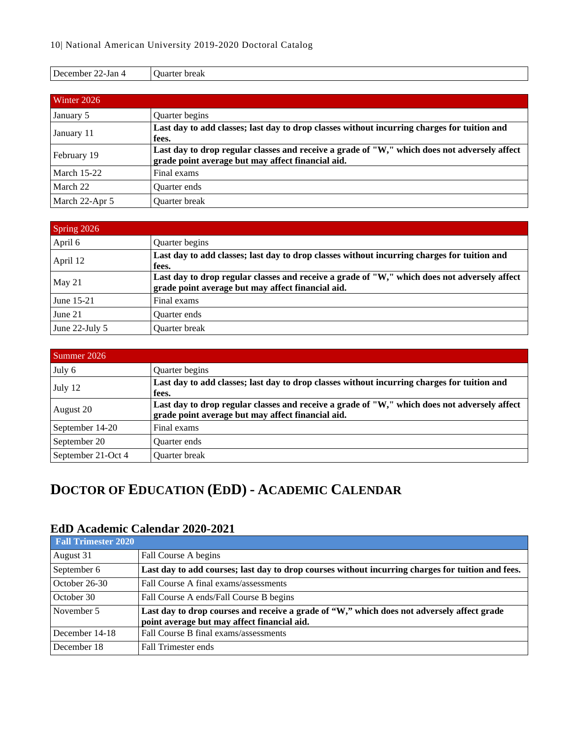| December 22-Jan 4 | Quarter break |
|---|---|

| Winter 2026 | |
|---|---|
| January 5 | Quarter begins |
| January 11 | **Last day to add classes; last day to drop classes without incurring charges for tuition and fees.** |
| February 19 | **Last day to drop regular classes and receive a grade of "W," which does not adversely affect grade point average but may affect financial aid.** |
| March 15-22 | Final exams |
| March 22 | Quarter ends |
| March 22-Apr 5 | Quarter break |

| Spring 2026 | |
|---|---|
| April 6 | Quarter begins |
| April 12 | **Last day to add classes; last day to drop classes without incurring charges for tuition and fees.** |
| May 21 | **Last day to drop regular classes and receive a grade of "W," which does not adversely affect grade point average but may affect financial aid.** |
| June 15-21 | Final exams |
| June 21 | Quarter ends |
| June 22-July 5 | Quarter break |

| Summer 2026 | |
|---|---|
| July 6 | Quarter begins |
| July 12 | **Last day to add classes; last day to drop classes without incurring charges for tuition and fees.** |
| August 20 | **Last day to drop regular classes and receive a grade of "W," which does not adversely affect grade point average but may affect financial aid.** |
| September 14-20 | Final exams |
| September 20 | Quarter ends |
| September 21-Oct 4 | Quarter break |

# Doctor of Education (EdD) - Academic Calendar

### EdD Academic Calendar 2020-2021

| **Fall Trimester 2020** | |
|---|---|
| August 31 | Fall Course A begins |
| September 6 | **Last day to add courses; last day to drop courses without incurring charges for tuition and fees.** |
| October 26-30 | Fall Course A final exams/assessments |
| October 30 | Fall Course A ends/Fall Course B begins |
| November 5 | **Last day to drop courses and receive a grade of "W," which does not adversely affect grade point average but may affect financial aid.** |
| December 14-18 | Fall Course B final exams/assessments |
| December 18 | Fall Trimester ends |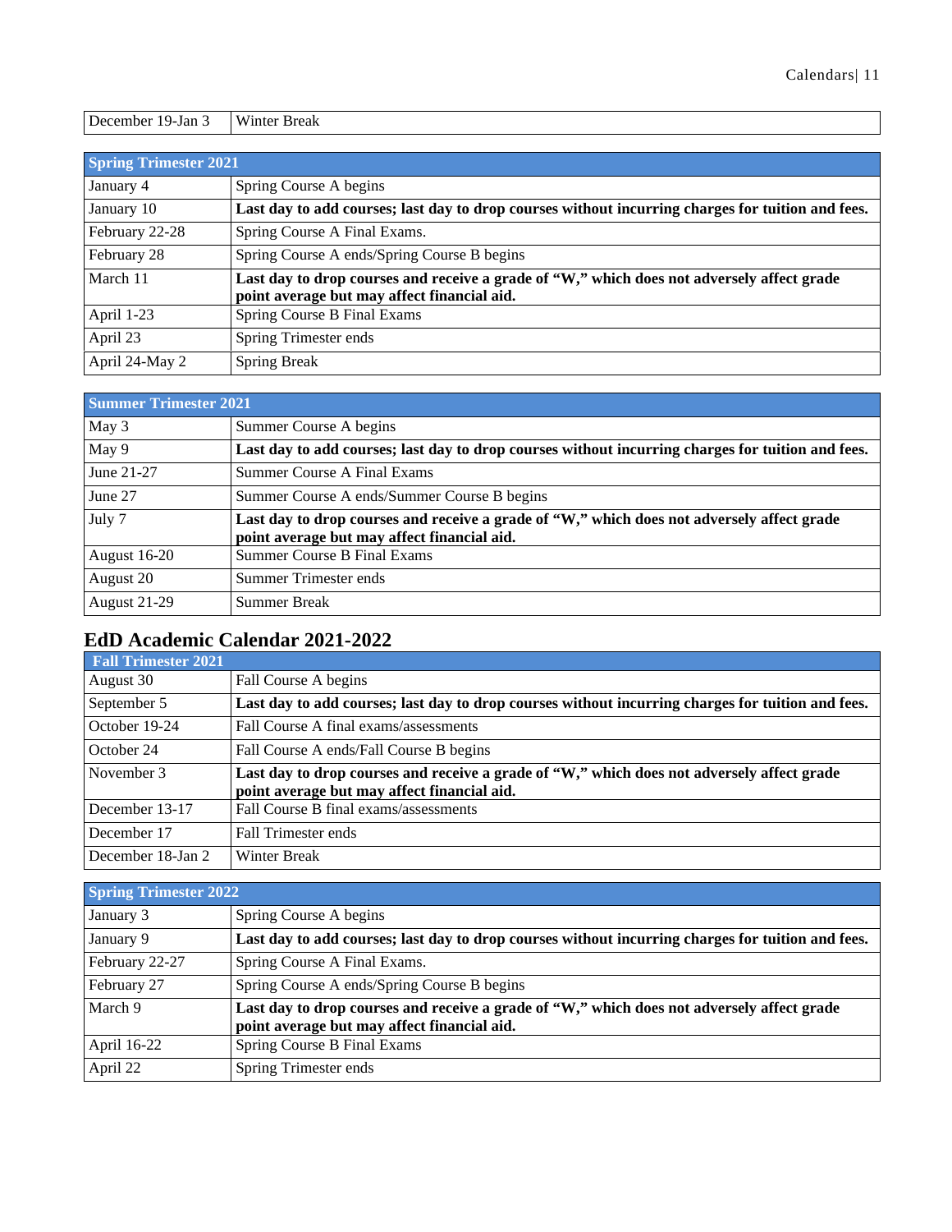| December 19-Jan 3 | Winter Break |
|---|---|

| Spring Trimester 2021 | |
|---|---|
| January 4 | Spring Course A begins |
| January 10 | **Last day to add courses; last day to drop courses without incurring charges for tuition and fees.** |
| February 22-28 | Spring Course A Final Exams. |
| February 28 | Spring Course A ends/Spring Course B begins |
| March 11 | **Last day to drop courses and receive a grade of "W," which does not adversely affect grade point average but may affect financial aid.** |
| April 1-23 | Spring Course B Final Exams |
| April 23 | Spring Trimester ends |
| April 24-May 2 | Spring Break |

| Summer Trimester 2021 | |
|---|---|
| May 3 | Summer Course A begins |
| May 9 | **Last day to add courses; last day to drop courses without incurring charges for tuition and fees.** |
| June 21-27 | Summer Course A Final Exams |
| June 27 | Summer Course A ends/Summer Course B begins |
| July 7 | **Last day to drop courses and receive a grade of "W," which does not adversely affect grade point average but may affect financial aid.** |
| August 16-20 | Summer Course B Final Exams |
| August 20 | Summer Trimester ends |
| August 21-29 | Summer Break |

## EdD Academic Calendar 2021-2022

| Fall Trimester 2021 | |
|---|---|
| August 30 | Fall Course A begins |
| September 5 | **Last day to add courses; last day to drop courses without incurring charges for tuition and fees.** |
| October 19-24 | Fall Course A final exams/assessments |
| October 24 | Fall Course A ends/Fall Course B begins |
| November 3 | **Last day to drop courses and receive a grade of "W," which does not adversely affect grade point average but may affect financial aid.** |
| December 13-17 | Fall Course B final exams/assessments |
| December 17 | Fall Trimester ends |
| December 18-Jan 2 | Winter Break |

| Spring Trimester 2022 | |
|---|---|
| January 3 | Spring Course A begins |
| January 9 | **Last day to add courses; last day to drop courses without incurring charges for tuition and fees.** |
| February 22-27 | Spring Course A Final Exams. |
| February 27 | Spring Course A ends/Spring Course B begins |
| March 9 | **Last day to drop courses and receive a grade of "W," which does not adversely affect grade point average but may affect financial aid.** |
| April 16-22 | Spring Course B Final Exams |
| April 22 | Spring Trimester ends |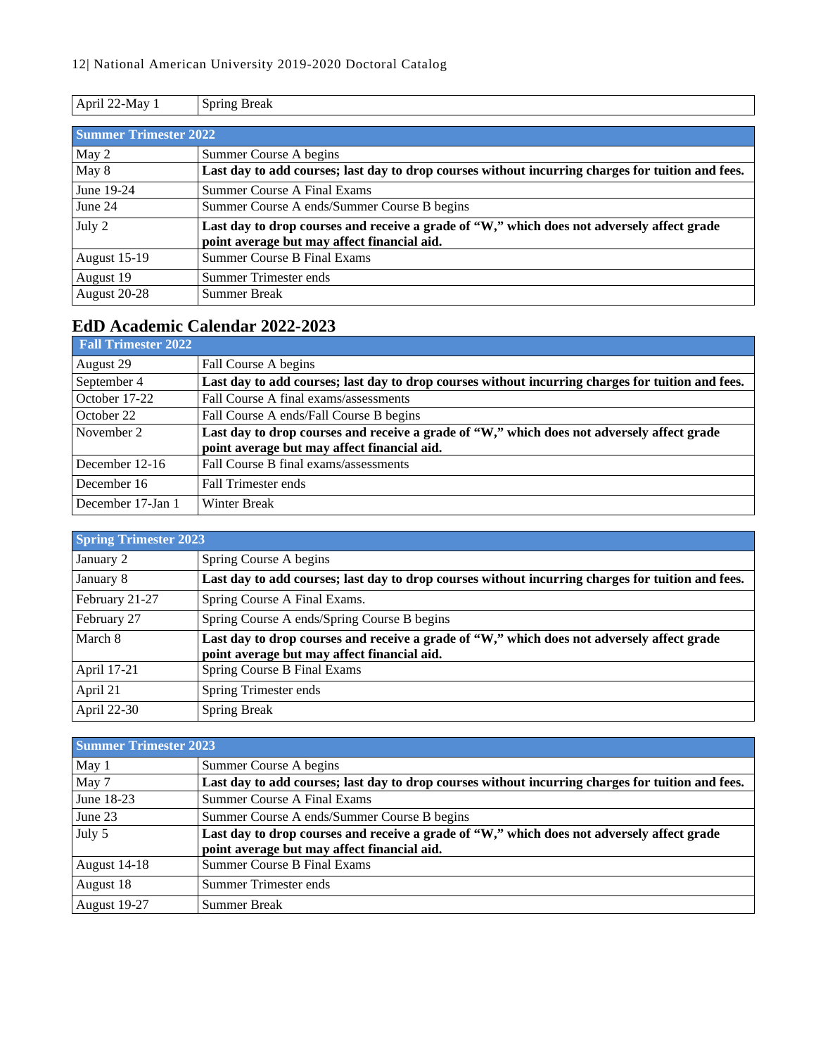| April 22-May 1 | Spring Break |
|---|---|

| Summer Trimester 2022 | |
|---|---|
| May 2 | Summer Course A begins |
| May 8 | **Last day to add courses; last day to drop courses without incurring charges for tuition and fees.** |
| June 19-24 | Summer Course A Final Exams |
| June 24 | Summer Course A ends/Summer Course B begins |
| July 2 | **Last day to drop courses and receive a grade of "W," which does not adversely affect grade point average but may affect financial aid.** |
| August 15-19 | Summer Course B Final Exams |
| August 19 | Summer Trimester ends |
| August 20-28 | Summer Break |

## EdD Academic Calendar 2022-2023

| Fall Trimester 2022 | |
|---|---|
| August 29 | Fall Course A begins |
| September 4 | **Last day to add courses; last day to drop courses without incurring charges for tuition and fees.** |
| October 17-22 | Fall Course A final exams/assessments |
| October 22 | Fall Course A ends/Fall Course B begins |
| November 2 | **Last day to drop courses and receive a grade of "W," which does not adversely affect grade point average but may affect financial aid.** |
| December 12-16 | Fall Course B final exams/assessments |
| December 16 | Fall Trimester ends |
| December 17-Jan 1 | Winter Break |

| Spring Trimester 2023 | |
|---|---|
| January 2 | Spring Course A begins |
| January 8 | **Last day to add courses; last day to drop courses without incurring charges for tuition and fees.** |
| February 21-27 | Spring Course A Final Exams. |
| February 27 | Spring Course A ends/Spring Course B begins |
| March 8 | **Last day to drop courses and receive a grade of "W," which does not adversely affect grade point average but may affect financial aid.** |
| April 17-21 | Spring Course B Final Exams |
| April 21 | Spring Trimester ends |
| April 22-30 | Spring Break |

| Summer Trimester 2023 | |
|---|---|
| May 1 | Summer Course A begins |
| May 7 | **Last day to add courses; last day to drop courses without incurring charges for tuition and fees.** |
| June 18-23 | Summer Course A Final Exams |
| June 23 | Summer Course A ends/Summer Course B begins |
| July 5 | **Last day to drop courses and receive a grade of "W," which does not adversely affect grade point average but may affect financial aid.** |
| August 14-18 | Summer Course B Final Exams |
| August 18 | Summer Trimester ends |
| August 19-27 | Summer Break |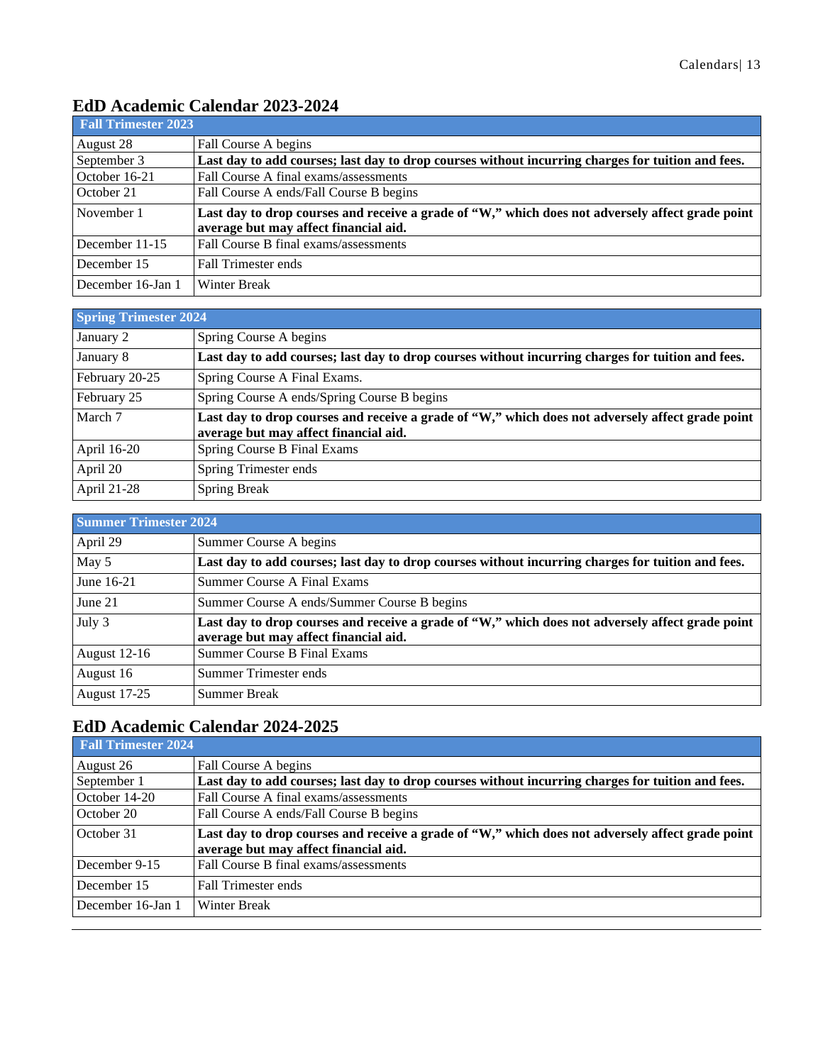## EdD Academic Calendar 2023-2024

| Fall Trimester 2023 | |
|---|---|
| August 28 | Fall Course A begins |
| September 3 | **Last day to add courses; last day to drop courses without incurring charges for tuition and fees.** |
| October 16-21 | Fall Course A final exams/assessments |
| October 21 | Fall Course A ends/Fall Course B begins |
| November 1 | **Last day to drop courses and receive a grade of "W," which does not adversely affect grade point average but may affect financial aid.** |
| December 11-15 | Fall Course B final exams/assessments |
| December 15 | Fall Trimester ends |
| December 16-Jan 1 | Winter Break |

| Spring Trimester 2024 | |
|---|---|
| January 2 | Spring Course A begins |
| January 8 | **Last day to add courses; last day to drop courses without incurring charges for tuition and fees.** |
| February 20-25 | Spring Course A Final Exams. |
| February 25 | Spring Course A ends/Spring Course B begins |
| March 7 | **Last day to drop courses and receive a grade of "W," which does not adversely affect grade point average but may affect financial aid.** |
| April 16-20 | Spring Course B Final Exams |
| April 20 | Spring Trimester ends |
| April 21-28 | Spring Break |

| Summer Trimester 2024 | |
|---|---|
| April 29 | Summer Course A begins |
| May 5 | **Last day to add courses; last day to drop courses without incurring charges for tuition and fees.** |
| June 16-21 | Summer Course A Final Exams |
| June 21 | Summer Course A ends/Summer Course B begins |
| July 3 | **Last day to drop courses and receive a grade of "W," which does not adversely affect grade point average but may affect financial aid.** |
| August 12-16 | Summer Course B Final Exams |
| August 16 | Summer Trimester ends |
| August 17-25 | Summer Break |

## EdD Academic Calendar 2024-2025

| Fall Trimester 2024 | |
|---|---|
| August 26 | Fall Course A begins |
| September 1 | **Last day to add courses; last day to drop courses without incurring charges for tuition and fees.** |
| October 14-20 | Fall Course A final exams/assessments |
| October 20 | Fall Course A ends/Fall Course B begins |
| October 31 | **Last day to drop courses and receive a grade of "W," which does not adversely affect grade point average but may affect financial aid.** |
| December 9-15 | Fall Course B final exams/assessments |
| December 15 | Fall Trimester ends |
| December 16-Jan 1 | Winter Break |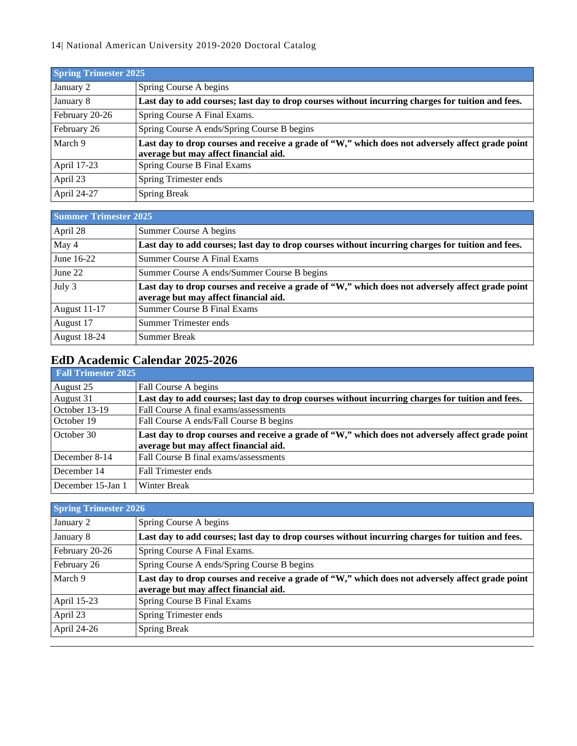| Spring Trimester 2025 | |
|---|---|
| January 2 | Spring Course A begins |
| January 8 | **Last day to add courses; last day to drop courses without incurring charges for tuition and fees.** |
| February 20-26 | Spring Course A Final Exams. |
| February 26 | Spring Course A ends/Spring Course B begins |
| March 9 | **Last day to drop courses and receive a grade of "W," which does not adversely affect grade point average but may affect financial aid.** |
| April 17-23 | Spring Course B Final Exams |
| April 23 | Spring Trimester ends |
| April 24-27 | Spring Break |

| Summer Trimester 2025 | |
|---|---|
| April 28 | Summer Course A begins |
| May 4 | **Last day to add courses; last day to drop courses without incurring charges for tuition and fees.** |
| June 16-22 | Summer Course A Final Exams |
| June 22 | Summer Course A ends/Summer Course B begins |
| July 3 | **Last day to drop courses and receive a grade of "W," which does not adversely affect grade point average but may affect financial aid.** |
| August 11-17 | Summer Course B Final Exams |
| August 17 | Summer Trimester ends |
| August 18-24 | Summer Break |

## EdD Academic Calendar 2025-2026

| Fall Trimester 2025 | |
|---|---|
| August 25 | Fall Course A begins |
| August 31 | **Last day to add courses; last day to drop courses without incurring charges for tuition and fees.** |
| October 13-19 | Fall Course A final exams/assessments |
| October 19 | Fall Course A ends/Fall Course B begins |
| October 30 | **Last day to drop courses and receive a grade of "W," which does not adversely affect grade point average but may affect financial aid.** |
| December 8-14 | Fall Course B final exams/assessments |
| December 14 | Fall Trimester ends |
| December 15-Jan 1 | Winter Break |

| Spring Trimester 2026 | |
|---|---|
| January 2 | Spring Course A begins |
| January 8 | **Last day to add courses; last day to drop courses without incurring charges for tuition and fees.** |
| February 20-26 | Spring Course A Final Exams. |
| February 26 | Spring Course A ends/Spring Course B begins |
| March 9 | **Last day to drop courses and receive a grade of "W," which does not adversely affect grade point average but may affect financial aid.** |
| April 15-23 | Spring Course B Final Exams |
| April 23 | Spring Trimester ends |
| April 24-26 | Spring Break |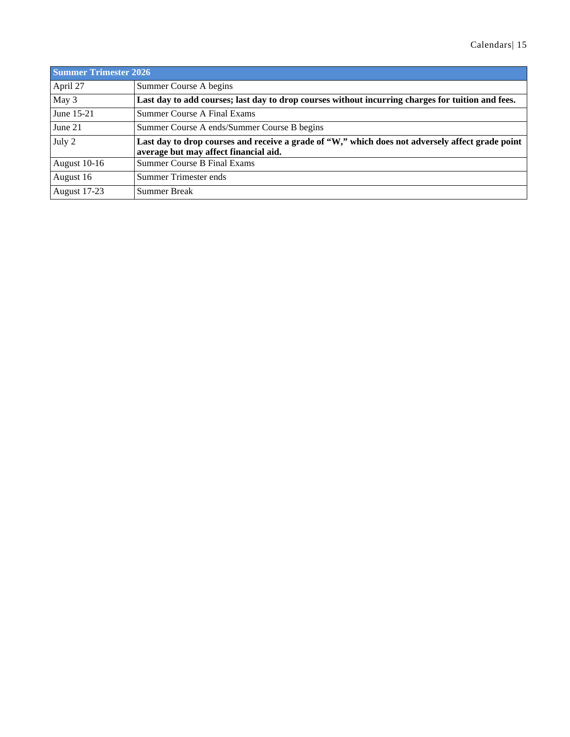| Summer Trimester 2026 | |
|---|---|
| April 27 | Summer Course A begins |
| May 3 | **Last day to add courses; last day to drop courses without incurring charges for tuition and fees.** |
| June 15-21 | Summer Course A Final Exams |
| June 21 | Summer Course A ends/Summer Course B begins |
| July 2 | **Last day to drop courses and receive a grade of "W," which does not adversely affect grade point average but may affect financial aid.** |
| August 10-16 | Summer Course B Final Exams |
| August 16 | Summer Trimester ends |
| August 17-23 | Summer Break |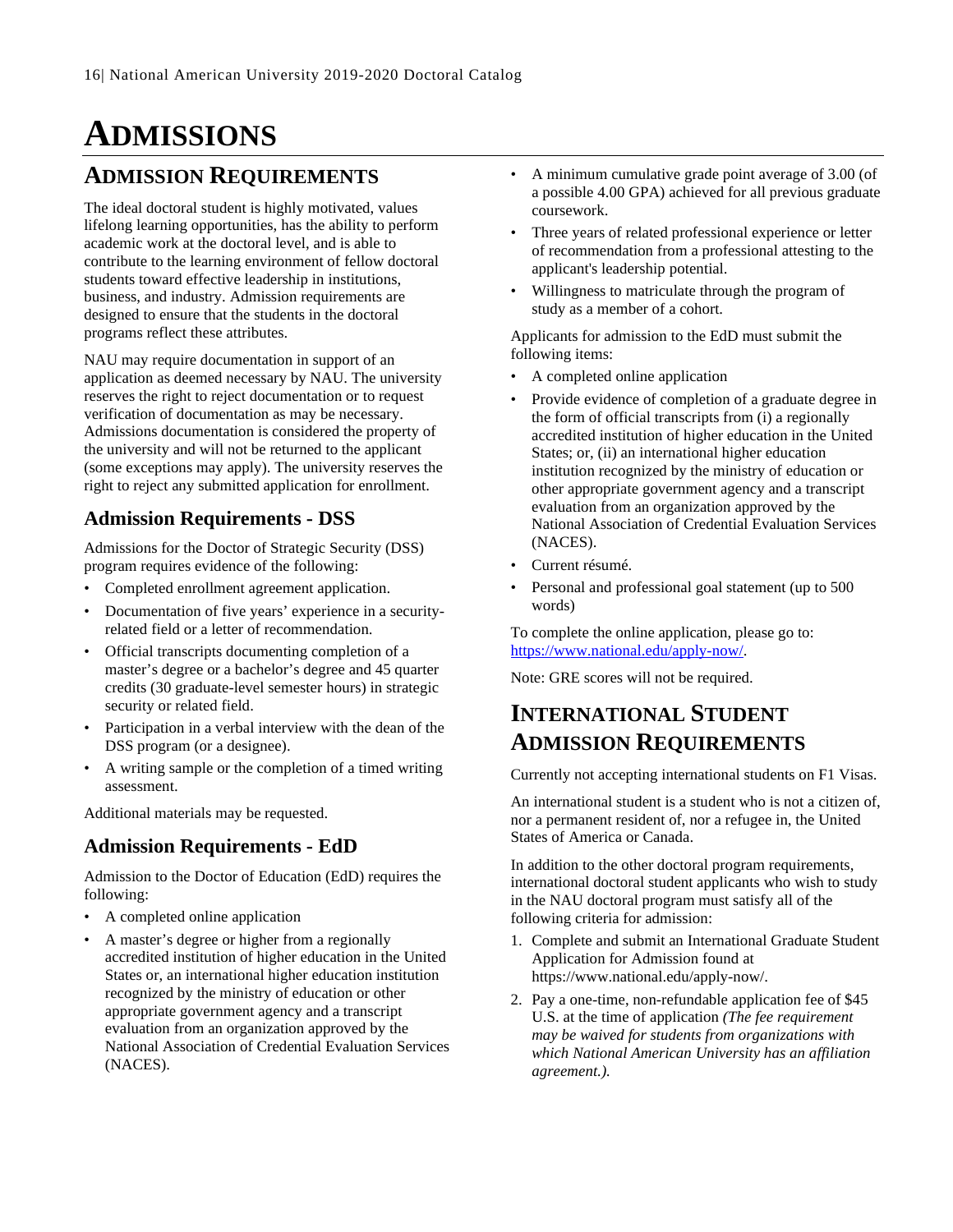# ADMISSIONS

## ADMISSION REQUIREMENTS

The ideal doctoral student is highly motivated, values lifelong learning opportunities, has the ability to perform academic work at the doctoral level, and is able to contribute to the learning environment of fellow doctoral students toward effective leadership in institutions, business, and industry. Admission requirements are designed to ensure that the students in the doctoral programs reflect these attributes.

NAU may require documentation in support of an application as deemed necessary by NAU. The university reserves the right to reject documentation or to request verification of documentation as may be necessary. Admissions documentation is considered the property of the university and will not be returned to the applicant (some exceptions may apply). The university reserves the right to reject any submitted application for enrollment.

### Admission Requirements - DSS

Admissions for the Doctor of Strategic Security (DSS) program requires evidence of the following:

- Completed enrollment agreement application.
- Documentation of five years' experience in a security-related field or a letter of recommendation.
- Official transcripts documenting completion of a master's degree or a bachelor's degree and 45 quarter credits (30 graduate-level semester hours) in strategic security or related field.
- Participation in a verbal interview with the dean of the DSS program (or a designee).
- A writing sample or the completion of a timed writing assessment.

Additional materials may be requested.

### Admission Requirements - EdD

Admission to the Doctor of Education (EdD) requires the following:

- A completed online application
- A master's degree or higher from a regionally accredited institution of higher education in the United States or, an international higher education institution recognized by the ministry of education or other appropriate government agency and a transcript evaluation from an organization approved by the National Association of Credential Evaluation Services (NACES).
- A minimum cumulative grade point average of 3.00 (of a possible 4.00 GPA) achieved for all previous graduate coursework.
- Three years of related professional experience or letter of recommendation from a professional attesting to the applicant's leadership potential.
- Willingness to matriculate through the program of study as a member of a cohort.

Applicants for admission to the EdD must submit the following items:

- A completed online application
- Provide evidence of completion of a graduate degree in the form of official transcripts from (i) a regionally accredited institution of higher education in the United States; or, (ii) an international higher education institution recognized by the ministry of education or other appropriate government agency and a transcript evaluation from an organization approved by the National Association of Credential Evaluation Services (NACES).
- Current résumé.
- Personal and professional goal statement (up to 500 words)

To complete the online application, please go to: [https://www.national.edu/apply-now/](https://www.national.edu/apply-now/).

Note: GRE scores will not be required.

## INTERNATIONAL STUDENT ADMISSION REQUIREMENTS

Currently not accepting international students on F1 Visas.

An international student is a student who is not a citizen of, nor a permanent resident of, nor a refugee in, the United States of America or Canada.

In addition to the other doctoral program requirements, international doctoral student applicants who wish to study in the NAU doctoral program must satisfy all of the following criteria for admission:

1. Complete and submit an International Graduate Student Application for Admission found at https://www.national.edu/apply-now/.
2. Pay a one-time, non-refundable application fee of $45 U.S. at the time of application *(The fee requirement may be waived for students from organizations with which National American University has an affiliation agreement.).*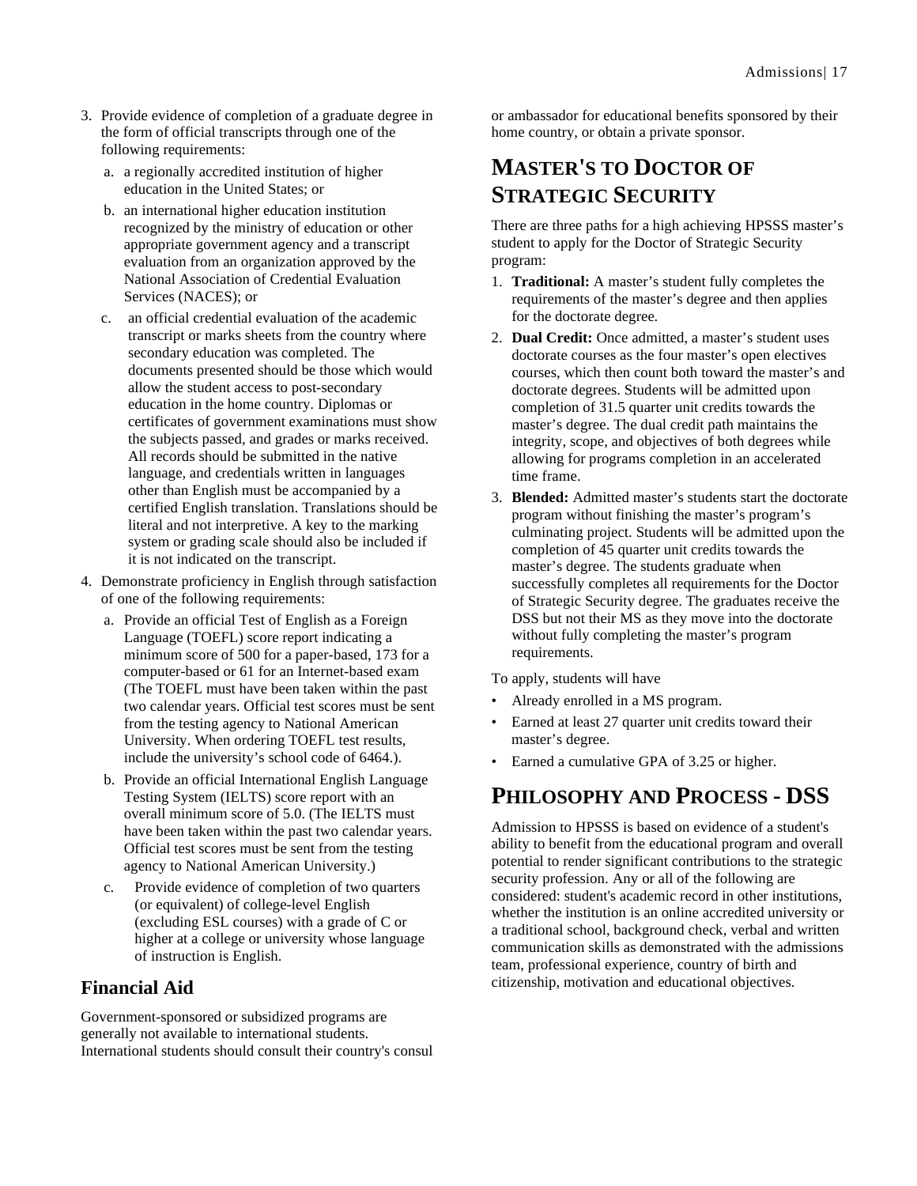3. Provide evidence of completion of a graduate degree in the form of official transcripts through one of the following requirements:
   a. a regionally accredited institution of higher education in the United States; or
   b. an international higher education institution recognized by the ministry of education or other appropriate government agency and a transcript evaluation from an organization approved by the National Association of Credential Evaluation Services (NACES); or
   c. an official credential evaluation of the academic transcript or marks sheets from the country where secondary education was completed. The documents presented should be those which would allow the student access to post-secondary education in the home country. Diplomas or certificates of government examinations must show the subjects passed, and grades or marks received. All records should be submitted in the native language, and credentials written in languages other than English must be accompanied by a certified English translation. Translations should be literal and not interpretive. A key to the marking system or grading scale should also be included if it is not indicated on the transcript.
4. Demonstrate proficiency in English through satisfaction of one of the following requirements:
   a. Provide an official Test of English as a Foreign Language (TOEFL) score report indicating a minimum score of 500 for a paper-based, 173 for a computer-based or 61 for an Internet-based exam (The TOEFL must have been taken within the past two calendar years. Official test scores must be sent from the testing agency to National American University. When ordering TOEFL test results, include the university's school code of 6464.).
   b. Provide an official International English Language Testing System (IELTS) score report with an overall minimum score of 5.0. (The IELTS must have been taken within the past two calendar years. Official test scores must be sent from the testing agency to National American University.)
   c. Provide evidence of completion of two quarters (or equivalent) of college-level English (excluding ESL courses) with a grade of C or higher at a college or university whose language of instruction is English.

### Financial Aid

Government-sponsored or subsidized programs are generally not available to international students. International students should consult their country's consul or ambassador for educational benefits sponsored by their home country, or obtain a private sponsor.

## MASTER'S TO DOCTOR OF STRATEGIC SECURITY

There are three paths for a high achieving HPSSS master's student to apply for the Doctor of Strategic Security program:

1. **Traditional:** A master's student fully completes the requirements of the master's degree and then applies for the doctorate degree.
2. **Dual Credit:** Once admitted, a master's student uses doctorate courses as the four master's open electives courses, which then count both toward the master's and doctorate degrees. Students will be admitted upon completion of 31.5 quarter unit credits towards the master's degree. The dual credit path maintains the integrity, scope, and objectives of both degrees while allowing for programs completion in an accelerated time frame.
3. **Blended:** Admitted master's students start the doctorate program without finishing the master's program's culminating project. Students will be admitted upon the completion of 45 quarter unit credits towards the master's degree. The students graduate when successfully completes all requirements for the Doctor of Strategic Security degree. The graduates receive the DSS but not their MS as they move into the doctorate without fully completing the master's program requirements.

To apply, students will have

- Already enrolled in a MS program.
- Earned at least 27 quarter unit credits toward their master's degree.
- Earned a cumulative GPA of 3.25 or higher.

## PHILOSOPHY AND PROCESS - DSS

Admission to HPSSS is based on evidence of a student's ability to benefit from the educational program and overall potential to render significant contributions to the strategic security profession. Any or all of the following are considered: student's academic record in other institutions, whether the institution is an online accredited university or a traditional school, background check, verbal and written communication skills as demonstrated with the admissions team, professional experience, country of birth and citizenship, motivation and educational objectives.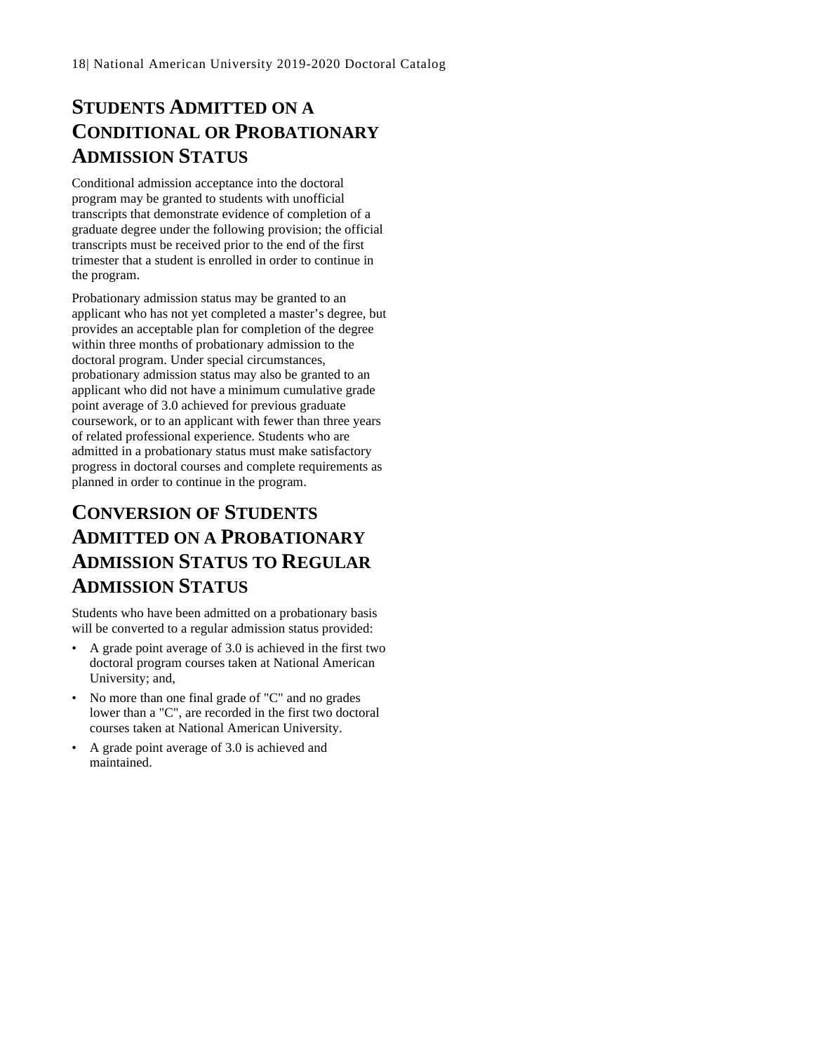## Students Admitted on a Conditional or Probationary Admission Status

Conditional admission acceptance into the doctoral program may be granted to students with unofficial transcripts that demonstrate evidence of completion of a graduate degree under the following provision; the official transcripts must be received prior to the end of the first trimester that a student is enrolled in order to continue in the program.

Probationary admission status may be granted to an applicant who has not yet completed a master's degree, but provides an acceptable plan for completion of the degree within three months of probationary admission to the doctoral program. Under special circumstances, probationary admission status may also be granted to an applicant who did not have a minimum cumulative grade point average of 3.0 achieved for previous graduate coursework, or to an applicant with fewer than three years of related professional experience. Students who are admitted in a probationary status must make satisfactory progress in doctoral courses and complete requirements as planned in order to continue in the program.

## Conversion of Students Admitted on a Probationary Admission Status to Regular Admission Status

Students who have been admitted on a probationary basis will be converted to a regular admission status provided:

- A grade point average of 3.0 is achieved in the first two doctoral program courses taken at National American University; and,
- No more than one final grade of "C" and no grades lower than a "C", are recorded in the first two doctoral courses taken at National American University.
- A grade point average of 3.0 is achieved and maintained.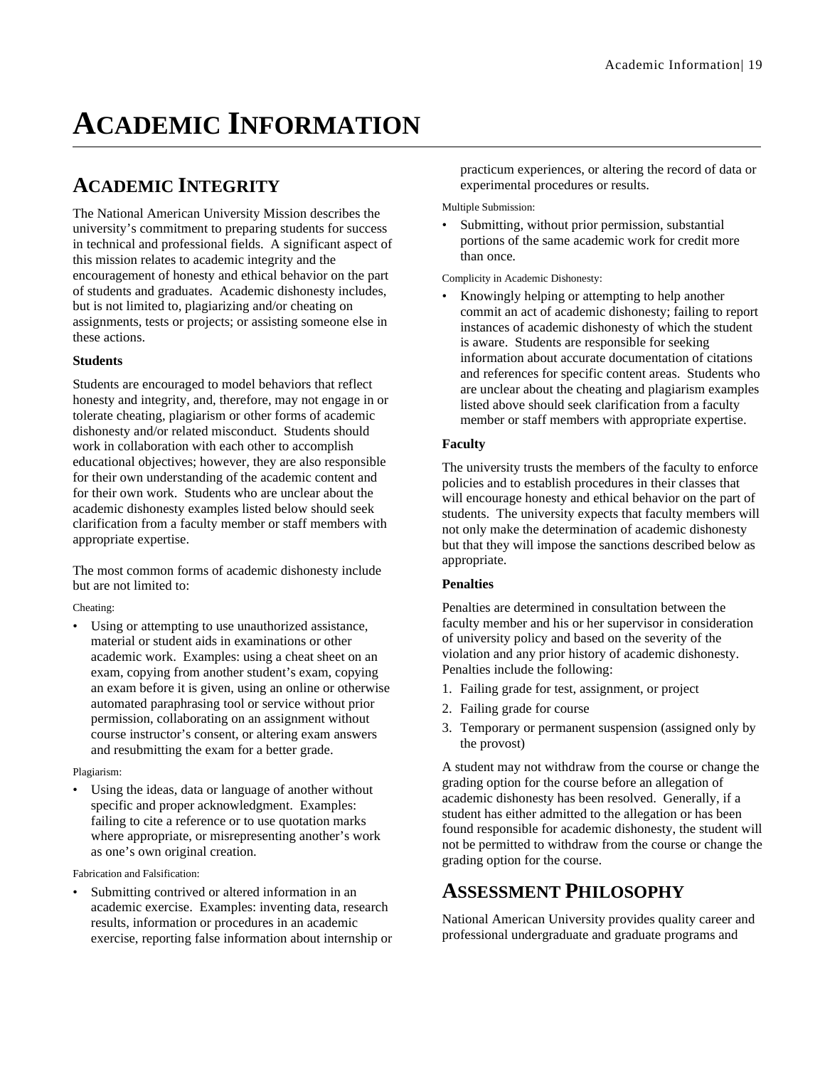# ACADEMIC INFORMATION

## ACADEMIC INTEGRITY

The National American University Mission describes the university's commitment to preparing students for success in technical and professional fields. A significant aspect of this mission relates to academic integrity and the encouragement of honesty and ethical behavior on the part of students and graduates. Academic dishonesty includes, but is not limited to, plagiarizing and/or cheating on assignments, tests or projects; or assisting someone else in these actions.

**Students**

Students are encouraged to model behaviors that reflect honesty and integrity, and, therefore, may not engage in or tolerate cheating, plagiarism or other forms of academic dishonesty and/or related misconduct. Students should work in collaboration with each other to accomplish educational objectives; however, they are also responsible for their own understanding of the academic content and for their own work. Students who are unclear about the academic dishonesty examples listed below should seek clarification from a faculty member or staff members with appropriate expertise.

The most common forms of academic dishonesty include but are not limited to:

Cheating:

- Using or attempting to use unauthorized assistance, material or student aids in examinations or other academic work. Examples: using a cheat sheet on an exam, copying from another student's exam, copying an exam before it is given, using an online or otherwise automated paraphrasing tool or service without prior permission, collaborating on an assignment without course instructor's consent, or altering exam answers and resubmitting the exam for a better grade.

Plagiarism:

- Using the ideas, data or language of another without specific and proper acknowledgment. Examples: failing to cite a reference or to use quotation marks where appropriate, or misrepresenting another's work as one's own original creation.

Fabrication and Falsification:

- Submitting contrived or altered information in an academic exercise. Examples: inventing data, research results, information or procedures in an academic exercise, reporting false information about internship or practicum experiences, or altering the record of data or experimental procedures or results.

Multiple Submission:

- Submitting, without prior permission, substantial portions of the same academic work for credit more than once.

Complicity in Academic Dishonesty:

- Knowingly helping or attempting to help another commit an act of academic dishonesty; failing to report instances of academic dishonesty of which the student is aware. Students are responsible for seeking information about accurate documentation of citations and references for specific content areas. Students who are unclear about the cheating and plagiarism examples listed above should seek clarification from a faculty member or staff members with appropriate expertise.

**Faculty**

The university trusts the members of the faculty to enforce policies and to establish procedures in their classes that will encourage honesty and ethical behavior on the part of students. The university expects that faculty members will not only make the determination of academic dishonesty but that they will impose the sanctions described below as appropriate.

**Penalties**

Penalties are determined in consultation between the faculty member and his or her supervisor in consideration of university policy and based on the severity of the violation and any prior history of academic dishonesty. Penalties include the following:

1. Failing grade for test, assignment, or project
2. Failing grade for course
3. Temporary or permanent suspension (assigned only by the provost)

A student may not withdraw from the course or change the grading option for the course before an allegation of academic dishonesty has been resolved. Generally, if a student has either admitted to the allegation or has been found responsible for academic dishonesty, the student will not be permitted to withdraw from the course or change the grading option for the course.

## ASSESSMENT PHILOSOPHY

National American University provides quality career and professional undergraduate and graduate programs and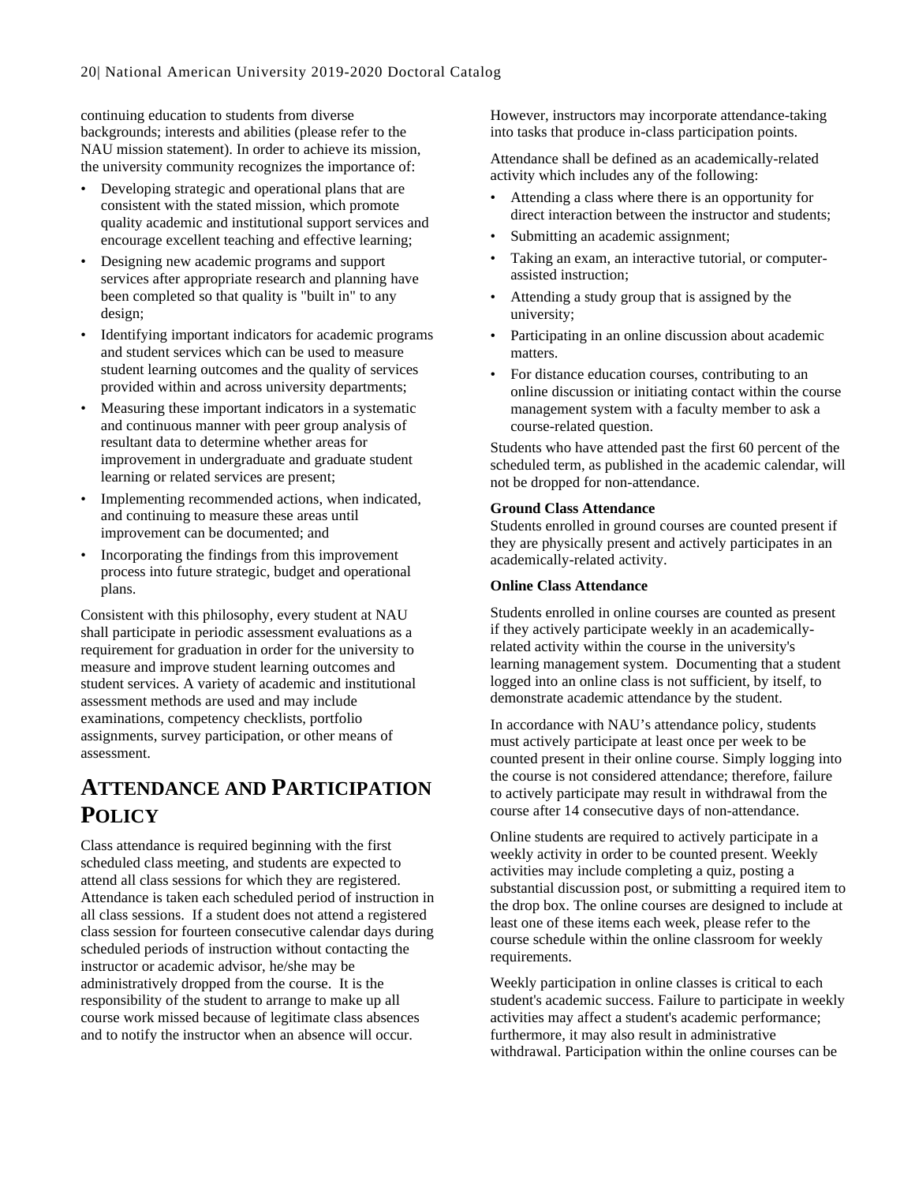continuing education to students from diverse backgrounds; interests and abilities (please refer to the NAU mission statement). In order to achieve its mission, the university community recognizes the importance of:

- Developing strategic and operational plans that are consistent with the stated mission, which promote quality academic and institutional support services and encourage excellent teaching and effective learning;
- Designing new academic programs and support services after appropriate research and planning have been completed so that quality is "built in" to any design;
- Identifying important indicators for academic programs and student services which can be used to measure student learning outcomes and the quality of services provided within and across university departments;
- Measuring these important indicators in a systematic and continuous manner with peer group analysis of resultant data to determine whether areas for improvement in undergraduate and graduate student learning or related services are present;
- Implementing recommended actions, when indicated, and continuing to measure these areas until improvement can be documented; and
- Incorporating the findings from this improvement process into future strategic, budget and operational plans.

Consistent with this philosophy, every student at NAU shall participate in periodic assessment evaluations as a requirement for graduation in order for the university to measure and improve student learning outcomes and student services. A variety of academic and institutional assessment methods are used and may include examinations, competency checklists, portfolio assignments, survey participation, or other means of assessment.

# Attendance and Participation Policy

Class attendance is required beginning with the first scheduled class meeting, and students are expected to attend all class sessions for which they are registered. Attendance is taken each scheduled period of instruction in all class sessions. If a student does not attend a registered class session for fourteen consecutive calendar days during scheduled periods of instruction without contacting the instructor or academic advisor, he/she may be administratively dropped from the course. It is the responsibility of the student to arrange to make up all course work missed because of legitimate class absences and to notify the instructor when an absence will occur.

However, instructors may incorporate attendance-taking into tasks that produce in-class participation points.

Attendance shall be defined as an academically-related activity which includes any of the following:

- Attending a class where there is an opportunity for direct interaction between the instructor and students;
- Submitting an academic assignment;
- Taking an exam, an interactive tutorial, or computer-assisted instruction;
- Attending a study group that is assigned by the university;
- Participating in an online discussion about academic matters.
- For distance education courses, contributing to an online discussion or initiating contact within the course management system with a faculty member to ask a course-related question.

Students who have attended past the first 60 percent of the scheduled term, as published in the academic calendar, will not be dropped for non-attendance.

**Ground Class Attendance**

Students enrolled in ground courses are counted present if they are physically present and actively participates in an academically-related activity.

**Online Class Attendance**

Students enrolled in online courses are counted as present if they actively participate weekly in an academically-related activity within the course in the university's learning management system. Documenting that a student logged into an online class is not sufficient, by itself, to demonstrate academic attendance by the student.

In accordance with NAU's attendance policy, students must actively participate at least once per week to be counted present in their online course. Simply logging into the course is not considered attendance; therefore, failure to actively participate may result in withdrawal from the course after 14 consecutive days of non-attendance.

Online students are required to actively participate in a weekly activity in order to be counted present. Weekly activities may include completing a quiz, posting a substantial discussion post, or submitting a required item to the drop box. The online courses are designed to include at least one of these items each week, please refer to the course schedule within the online classroom for weekly requirements.

Weekly participation in online classes is critical to each student's academic success. Failure to participate in weekly activities may affect a student's academic performance; furthermore, it may also result in administrative withdrawal. Participation within the online courses can be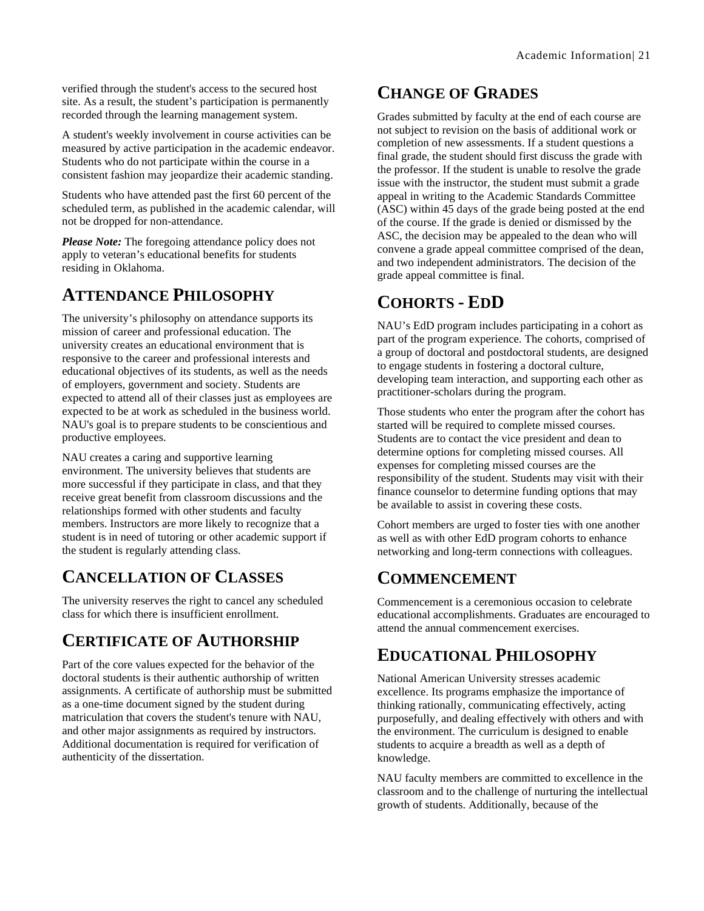verified through the student's access to the secured host site. As a result, the student's participation is permanently recorded through the learning management system.

A student's weekly involvement in course activities can be measured by active participation in the academic endeavor. Students who do not participate within the course in a consistent fashion may jeopardize their academic standing.

Students who have attended past the first 60 percent of the scheduled term, as published in the academic calendar, will not be dropped for non-attendance.

***Please Note:*** The foregoing attendance policy does not apply to veteran's educational benefits for students residing in Oklahoma.

## Attendance Philosophy

The university's philosophy on attendance supports its mission of career and professional education. The university creates an educational environment that is responsive to the career and professional interests and educational objectives of its students, as well as the needs of employers, government and society. Students are expected to attend all of their classes just as employees are expected to be at work as scheduled in the business world. NAU's goal is to prepare students to be conscientious and productive employees.

NAU creates a caring and supportive learning environment. The university believes that students are more successful if they participate in class, and that they receive great benefit from classroom discussions and the relationships formed with other students and faculty members. Instructors are more likely to recognize that a student is in need of tutoring or other academic support if the student is regularly attending class.

## Cancellation of Classes

The university reserves the right to cancel any scheduled class for which there is insufficient enrollment.

## Certificate of Authorship

Part of the core values expected for the behavior of the doctoral students is their authentic authorship of written assignments. A certificate of authorship must be submitted as a one-time document signed by the student during matriculation that covers the student's tenure with NAU, and other major assignments as required by instructors. Additional documentation is required for verification of authenticity of the dissertation.

## Change of Grades

Grades submitted by faculty at the end of each course are not subject to revision on the basis of additional work or completion of new assessments. If a student questions a final grade, the student should first discuss the grade with the professor. If the student is unable to resolve the grade issue with the instructor, the student must submit a grade appeal in writing to the Academic Standards Committee (ASC) within 45 days of the grade being posted at the end of the course. If the grade is denied or dismissed by the ASC, the decision may be appealed to the dean who will convene a grade appeal committee comprised of the dean, and two independent administrators. The decision of the grade appeal committee is final.

## Cohorts - EdD

NAU's EdD program includes participating in a cohort as part of the program experience. The cohorts, comprised of a group of doctoral and postdoctoral students, are designed to engage students in fostering a doctoral culture, developing team interaction, and supporting each other as practitioner-scholars during the program.

Those students who enter the program after the cohort has started will be required to complete missed courses. Students are to contact the vice president and dean to determine options for completing missed courses. All expenses for completing missed courses are the responsibility of the student. Students may visit with their finance counselor to determine funding options that may be available to assist in covering these costs.

Cohort members are urged to foster ties with one another as well as with other EdD program cohorts to enhance networking and long-term connections with colleagues.

## Commencement

Commencement is a ceremonious occasion to celebrate educational accomplishments. Graduates are encouraged to attend the annual commencement exercises.

## Educational Philosophy

National American University stresses academic excellence. Its programs emphasize the importance of thinking rationally, communicating effectively, acting purposefully, and dealing effectively with others and with the environment. The curriculum is designed to enable students to acquire a breadth as well as a depth of knowledge.

NAU faculty members are committed to excellence in the classroom and to the challenge of nurturing the intellectual growth of students. Additionally, because of the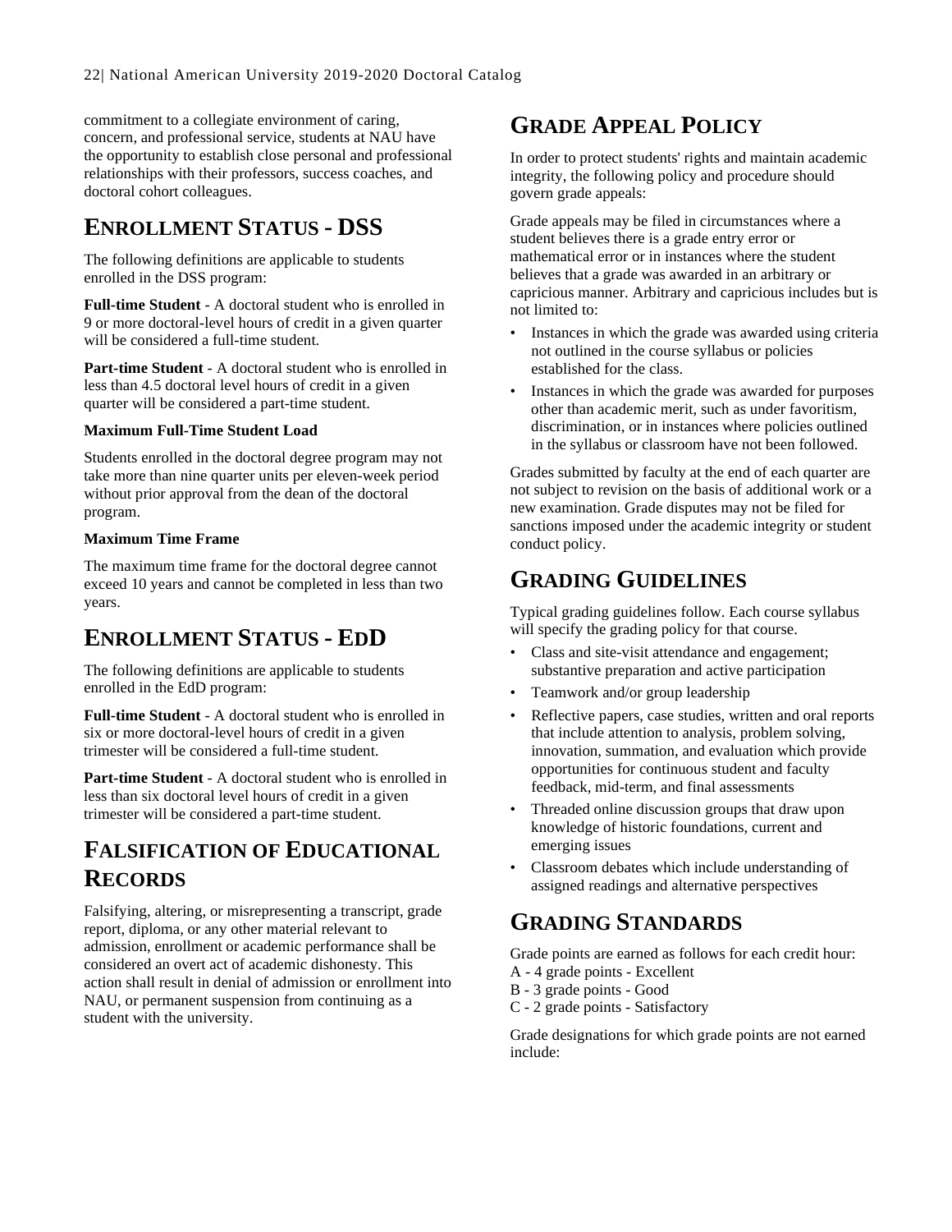commitment to a collegiate environment of caring, concern, and professional service, students at NAU have the opportunity to establish close personal and professional relationships with their professors, success coaches, and doctoral cohort colleagues.

## ENROLLMENT STATUS - DSS

The following definitions are applicable to students enrolled in the DSS program:

**Full-time Student** - A doctoral student who is enrolled in 9 or more doctoral-level hours of credit in a given quarter will be considered a full-time student.

**Part-time Student** - A doctoral student who is enrolled in less than 4.5 doctoral level hours of credit in a given quarter will be considered a part-time student.

**Maximum Full-Time Student Load**

Students enrolled in the doctoral degree program may not take more than nine quarter units per eleven-week period without prior approval from the dean of the doctoral program.

**Maximum Time Frame**

The maximum time frame for the doctoral degree cannot exceed 10 years and cannot be completed in less than two years.

## ENROLLMENT STATUS - EDD

The following definitions are applicable to students enrolled in the EdD program:

**Full-time Student** - A doctoral student who is enrolled in six or more doctoral-level hours of credit in a given trimester will be considered a full-time student.

**Part-time Student** - A doctoral student who is enrolled in less than six doctoral level hours of credit in a given trimester will be considered a part-time student.

## FALSIFICATION OF EDUCATIONAL RECORDS

Falsifying, altering, or misrepresenting a transcript, grade report, diploma, or any other material relevant to admission, enrollment or academic performance shall be considered an overt act of academic dishonesty. This action shall result in denial of admission or enrollment into NAU, or permanent suspension from continuing as a student with the university.

## GRADE APPEAL POLICY

In order to protect students' rights and maintain academic integrity, the following policy and procedure should govern grade appeals:

Grade appeals may be filed in circumstances where a student believes there is a grade entry error or mathematical error or in instances where the student believes that a grade was awarded in an arbitrary or capricious manner. Arbitrary and capricious includes but is not limited to:

- Instances in which the grade was awarded using criteria not outlined in the course syllabus or policies established for the class.
- Instances in which the grade was awarded for purposes other than academic merit, such as under favoritism, discrimination, or in instances where policies outlined in the syllabus or classroom have not been followed.

Grades submitted by faculty at the end of each quarter are not subject to revision on the basis of additional work or a new examination. Grade disputes may not be filed for sanctions imposed under the academic integrity or student conduct policy.

## GRADING GUIDELINES

Typical grading guidelines follow. Each course syllabus will specify the grading policy for that course.

- Class and site-visit attendance and engagement; substantive preparation and active participation
- Teamwork and/or group leadership
- Reflective papers, case studies, written and oral reports that include attention to analysis, problem solving, innovation, summation, and evaluation which provide opportunities for continuous student and faculty feedback, mid-term, and final assessments
- Threaded online discussion groups that draw upon knowledge of historic foundations, current and emerging issues
- Classroom debates which include understanding of assigned readings and alternative perspectives

## GRADING STANDARDS

Grade points are earned as follows for each credit hour:
A - 4 grade points - Excellent
B - 3 grade points - Good
C - 2 grade points - Satisfactory

Grade designations for which grade points are not earned include: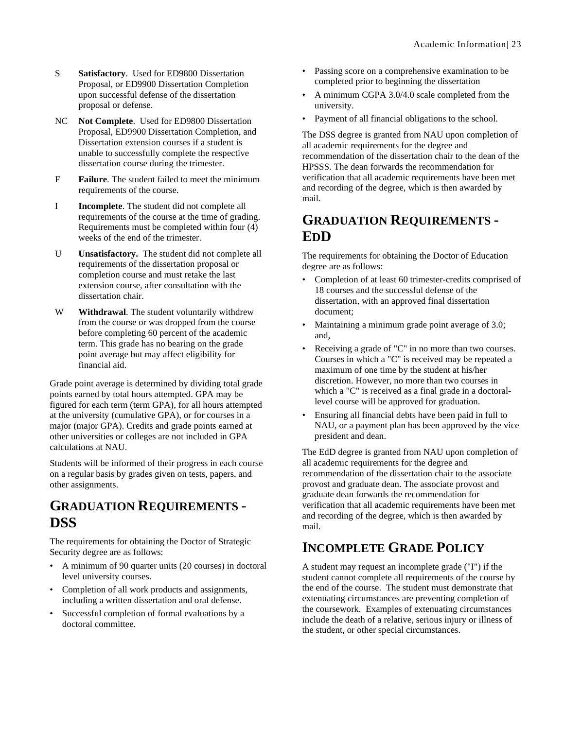- S **Satisfactory**. Used for ED9800 Dissertation Proposal, or ED9900 Dissertation Completion upon successful defense of the dissertation proposal or defense.
- NC **Not Complete**. Used for ED9800 Dissertation Proposal, ED9900 Dissertation Completion, and Dissertation extension courses if a student is unable to successfully complete the respective dissertation course during the trimester.
- F **Failure**. The student failed to meet the minimum requirements of the course.
- I **Incomplete**. The student did not complete all requirements of the course at the time of grading. Requirements must be completed within four (4) weeks of the end of the trimester.
- U **Unsatisfactory.** The student did not complete all requirements of the dissertation proposal or completion course and must retake the last extension course, after consultation with the dissertation chair.
- W **Withdrawal**. The student voluntarily withdrew from the course or was dropped from the course before completing 60 percent of the academic term. This grade has no bearing on the grade point average but may affect eligibility for financial aid.

Grade point average is determined by dividing total grade points earned by total hours attempted. GPA may be figured for each term (term GPA), for all hours attempted at the university (cumulative GPA), or for courses in a major (major GPA). Credits and grade points earned at other universities or colleges are not included in GPA calculations at NAU.

Students will be informed of their progress in each course on a regular basis by grades given on tests, papers, and other assignments.

## GRADUATION REQUIREMENTS - DSS

The requirements for obtaining the Doctor of Strategic Security degree are as follows:

- A minimum of 90 quarter units (20 courses) in doctoral level university courses.
- Completion of all work products and assignments, including a written dissertation and oral defense.
- Successful completion of formal evaluations by a doctoral committee.
- Passing score on a comprehensive examination to be completed prior to beginning the dissertation
- A minimum CGPA 3.0/4.0 scale completed from the university.
- Payment of all financial obligations to the school.

The DSS degree is granted from NAU upon completion of all academic requirements for the degree and recommendation of the dissertation chair to the dean of the HPSSS. The dean forwards the recommendation for verification that all academic requirements have been met and recording of the degree, which is then awarded by mail.

## GRADUATION REQUIREMENTS - EDD

The requirements for obtaining the Doctor of Education degree are as follows:

- Completion of at least 60 trimester-credits comprised of 18 courses and the successful defense of the dissertation, with an approved final dissertation document;
- Maintaining a minimum grade point average of 3.0; and,
- Receiving a grade of "C" in no more than two courses. Courses in which a "C" is received may be repeated a maximum of one time by the student at his/her discretion. However, no more than two courses in which a "C" is received as a final grade in a doctoral-level course will be approved for graduation.
- Ensuring all financial debts have been paid in full to NAU, or a payment plan has been approved by the vice president and dean.

The EdD degree is granted from NAU upon completion of all academic requirements for the degree and recommendation of the dissertation chair to the associate provost and graduate dean. The associate provost and graduate dean forwards the recommendation for verification that all academic requirements have been met and recording of the degree, which is then awarded by mail.

## INCOMPLETE GRADE POLICY

A student may request an incomplete grade ("I") if the student cannot complete all requirements of the course by the end of the course. The student must demonstrate that extenuating circumstances are preventing completion of the coursework. Examples of extenuating circumstances include the death of a relative, serious injury or illness of the student, or other special circumstances.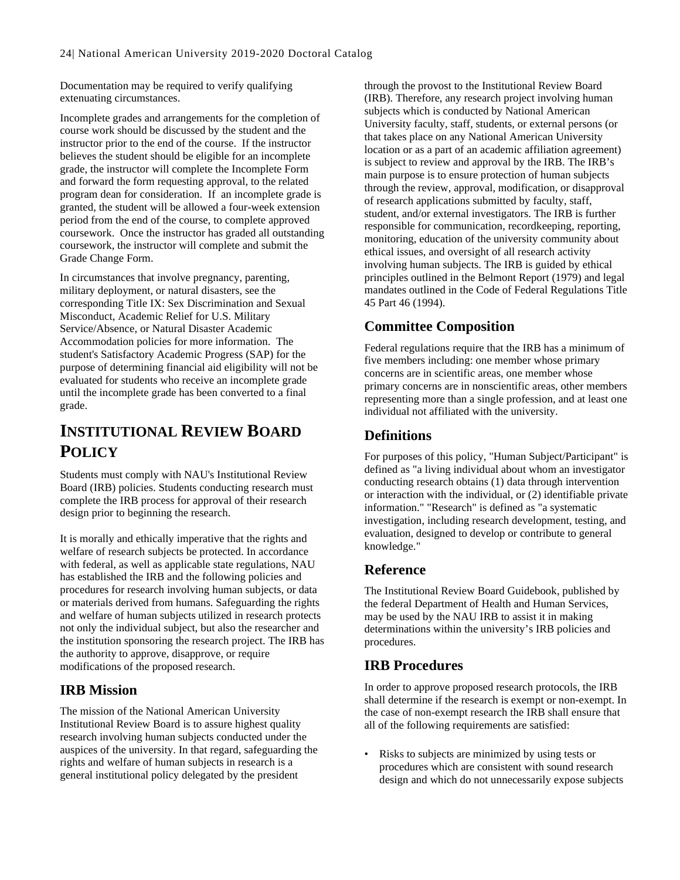Documentation may be required to verify qualifying extenuating circumstances.

Incomplete grades and arrangements for the completion of course work should be discussed by the student and the instructor prior to the end of the course. If the instructor believes the student should be eligible for an incomplete grade, the instructor will complete the Incomplete Form and forward the form requesting approval, to the related program dean for consideration. If an incomplete grade is granted, the student will be allowed a four-week extension period from the end of the course, to complete approved coursework. Once the instructor has graded all outstanding coursework, the instructor will complete and submit the Grade Change Form.

In circumstances that involve pregnancy, parenting, military deployment, or natural disasters, see the corresponding Title IX: Sex Discrimination and Sexual Misconduct, Academic Relief for U.S. Military Service/Absence, or Natural Disaster Academic Accommodation policies for more information. The student's Satisfactory Academic Progress (SAP) for the purpose of determining financial aid eligibility will not be evaluated for students who receive an incomplete grade until the incomplete grade has been converted to a final grade.

# INSTITUTIONAL REVIEW BOARD POLICY

Students must comply with NAU's Institutional Review Board (IRB) policies. Students conducting research must complete the IRB process for approval of their research design prior to beginning the research.

It is morally and ethically imperative that the rights and welfare of research subjects be protected. In accordance with federal, as well as applicable state regulations, NAU has established the IRB and the following policies and procedures for research involving human subjects, or data or materials derived from humans. Safeguarding the rights and welfare of human subjects utilized in research protects not only the individual subject, but also the researcher and the institution sponsoring the research project. The IRB has the authority to approve, disapprove, or require modifications of the proposed research.

## IRB Mission

The mission of the National American University Institutional Review Board is to assure highest quality research involving human subjects conducted under the auspices of the university. In that regard, safeguarding the rights and welfare of human subjects in research is a general institutional policy delegated by the president through the provost to the Institutional Review Board (IRB). Therefore, any research project involving human subjects which is conducted by National American University faculty, staff, students, or external persons (or that takes place on any National American University location or as a part of an academic affiliation agreement) is subject to review and approval by the IRB. The IRB's main purpose is to ensure protection of human subjects through the review, approval, modification, or disapproval of research applications submitted by faculty, staff, student, and/or external investigators. The IRB is further responsible for communication, recordkeeping, reporting, monitoring, education of the university community about ethical issues, and oversight of all research activity involving human subjects. The IRB is guided by ethical principles outlined in the Belmont Report (1979) and legal mandates outlined in the Code of Federal Regulations Title 45 Part 46 (1994).

## Committee Composition

Federal regulations require that the IRB has a minimum of five members including: one member whose primary concerns are in scientific areas, one member whose primary concerns are in nonscientific areas, other members representing more than a single profession, and at least one individual not affiliated with the university.

## Definitions

For purposes of this policy, "Human Subject/Participant" is defined as "a living individual about whom an investigator conducting research obtains (1) data through intervention or interaction with the individual, or (2) identifiable private information." "Research" is defined as "a systematic investigation, including research development, testing, and evaluation, designed to develop or contribute to general knowledge."

## Reference

The Institutional Review Board Guidebook, published by the federal Department of Health and Human Services, may be used by the NAU IRB to assist it in making determinations within the university's IRB policies and procedures.

## IRB Procedures

In order to approve proposed research protocols, the IRB shall determine if the research is exempt or non-exempt. In the case of non-exempt research the IRB shall ensure that all of the following requirements are satisfied:

- Risks to subjects are minimized by using tests or procedures which are consistent with sound research design and which do not unnecessarily expose subjects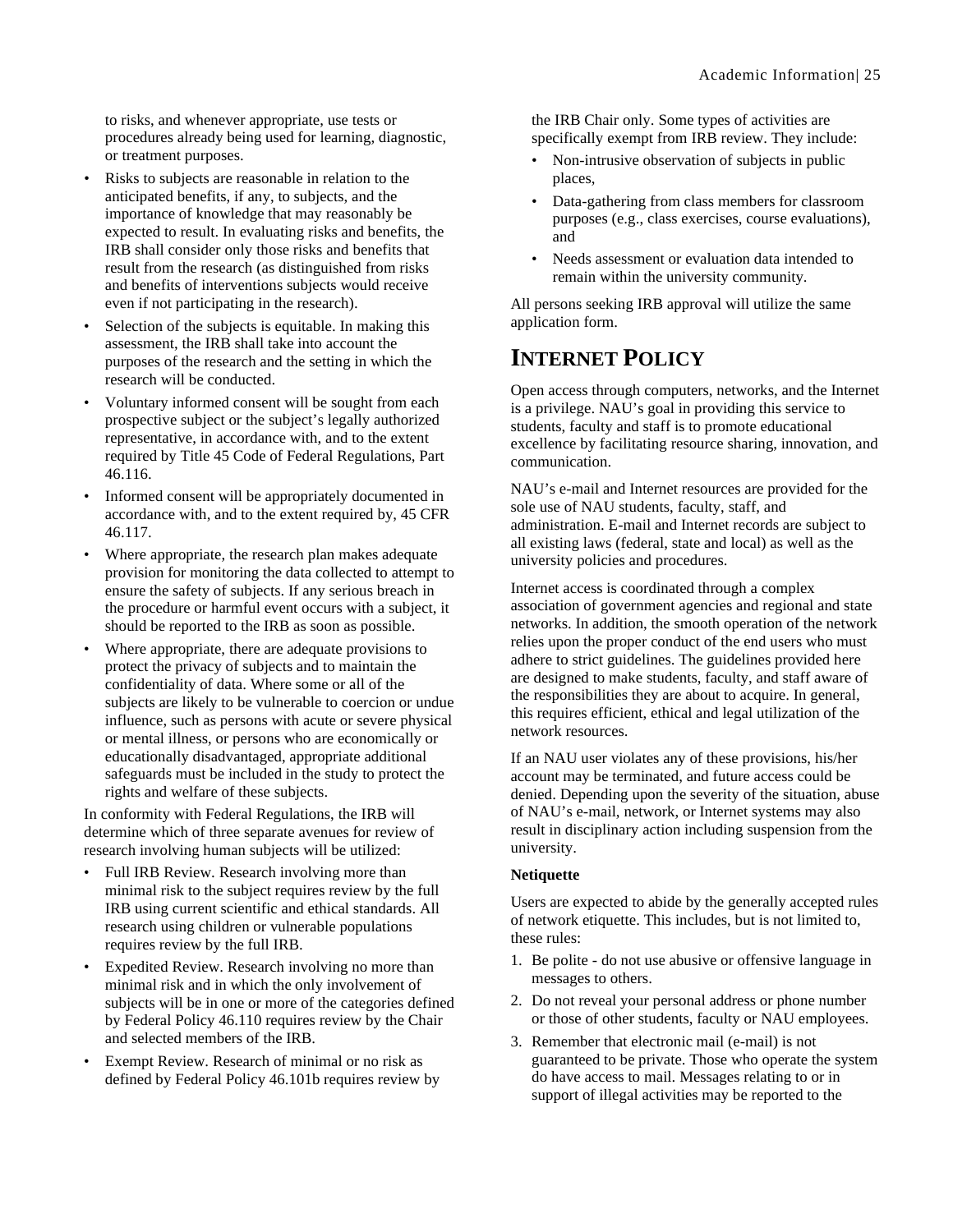to risks, and whenever appropriate, use tests or procedures already being used for learning, diagnostic, or treatment purposes.

- Risks to subjects are reasonable in relation to the anticipated benefits, if any, to subjects, and the importance of knowledge that may reasonably be expected to result. In evaluating risks and benefits, the IRB shall consider only those risks and benefits that result from the research (as distinguished from risks and benefits of interventions subjects would receive even if not participating in the research).
- Selection of the subjects is equitable. In making this assessment, the IRB shall take into account the purposes of the research and the setting in which the research will be conducted.
- Voluntary informed consent will be sought from each prospective subject or the subject's legally authorized representative, in accordance with, and to the extent required by Title 45 Code of Federal Regulations, Part 46.116.
- Informed consent will be appropriately documented in accordance with, and to the extent required by, 45 CFR 46.117.
- Where appropriate, the research plan makes adequate provision for monitoring the data collected to attempt to ensure the safety of subjects. If any serious breach in the procedure or harmful event occurs with a subject, it should be reported to the IRB as soon as possible.
- Where appropriate, there are adequate provisions to protect the privacy of subjects and to maintain the confidentiality of data. Where some or all of the subjects are likely to be vulnerable to coercion or undue influence, such as persons with acute or severe physical or mental illness, or persons who are economically or educationally disadvantaged, appropriate additional safeguards must be included in the study to protect the rights and welfare of these subjects.

In conformity with Federal Regulations, the IRB will determine which of three separate avenues for review of research involving human subjects will be utilized:

- Full IRB Review. Research involving more than minimal risk to the subject requires review by the full IRB using current scientific and ethical standards. All research using children or vulnerable populations requires review by the full IRB.
- Expedited Review. Research involving no more than minimal risk and in which the only involvement of subjects will be in one or more of the categories defined by Federal Policy 46.110 requires review by the Chair and selected members of the IRB.
- Exempt Review. Research of minimal or no risk as defined by Federal Policy 46.101b requires review by the IRB Chair only. Some types of activities are specifically exempt from IRB review. They include:
  - Non-intrusive observation of subjects in public places,
  - Data-gathering from class members for classroom purposes (e.g., class exercises, course evaluations), and
  - Needs assessment or evaluation data intended to remain within the university community.

All persons seeking IRB approval will utilize the same application form.

# INTERNET POLICY

Open access through computers, networks, and the Internet is a privilege. NAU's goal in providing this service to students, faculty and staff is to promote educational excellence by facilitating resource sharing, innovation, and communication.

NAU's e-mail and Internet resources are provided for the sole use of NAU students, faculty, staff, and administration. E-mail and Internet records are subject to all existing laws (federal, state and local) as well as the university policies and procedures.

Internet access is coordinated through a complex association of government agencies and regional and state networks. In addition, the smooth operation of the network relies upon the proper conduct of the end users who must adhere to strict guidelines. The guidelines provided here are designed to make students, faculty, and staff aware of the responsibilities they are about to acquire. In general, this requires efficient, ethical and legal utilization of the network resources.

If an NAU user violates any of these provisions, his/her account may be terminated, and future access could be denied. Depending upon the severity of the situation, abuse of NAU's e-mail, network, or Internet systems may also result in disciplinary action including suspension from the university.

**Netiquette**

Users are expected to abide by the generally accepted rules of network etiquette. This includes, but is not limited to, these rules:

1. Be polite - do not use abusive or offensive language in messages to others.
2. Do not reveal your personal address or phone number or those of other students, faculty or NAU employees.
3. Remember that electronic mail (e-mail) is not guaranteed to be private. Those who operate the system do have access to mail. Messages relating to or in support of illegal activities may be reported to the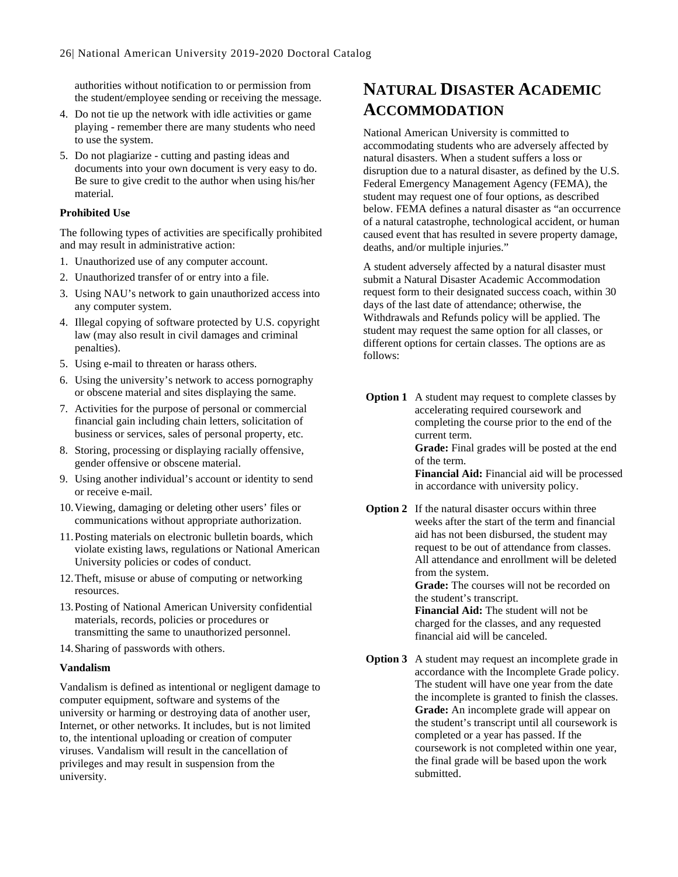authorities without notification to or permission from the student/employee sending or receiving the message.

4. Do not tie up the network with idle activities or game playing - remember there are many students who need to use the system.
5. Do not plagiarize - cutting and pasting ideas and documents into your own document is very easy to do. Be sure to give credit to the author when using his/her material.

**Prohibited Use**

The following types of activities are specifically prohibited and may result in administrative action:

1. Unauthorized use of any computer account.
2. Unauthorized transfer of or entry into a file.
3. Using NAU's network to gain unauthorized access into any computer system.
4. Illegal copying of software protected by U.S. copyright law (may also result in civil damages and criminal penalties).
5. Using e-mail to threaten or harass others.
6. Using the university's network to access pornography or obscene material and sites displaying the same.
7. Activities for the purpose of personal or commercial financial gain including chain letters, solicitation of business or services, sales of personal property, etc.
8. Storing, processing or displaying racially offensive, gender offensive or obscene material.
9. Using another individual's account or identity to send or receive e-mail.
10. Viewing, damaging or deleting other users' files or communications without appropriate authorization.
11. Posting materials on electronic bulletin boards, which violate existing laws, regulations or National American University policies or codes of conduct.
12. Theft, misuse or abuse of computing or networking resources.
13. Posting of National American University confidential materials, records, policies or procedures or transmitting the same to unauthorized personnel.
14. Sharing of passwords with others.

**Vandalism**

Vandalism is defined as intentional or negligent damage to computer equipment, software and systems of the university or harming or destroying data of another user, Internet, or other networks. It includes, but is not limited to, the intentional uploading or creation of computer viruses. Vandalism will result in the cancellation of privileges and may result in suspension from the university.

# NATURAL DISASTER ACADEMIC ACCOMMODATION

National American University is committed to accommodating students who are adversely affected by natural disasters. When a student suffers a loss or disruption due to a natural disaster, as defined by the U.S. Federal Emergency Management Agency (FEMA), the student may request one of four options, as described below. FEMA defines a natural disaster as "an occurrence of a natural catastrophe, technological accident, or human caused event that has resulted in severe property damage, deaths, and/or multiple injuries."

A student adversely affected by a natural disaster must submit a Natural Disaster Academic Accommodation request form to their designated success coach, within 30 days of the last date of attendance; otherwise, the Withdrawals and Refunds policy will be applied. The student may request the same option for all classes, or different options for certain classes. The options are as follows:

**Option 1** A student may request to complete classes by accelerating required coursework and completing the course prior to the end of the current term.
**Grade:** Final grades will be posted at the end of the term.
**Financial Aid:** Financial aid will be processed in accordance with university policy.

**Option 2** If the natural disaster occurs within three weeks after the start of the term and financial aid has not been disbursed, the student may request to be out of attendance from classes. All attendance and enrollment will be deleted from the system.
**Grade:** The courses will not be recorded on the student's transcript.
**Financial Aid:** The student will not be charged for the classes, and any requested financial aid will be canceled.

**Option 3** A student may request an incomplete grade in accordance with the Incomplete Grade policy. The student will have one year from the date the incomplete is granted to finish the classes.
**Grade:** An incomplete grade will appear on the student's transcript until all coursework is completed or a year has passed. If the coursework is not completed within one year, the final grade will be based upon the work submitted.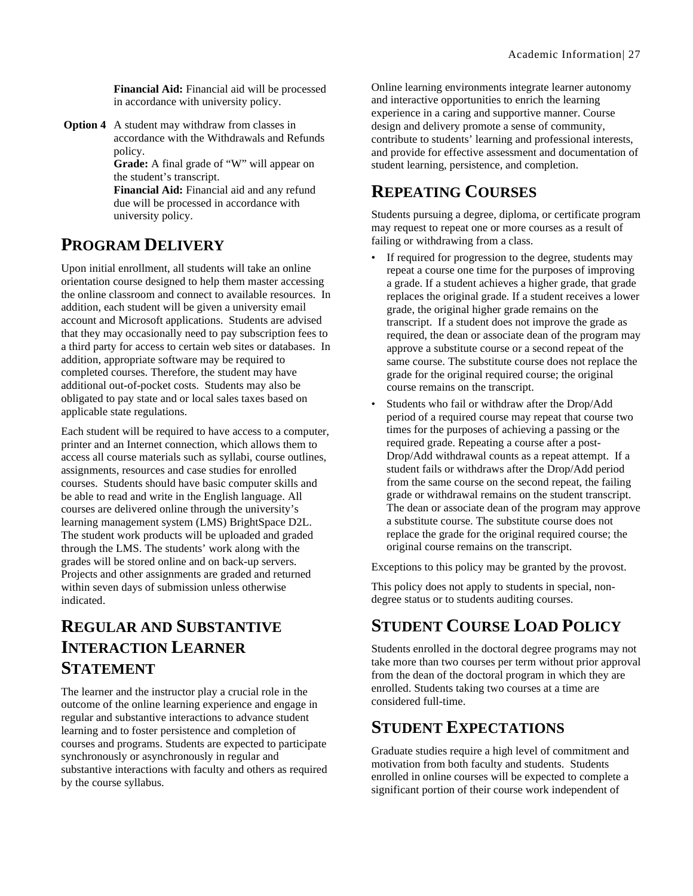**Financial Aid:** Financial aid will be processed in accordance with university policy.

**Option 4** A student may withdraw from classes in accordance with the Withdrawals and Refunds policy.
**Grade:** A final grade of "W" will appear on the student's transcript.
**Financial Aid:** Financial aid and any refund due will be processed in accordance with university policy.

## PROGRAM DELIVERY

Upon initial enrollment, all students will take an online orientation course designed to help them master accessing the online classroom and connect to available resources. In addition, each student will be given a university email account and Microsoft applications. Students are advised that they may occasionally need to pay subscription fees to a third party for access to certain web sites or databases. In addition, appropriate software may be required to completed courses. Therefore, the student may have additional out-of-pocket costs. Students may also be obligated to pay state and or local sales taxes based on applicable state regulations.

Each student will be required to have access to a computer, printer and an Internet connection, which allows them to access all course materials such as syllabi, course outlines, assignments, resources and case studies for enrolled courses. Students should have basic computer skills and be able to read and write in the English language. All courses are delivered online through the university's learning management system (LMS) BrightSpace D2L. The student work products will be uploaded and graded through the LMS. The students' work along with the grades will be stored online and on back-up servers. Projects and other assignments are graded and returned within seven days of submission unless otherwise indicated.

## REGULAR AND SUBSTANTIVE INTERACTION LEARNER STATEMENT

The learner and the instructor play a crucial role in the outcome of the online learning experience and engage in regular and substantive interactions to advance student learning and to foster persistence and completion of courses and programs. Students are expected to participate synchronously or asynchronously in regular and substantive interactions with faculty and others as required by the course syllabus.

Online learning environments integrate learner autonomy and interactive opportunities to enrich the learning experience in a caring and supportive manner. Course design and delivery promote a sense of community, contribute to students' learning and professional interests, and provide for effective assessment and documentation of student learning, persistence, and completion.

## REPEATING COURSES

Students pursuing a degree, diploma, or certificate program may request to repeat one or more courses as a result of failing or withdrawing from a class.

- If required for progression to the degree, students may repeat a course one time for the purposes of improving a grade. If a student achieves a higher grade, that grade replaces the original grade. If a student receives a lower grade, the original higher grade remains on the transcript. If a student does not improve the grade as required, the dean or associate dean of the program may approve a substitute course or a second repeat of the same course. The substitute course does not replace the grade for the original required course; the original course remains on the transcript.
- Students who fail or withdraw after the Drop/Add period of a required course may repeat that course two times for the purposes of achieving a passing or the required grade. Repeating a course after a post-Drop/Add withdrawal counts as a repeat attempt. If a student fails or withdraws after the Drop/Add period from the same course on the second repeat, the failing grade or withdrawal remains on the student transcript. The dean or associate dean of the program may approve a substitute course. The substitute course does not replace the grade for the original required course; the original course remains on the transcript.

Exceptions to this policy may be granted by the provost.

This policy does not apply to students in special, non-degree status or to students auditing courses.

## STUDENT COURSE LOAD POLICY

Students enrolled in the doctoral degree programs may not take more than two courses per term without prior approval from the dean of the doctoral program in which they are enrolled. Students taking two courses at a time are considered full-time.

## STUDENT EXPECTATIONS

Graduate studies require a high level of commitment and motivation from both faculty and students. Students enrolled in online courses will be expected to complete a significant portion of their course work independent of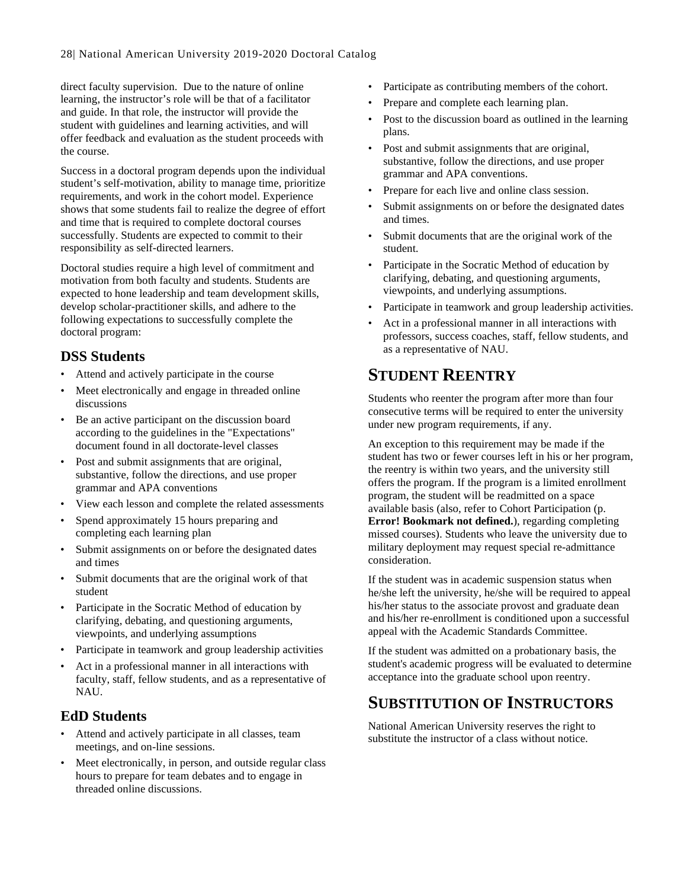direct faculty supervision.  Due to the nature of online learning, the instructor's role will be that of a facilitator and guide. In that role, the instructor will provide the student with guidelines and learning activities, and will offer feedback and evaluation as the student proceeds with the course.

Success in a doctoral program depends upon the individual student's self-motivation, ability to manage time, prioritize requirements, and work in the cohort model. Experience shows that some students fail to realize the degree of effort and time that is required to complete doctoral courses successfully. Students are expected to commit to their responsibility as self-directed learners.

Doctoral studies require a high level of commitment and motivation from both faculty and students. Students are expected to hone leadership and team development skills, develop scholar-practitioner skills, and adhere to the following expectations to successfully complete the doctoral program:

### DSS Students

- Attend and actively participate in the course
- Meet electronically and engage in threaded online discussions
- Be an active participant on the discussion board according to the guidelines in the "Expectations" document found in all doctorate-level classes
- Post and submit assignments that are original, substantive, follow the directions, and use proper grammar and APA conventions
- View each lesson and complete the related assessments
- Spend approximately 15 hours preparing and completing each learning plan
- Submit assignments on or before the designated dates and times
- Submit documents that are the original work of that student
- Participate in the Socratic Method of education by clarifying, debating, and questioning arguments, viewpoints, and underlying assumptions
- Participate in teamwork and group leadership activities
- Act in a professional manner in all interactions with faculty, staff, fellow students, and as a representative of NAU.

### EdD Students

- Attend and actively participate in all classes, team meetings, and on-line sessions.
- Meet electronically, in person, and outside regular class hours to prepare for team debates and to engage in threaded online discussions.
- Participate as contributing members of the cohort.
- Prepare and complete each learning plan.
- Post to the discussion board as outlined in the learning plans.
- Post and submit assignments that are original, substantive, follow the directions, and use proper grammar and APA conventions.
- Prepare for each live and online class session.
- Submit assignments on or before the designated dates and times.
- Submit documents that are the original work of the student.
- Participate in the Socratic Method of education by clarifying, debating, and questioning arguments, viewpoints, and underlying assumptions.
- Participate in teamwork and group leadership activities.
- Act in a professional manner in all interactions with professors, success coaches, staff, fellow students, and as a representative of NAU.

## Student Reentry

Students who reenter the program after more than four consecutive terms will be required to enter the university under new program requirements, if any.

An exception to this requirement may be made if the student has two or fewer courses left in his or her program, the reentry is within two years, and the university still offers the program. If the program is a limited enrollment program, the student will be readmitted on a space available basis (also, refer to Cohort Participation (p. **Error! Bookmark not defined.**), regarding completing missed courses). Students who leave the university due to military deployment may request special re-admittance consideration.

If the student was in academic suspension status when he/she left the university, he/she will be required to appeal his/her status to the associate provost and graduate dean and his/her re-enrollment is conditioned upon a successful appeal with the Academic Standards Committee.

If the student was admitted on a probationary basis, the student's academic progress will be evaluated to determine acceptance into the graduate school upon reentry.

## Substitution of Instructors

National American University reserves the right to substitute the instructor of a class without notice.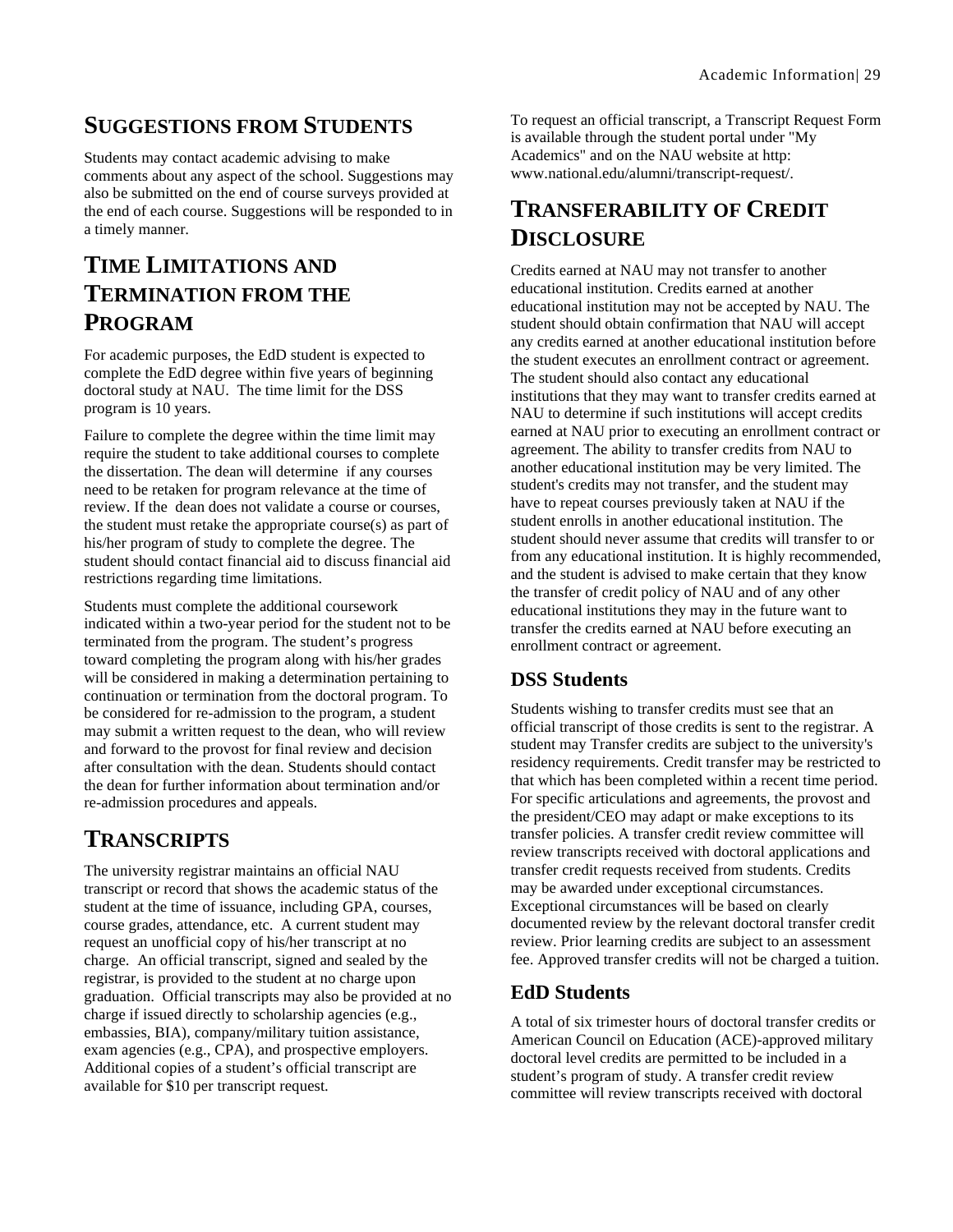## SUGGESTIONS FROM STUDENTS

Students may contact academic advising to make comments about any aspect of the school. Suggestions may also be submitted on the end of course surveys provided at the end of each course. Suggestions will be responded to in a timely manner.

## TIME LIMITATIONS AND TERMINATION FROM THE PROGRAM

For academic purposes, the EdD student is expected to complete the EdD degree within five years of beginning doctoral study at NAU. The time limit for the DSS program is 10 years.

Failure to complete the degree within the time limit may require the student to take additional courses to complete the dissertation. The dean will determine if any courses need to be retaken for program relevance at the time of review. If the dean does not validate a course or courses, the student must retake the appropriate course(s) as part of his/her program of study to complete the degree. The student should contact financial aid to discuss financial aid restrictions regarding time limitations.

Students must complete the additional coursework indicated within a two-year period for the student not to be terminated from the program. The student's progress toward completing the program along with his/her grades will be considered in making a determination pertaining to continuation or termination from the doctoral program. To be considered for re-admission to the program, a student may submit a written request to the dean, who will review and forward to the provost for final review and decision after consultation with the dean. Students should contact the dean for further information about termination and/or re-admission procedures and appeals.

## TRANSCRIPTS

The university registrar maintains an official NAU transcript or record that shows the academic status of the student at the time of issuance, including GPA, courses, course grades, attendance, etc. A current student may request an unofficial copy of his/her transcript at no charge. An official transcript, signed and sealed by the registrar, is provided to the student at no charge upon graduation. Official transcripts may also be provided at no charge if issued directly to scholarship agencies (e.g., embassies, BIA), company/military tuition assistance, exam agencies (e.g., CPA), and prospective employers. Additional copies of a student's official transcript are available for $10 per transcript request.

To request an official transcript, a Transcript Request Form is available through the student portal under "My Academics" and on the NAU website at http: www.national.edu/alumni/transcript-request/.

## TRANSFERABILITY OF CREDIT DISCLOSURE

Credits earned at NAU may not transfer to another educational institution. Credits earned at another educational institution may not be accepted by NAU. The student should obtain confirmation that NAU will accept any credits earned at another educational institution before the student executes an enrollment contract or agreement. The student should also contact any educational institutions that they may want to transfer credits earned at NAU to determine if such institutions will accept credits earned at NAU prior to executing an enrollment contract or agreement. The ability to transfer credits from NAU to another educational institution may be very limited. The student's credits may not transfer, and the student may have to repeat courses previously taken at NAU if the student enrolls in another educational institution. The student should never assume that credits will transfer to or from any educational institution. It is highly recommended, and the student is advised to make certain that they know the transfer of credit policy of NAU and of any other educational institutions they may in the future want to transfer the credits earned at NAU before executing an enrollment contract or agreement.

### DSS Students

Students wishing to transfer credits must see that an official transcript of those credits is sent to the registrar. A student may Transfer credits are subject to the university's residency requirements. Credit transfer may be restricted to that which has been completed within a recent time period. For specific articulations and agreements, the provost and the president/CEO may adapt or make exceptions to its transfer policies. A transfer credit review committee will review transcripts received with doctoral applications and transfer credit requests received from students. Credits may be awarded under exceptional circumstances. Exceptional circumstances will be based on clearly documented review by the relevant doctoral transfer credit review. Prior learning credits are subject to an assessment fee. Approved transfer credits will not be charged a tuition.

### EdD Students

A total of six trimester hours of doctoral transfer credits or American Council on Education (ACE)-approved military doctoral level credits are permitted to be included in a student's program of study. A transfer credit review committee will review transcripts received with doctoral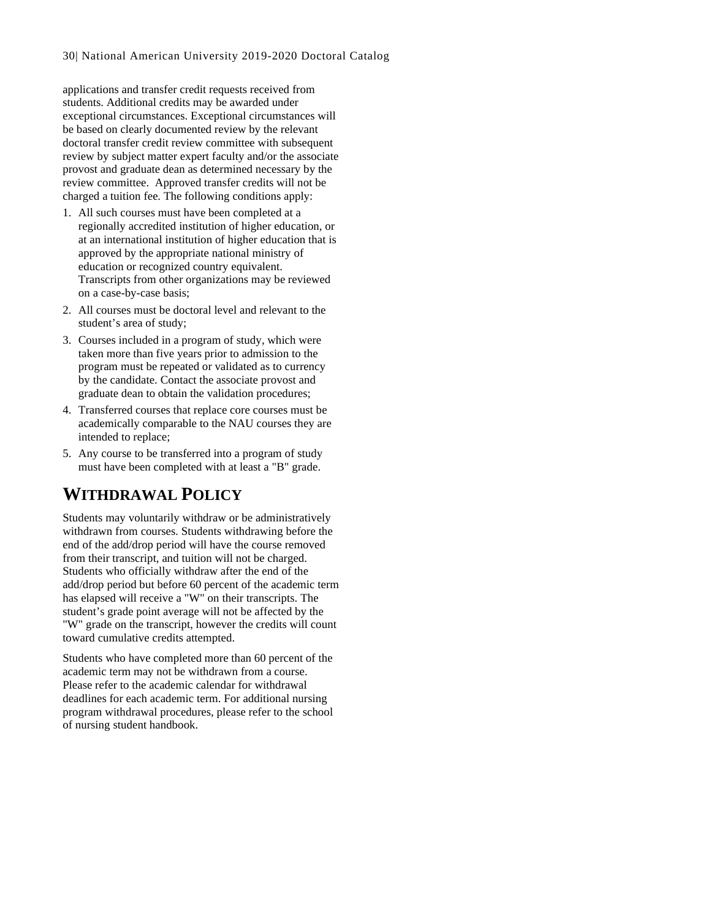applications and transfer credit requests received from students. Additional credits may be awarded under exceptional circumstances. Exceptional circumstances will be based on clearly documented review by the relevant doctoral transfer credit review committee with subsequent review by subject matter expert faculty and/or the associate provost and graduate dean as determined necessary by the review committee. Approved transfer credits will not be charged a tuition fee. The following conditions apply:

1. All such courses must have been completed at a regionally accredited institution of higher education, or at an international institution of higher education that is approved by the appropriate national ministry of education or recognized country equivalent. Transcripts from other organizations may be reviewed on a case-by-case basis;
2. All courses must be doctoral level and relevant to the student's area of study;
3. Courses included in a program of study, which were taken more than five years prior to admission to the program must be repeated or validated as to currency by the candidate. Contact the associate provost and graduate dean to obtain the validation procedures;
4. Transferred courses that replace core courses must be academically comparable to the NAU courses they are intended to replace;
5. Any course to be transferred into a program of study must have been completed with at least a "B" grade.

## WITHDRAWAL POLICY

Students may voluntarily withdraw or be administratively withdrawn from courses. Students withdrawing before the end of the add/drop period will have the course removed from their transcript, and tuition will not be charged. Students who officially withdraw after the end of the add/drop period but before 60 percent of the academic term has elapsed will receive a "W" on their transcripts. The student's grade point average will not be affected by the "W" grade on the transcript, however the credits will count toward cumulative credits attempted.

Students who have completed more than 60 percent of the academic term may not be withdrawn from a course. Please refer to the academic calendar for withdrawal deadlines for each academic term. For additional nursing program withdrawal procedures, please refer to the school of nursing student handbook.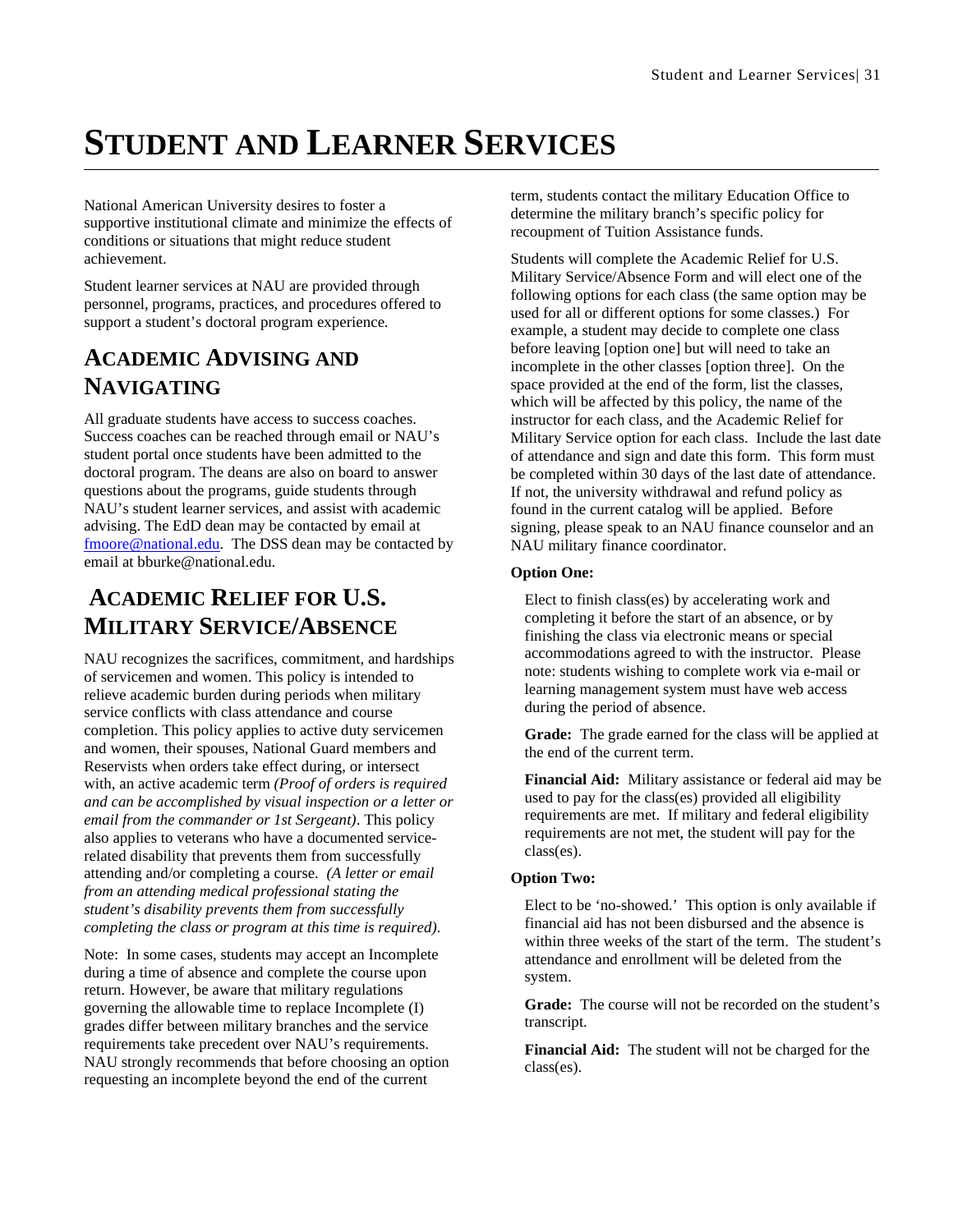# Student and Learner Services

National American University desires to foster a supportive institutional climate and minimize the effects of conditions or situations that might reduce student achievement.

Student learner services at NAU are provided through personnel, programs, practices, and procedures offered to support a student's doctoral program experience.

## Academic Advising and Navigating

All graduate students have access to success coaches. Success coaches can be reached through email or NAU's student portal once students have been admitted to the doctoral program. The deans are also on board to answer questions about the programs, guide students through NAU's student learner services, and assist with academic advising. The EdD dean may be contacted by email at fmoore@national.edu. The DSS dean may be contacted by email at bburke@national.edu.

## Academic Relief for U.S. Military Service/Absence

NAU recognizes the sacrifices, commitment, and hardships of servicemen and women. This policy is intended to relieve academic burden during periods when military service conflicts with class attendance and course completion. This policy applies to active duty servicemen and women, their spouses, National Guard members and Reservists when orders take effect during, or intersect with, an active academic term *(Proof of orders is required and can be accomplished by visual inspection or a letter or email from the commander or 1st Sergeant)*. This policy also applies to veterans who have a documented service-related disability that prevents them from successfully attending and/or completing a course. *(A letter or email from an attending medical professional stating the student's disability prevents them from successfully completing the class or program at this time is required)*.

Note: In some cases, students may accept an Incomplete during a time of absence and complete the course upon return. However, be aware that military regulations governing the allowable time to replace Incomplete (I) grades differ between military branches and the service requirements take precedent over NAU's requirements. NAU strongly recommends that before choosing an option requesting an incomplete beyond the end of the current term, students contact the military Education Office to determine the military branch's specific policy for recoupment of Tuition Assistance funds.

Students will complete the Academic Relief for U.S. Military Service/Absence Form and will elect one of the following options for each class (the same option may be used for all or different options for some classes.) For example, a student may decide to complete one class before leaving [option one] but will need to take an incomplete in the other classes [option three]. On the space provided at the end of the form, list the classes, which will be affected by this policy, the name of the instructor for each class, and the Academic Relief for Military Service option for each class. Include the last date of attendance and sign and date this form. This form must be completed within 30 days of the last date of attendance. If not, the university withdrawal and refund policy as found in the current catalog will be applied. Before signing, please speak to an NAU finance counselor and an NAU military finance coordinator.

**Option One:**

Elect to finish class(es) by accelerating work and completing it before the start of an absence, or by finishing the class via electronic means or special accommodations agreed to with the instructor. Please note: students wishing to complete work via e-mail or learning management system must have web access during the period of absence.

**Grade:** The grade earned for the class will be applied at the end of the current term.

**Financial Aid:** Military assistance or federal aid may be used to pay for the class(es) provided all eligibility requirements are met. If military and federal eligibility requirements are not met, the student will pay for the class(es).

**Option Two:**

Elect to be 'no-showed.' This option is only available if financial aid has not been disbursed and the absence is within three weeks of the start of the term. The student's attendance and enrollment will be deleted from the system.

**Grade:** The course will not be recorded on the student's transcript.

**Financial Aid:** The student will not be charged for the class(es).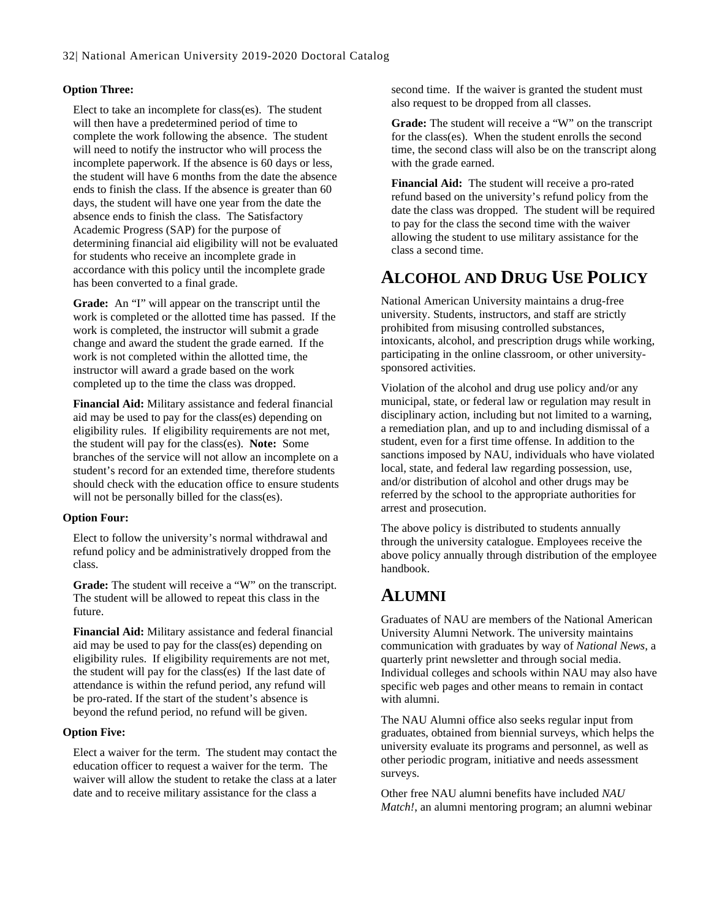**Option Three:**

Elect to take an incomplete for class(es). The student will then have a predetermined period of time to complete the work following the absence. The student will need to notify the instructor who will process the incomplete paperwork. If the absence is 60 days or less, the student will have 6 months from the date the absence ends to finish the class. If the absence is greater than 60 days, the student will have one year from the date the absence ends to finish the class. The Satisfactory Academic Progress (SAP) for the purpose of determining financial aid eligibility will not be evaluated for students who receive an incomplete grade in accordance with this policy until the incomplete grade has been converted to a final grade.

**Grade:** An "I" will appear on the transcript until the work is completed or the allotted time has passed. If the work is completed, the instructor will submit a grade change and award the student the grade earned. If the work is not completed within the allotted time, the instructor will award a grade based on the work completed up to the time the class was dropped.

**Financial Aid:** Military assistance and federal financial aid may be used to pay for the class(es) depending on eligibility rules. If eligibility requirements are not met, the student will pay for the class(es). **Note:** Some branches of the service will not allow an incomplete on a student's record for an extended time, therefore students should check with the education office to ensure students will not be personally billed for the class(es).

**Option Four:**

Elect to follow the university's normal withdrawal and refund policy and be administratively dropped from the class.

**Grade:** The student will receive a "W" on the transcript. The student will be allowed to repeat this class in the future.

**Financial Aid:** Military assistance and federal financial aid may be used to pay for the class(es) depending on eligibility rules. If eligibility requirements are not met, the student will pay for the class(es) If the last date of attendance is within the refund period, any refund will be pro-rated. If the start of the student's absence is beyond the refund period, no refund will be given.

**Option Five:**

Elect a waiver for the term. The student may contact the education officer to request a waiver for the term. The waiver will allow the student to retake the class at a later date and to receive military assistance for the class a second time. If the waiver is granted the student must also request to be dropped from all classes.

**Grade:** The student will receive a "W" on the transcript for the class(es). When the student enrolls the second time, the second class will also be on the transcript along with the grade earned.

**Financial Aid:** The student will receive a pro-rated refund based on the university's refund policy from the date the class was dropped. The student will be required to pay for the class the second time with the waiver allowing the student to use military assistance for the class a second time.

## ALCOHOL AND DRUG USE POLICY

National American University maintains a drug-free university. Students, instructors, and staff are strictly prohibited from misusing controlled substances, intoxicants, alcohol, and prescription drugs while working, participating in the online classroom, or other university-sponsored activities.

Violation of the alcohol and drug use policy and/or any municipal, state, or federal law or regulation may result in disciplinary action, including but not limited to a warning, a remediation plan, and up to and including dismissal of a student, even for a first time offense. In addition to the sanctions imposed by NAU, individuals who have violated local, state, and federal law regarding possession, use, and/or distribution of alcohol and other drugs may be referred by the school to the appropriate authorities for arrest and prosecution.

The above policy is distributed to students annually through the university catalogue. Employees receive the above policy annually through distribution of the employee handbook.

## ALUMNI

Graduates of NAU are members of the National American University Alumni Network. The university maintains communication with graduates by way of *National News*, a quarterly print newsletter and through social media. Individual colleges and schools within NAU may also have specific web pages and other means to remain in contact with alumni.

The NAU Alumni office also seeks regular input from graduates, obtained from biennial surveys, which helps the university evaluate its programs and personnel, as well as other periodic program, initiative and needs assessment surveys.

Other free NAU alumni benefits have included *NAU Match!*, an alumni mentoring program; an alumni webinar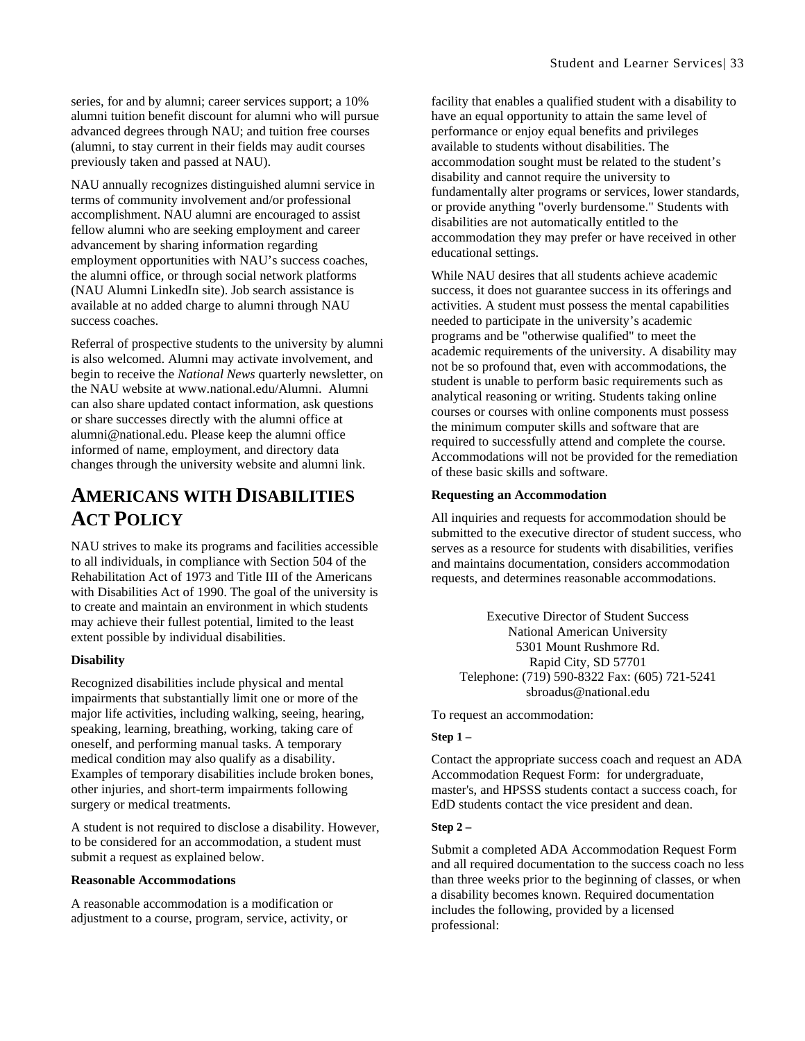series, for and by alumni; career services support; a 10% alumni tuition benefit discount for alumni who will pursue advanced degrees through NAU; and tuition free courses (alumni, to stay current in their fields may audit courses previously taken and passed at NAU).

NAU annually recognizes distinguished alumni service in terms of community involvement and/or professional accomplishment. NAU alumni are encouraged to assist fellow alumni who are seeking employment and career advancement by sharing information regarding employment opportunities with NAU's success coaches, the alumni office, or through social network platforms (NAU Alumni LinkedIn site). Job search assistance is available at no added charge to alumni through NAU success coaches.

Referral of prospective students to the university by alumni is also welcomed. Alumni may activate involvement, and begin to receive the *National News* quarterly newsletter, on the NAU website at www.national.edu/Alumni. Alumni can also share updated contact information, ask questions or share successes directly with the alumni office at alumni@national.edu. Please keep the alumni office informed of name, employment, and directory data changes through the university website and alumni link.

# Americans with Disabilities Act Policy

NAU strives to make its programs and facilities accessible to all individuals, in compliance with Section 504 of the Rehabilitation Act of 1973 and Title III of the Americans with Disabilities Act of 1990. The goal of the university is to create and maintain an environment in which students may achieve their fullest potential, limited to the least extent possible by individual disabilities.

**Disability**

Recognized disabilities include physical and mental impairments that substantially limit one or more of the major life activities, including walking, seeing, hearing, speaking, learning, breathing, working, taking care of oneself, and performing manual tasks. A temporary medical condition may also qualify as a disability. Examples of temporary disabilities include broken bones, other injuries, and short-term impairments following surgery or medical treatments.

A student is not required to disclose a disability. However, to be considered for an accommodation, a student must submit a request as explained below.

**Reasonable Accommodations**

A reasonable accommodation is a modification or adjustment to a course, program, service, activity, or facility that enables a qualified student with a disability to have an equal opportunity to attain the same level of performance or enjoy equal benefits and privileges available to students without disabilities. The accommodation sought must be related to the student's disability and cannot require the university to fundamentally alter programs or services, lower standards, or provide anything "overly burdensome." Students with disabilities are not automatically entitled to the accommodation they may prefer or have received in other educational settings.

While NAU desires that all students achieve academic success, it does not guarantee success in its offerings and activities. A student must possess the mental capabilities needed to participate in the university's academic programs and be "otherwise qualified" to meet the academic requirements of the university. A disability may not be so profound that, even with accommodations, the student is unable to perform basic requirements such as analytical reasoning or writing. Students taking online courses or courses with online components must possess the minimum computer skills and software that are required to successfully attend and complete the course. Accommodations will not be provided for the remediation of these basic skills and software.

**Requesting an Accommodation**

All inquiries and requests for accommodation should be submitted to the executive director of student success, who serves as a resource for students with disabilities, verifies and maintains documentation, considers accommodation requests, and determines reasonable accommodations.

Executive Director of Student Success
National American University
5301 Mount Rushmore Rd.
Rapid City, SD 57701
Telephone: (719) 590-8322 Fax: (605) 721-5241
sbroadus@national.edu

To request an accommodation:

**Step 1 –**

Contact the appropriate success coach and request an ADA Accommodation Request Form: for undergraduate, master's, and HPSSS students contact a success coach, for EdD students contact the vice president and dean.

**Step 2 –**

Submit a completed ADA Accommodation Request Form and all required documentation to the success coach no less than three weeks prior to the beginning of classes, or when a disability becomes known. Required documentation includes the following, provided by a licensed professional: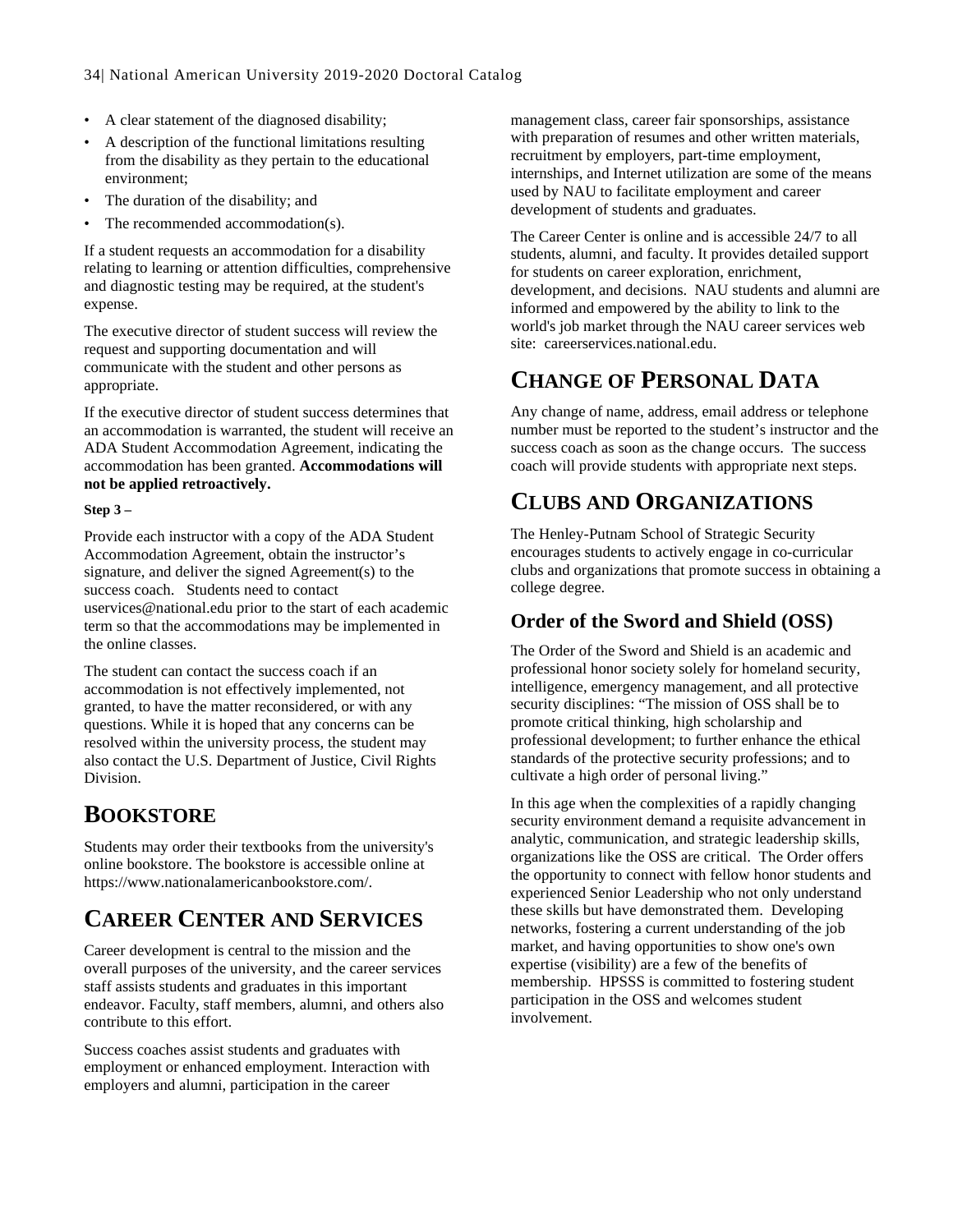- A clear statement of the diagnosed disability;
- A description of the functional limitations resulting from the disability as they pertain to the educational environment;
- The duration of the disability; and
- The recommended accommodation(s).

If a student requests an accommodation for a disability relating to learning or attention difficulties, comprehensive and diagnostic testing may be required, at the student's expense.

The executive director of student success will review the request and supporting documentation and will communicate with the student and other persons as appropriate.

If the executive director of student success determines that an accommodation is warranted, the student will receive an ADA Student Accommodation Agreement, indicating the accommodation has been granted. **Accommodations will not be applied retroactively.**

**Step 3 –**

Provide each instructor with a copy of the ADA Student Accommodation Agreement, obtain the instructor's signature, and deliver the signed Agreement(s) to the success coach. Students need to contact uservices@national.edu prior to the start of each academic term so that the accommodations may be implemented in the online classes.

The student can contact the success coach if an accommodation is not effectively implemented, not granted, to have the matter reconsidered, or with any questions. While it is hoped that any concerns can be resolved within the university process, the student may also contact the U.S. Department of Justice, Civil Rights Division.

# BOOKSTORE

Students may order their textbooks from the university's online bookstore. The bookstore is accessible online at https://www.nationalamericanbookstore.com/.

# CAREER CENTER AND SERVICES

Career development is central to the mission and the overall purposes of the university, and the career services staff assists students and graduates in this important endeavor. Faculty, staff members, alumni, and others also contribute to this effort.

Success coaches assist students and graduates with employment or enhanced employment. Interaction with employers and alumni, participation in the career management class, career fair sponsorships, assistance with preparation of resumes and other written materials, recruitment by employers, part-time employment, internships, and Internet utilization are some of the means used by NAU to facilitate employment and career development of students and graduates.

The Career Center is online and is accessible 24/7 to all students, alumni, and faculty. It provides detailed support for students on career exploration, enrichment, development, and decisions. NAU students and alumni are informed and empowered by the ability to link to the world's job market through the NAU career services web site: careerservices.national.edu.

# CHANGE OF PERSONAL DATA

Any change of name, address, email address or telephone number must be reported to the student's instructor and the success coach as soon as the change occurs. The success coach will provide students with appropriate next steps.

# CLUBS AND ORGANIZATIONS

The Henley-Putnam School of Strategic Security encourages students to actively engage in co-curricular clubs and organizations that promote success in obtaining a college degree.

## Order of the Sword and Shield (OSS)

The Order of the Sword and Shield is an academic and professional honor society solely for homeland security, intelligence, emergency management, and all protective security disciplines: "The mission of OSS shall be to promote critical thinking, high scholarship and professional development; to further enhance the ethical standards of the protective security professions; and to cultivate a high order of personal living."

In this age when the complexities of a rapidly changing security environment demand a requisite advancement in analytic, communication, and strategic leadership skills, organizations like the OSS are critical. The Order offers the opportunity to connect with fellow honor students and experienced Senior Leadership who not only understand these skills but have demonstrated them. Developing networks, fostering a current understanding of the job market, and having opportunities to show one's own expertise (visibility) are a few of the benefits of membership. HPSSS is committed to fostering student participation in the OSS and welcomes student involvement.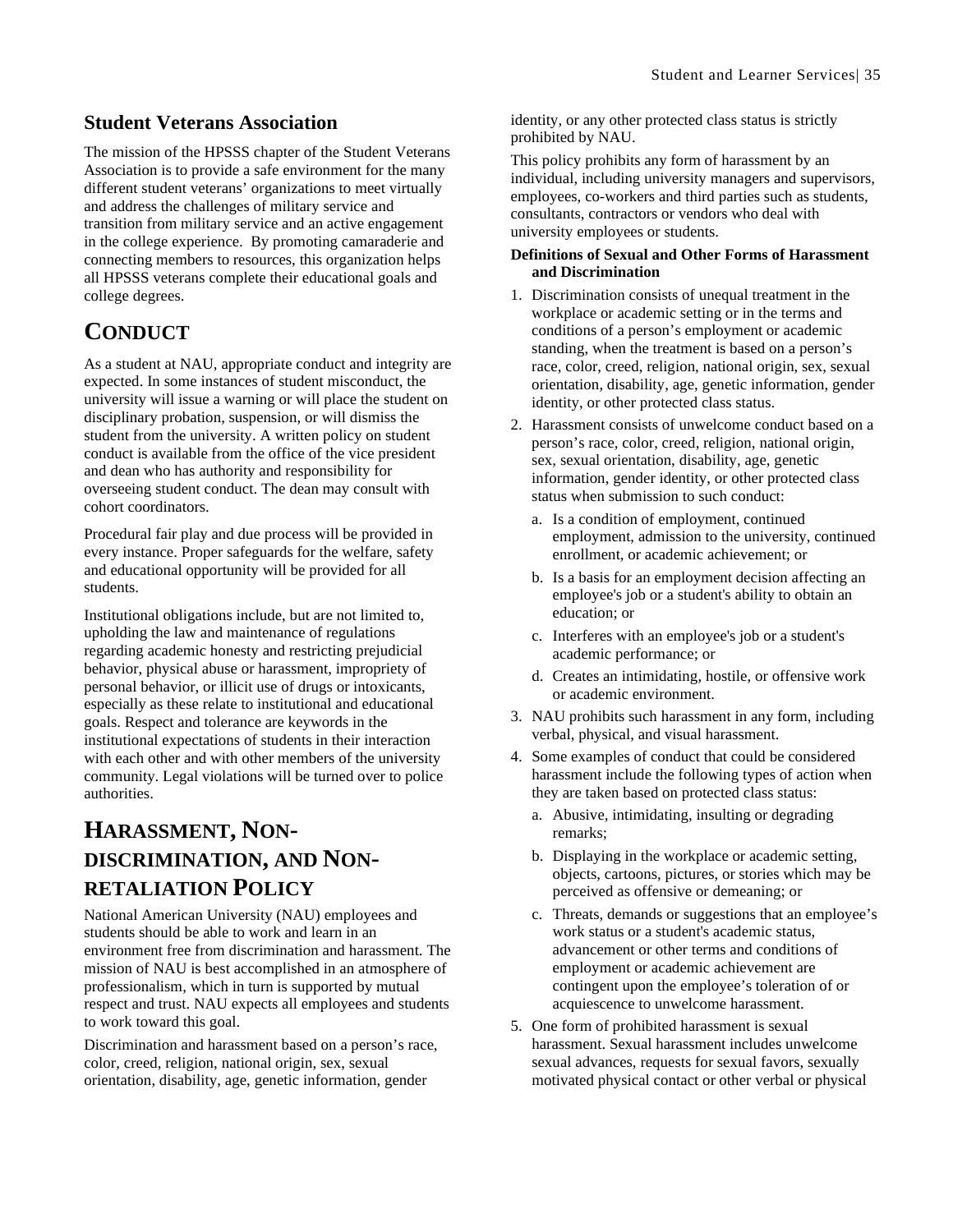### Student Veterans Association

The mission of the HPSSS chapter of the Student Veterans Association is to provide a safe environment for the many different student veterans' organizations to meet virtually and address the challenges of military service and transition from military service and an active engagement in the college experience. By promoting camaraderie and connecting members to resources, this organization helps all HPSSS veterans complete their educational goals and college degrees.

## CONDUCT

As a student at NAU, appropriate conduct and integrity are expected. In some instances of student misconduct, the university will issue a warning or will place the student on disciplinary probation, suspension, or will dismiss the student from the university. A written policy on student conduct is available from the office of the vice president and dean who has authority and responsibility for overseeing student conduct. The dean may consult with cohort coordinators.

Procedural fair play and due process will be provided in every instance. Proper safeguards for the welfare, safety and educational opportunity will be provided for all students.

Institutional obligations include, but are not limited to, upholding the law and maintenance of regulations regarding academic honesty and restricting prejudicial behavior, physical abuse or harassment, impropriety of personal behavior, or illicit use of drugs or intoxicants, especially as these relate to institutional and educational goals. Respect and tolerance are keywords in the institutional expectations of students in their interaction with each other and with other members of the university community. Legal violations will be turned over to police authorities.

## HARASSMENT, NON-DISCRIMINATION, AND NON-RETALIATION POLICY

National American University (NAU) employees and students should be able to work and learn in an environment free from discrimination and harassment. The mission of NAU is best accomplished in an atmosphere of professionalism, which in turn is supported by mutual respect and trust. NAU expects all employees and students to work toward this goal.

Discrimination and harassment based on a person's race, color, creed, religion, national origin, sex, sexual orientation, disability, age, genetic information, gender identity, or any other protected class status is strictly prohibited by NAU.

This policy prohibits any form of harassment by an individual, including university managers and supervisors, employees, co-workers and third parties such as students, consultants, contractors or vendors who deal with university employees or students.

**Definitions of Sexual and Other Forms of Harassment and Discrimination**

1. Discrimination consists of unequal treatment in the workplace or academic setting or in the terms and conditions of a person's employment or academic standing, when the treatment is based on a person's race, color, creed, religion, national origin, sex, sexual orientation, disability, age, genetic information, gender identity, or other protected class status.
2. Harassment consists of unwelcome conduct based on a person's race, color, creed, religion, national origin, sex, sexual orientation, disability, age, genetic information, gender identity, or other protected class status when submission to such conduct:
   a. Is a condition of employment, continued employment, admission to the university, continued enrollment, or academic achievement; or
   b. Is a basis for an employment decision affecting an employee's job or a student's ability to obtain an education; or
   c. Interferes with an employee's job or a student's academic performance; or
   d. Creates an intimidating, hostile, or offensive work or academic environment.
3. NAU prohibits such harassment in any form, including verbal, physical, and visual harassment.
4. Some examples of conduct that could be considered harassment include the following types of action when they are taken based on protected class status:
   a. Abusive, intimidating, insulting or degrading remarks;
   b. Displaying in the workplace or academic setting, objects, cartoons, pictures, or stories which may be perceived as offensive or demeaning; or
   c. Threats, demands or suggestions that an employee's work status or a student's academic status, advancement or other terms and conditions of employment or academic achievement are contingent upon the employee's toleration of or acquiescence to unwelcome harassment.
5. One form of prohibited harassment is sexual harassment. Sexual harassment includes unwelcome sexual advances, requests for sexual favors, sexually motivated physical contact or other verbal or physical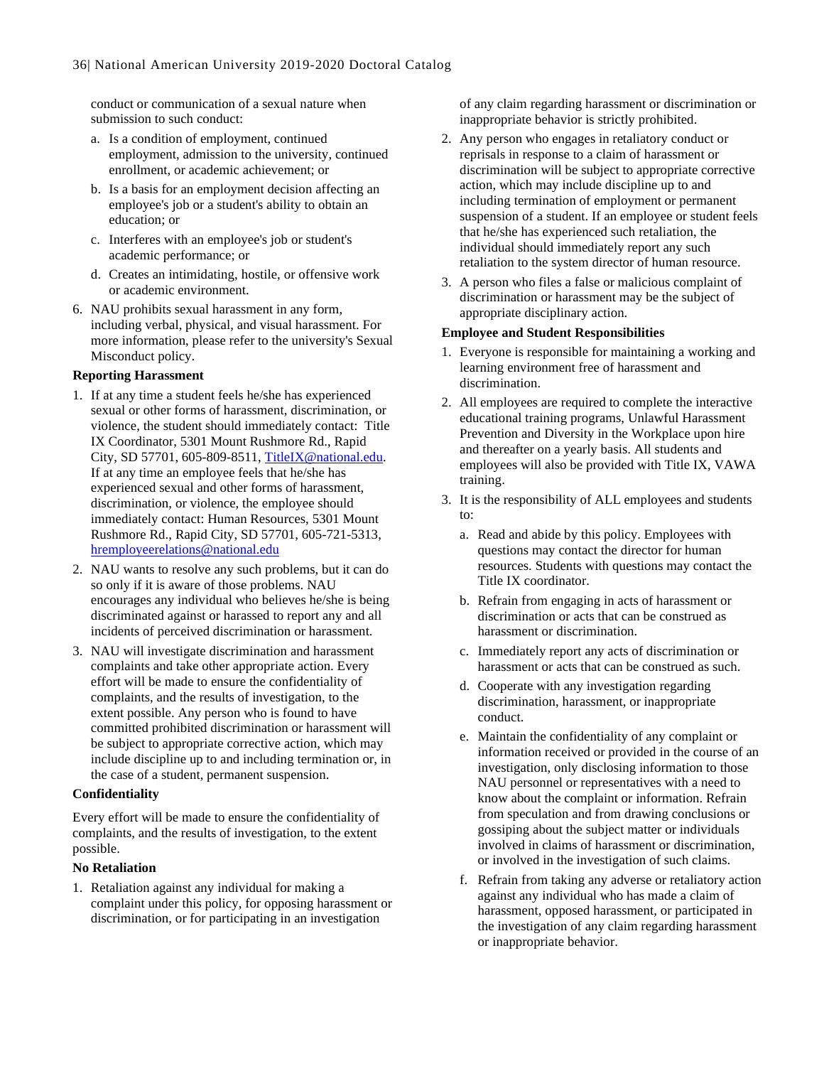conduct or communication of a sexual nature when submission to such conduct:

a. Is a condition of employment, continued employment, admission to the university, continued enrollment, or academic achievement; or
b. Is a basis for an employment decision affecting an employee's job or a student's ability to obtain an education; or
c. Interferes with an employee's job or student's academic performance; or
d. Creates an intimidating, hostile, or offensive work or academic environment.

6. NAU prohibits sexual harassment in any form, including verbal, physical, and visual harassment. For more information, please refer to the university's Sexual Misconduct policy.

**Reporting Harassment**

1. If at any time a student feels he/she has experienced sexual or other forms of harassment, discrimination, or violence, the student should immediately contact: Title IX Coordinator, 5301 Mount Rushmore Rd., Rapid City, SD 57701, 605-809-8511, TitleIX@national.edu. If at any time an employee feels that he/she has experienced sexual and other forms of harassment, discrimination, or violence, the employee should immediately contact: Human Resources, 5301 Mount Rushmore Rd., Rapid City, SD 57701, 605-721-5313, hremployeerelations@national.edu
2. NAU wants to resolve any such problems, but it can do so only if it is aware of those problems. NAU encourages any individual who believes he/she is being discriminated against or harassed to report any and all incidents of perceived discrimination or harassment.
3. NAU will investigate discrimination and harassment complaints and take other appropriate action. Every effort will be made to ensure the confidentiality of complaints, and the results of investigation, to the extent possible. Any person who is found to have committed prohibited discrimination or harassment will be subject to appropriate corrective action, which may include discipline up to and including termination or, in the case of a student, permanent suspension.

**Confidentiality**

Every effort will be made to ensure the confidentiality of complaints, and the results of investigation, to the extent possible.

**No Retaliation**

1. Retaliation against any individual for making a complaint under this policy, for opposing harassment or discrimination, or for participating in an investigation of any claim regarding harassment or discrimination or inappropriate behavior is strictly prohibited.
2. Any person who engages in retaliatory conduct or reprisals in response to a claim of harassment or discrimination will be subject to appropriate corrective action, which may include discipline up to and including termination of employment or permanent suspension of a student. If an employee or student feels that he/she has experienced such retaliation, the individual should immediately report any such retaliation to the system director of human resource.
3. A person who files a false or malicious complaint of discrimination or harassment may be the subject of appropriate disciplinary action.

**Employee and Student Responsibilities**

1. Everyone is responsible for maintaining a working and learning environment free of harassment and discrimination.
2. All employees are required to complete the interactive educational training programs, Unlawful Harassment Prevention and Diversity in the Workplace upon hire and thereafter on a yearly basis. All students and employees will also be provided with Title IX, VAWA training.
3. It is the responsibility of ALL employees and students to:
   a. Read and abide by this policy. Employees with questions may contact the director for human resources. Students with questions may contact the Title IX coordinator.
   b. Refrain from engaging in acts of harassment or discrimination or acts that can be construed as harassment or discrimination.
   c. Immediately report any acts of discrimination or harassment or acts that can be construed as such.
   d. Cooperate with any investigation regarding discrimination, harassment, or inappropriate conduct.
   e. Maintain the confidentiality of any complaint or information received or provided in the course of an investigation, only disclosing information to those NAU personnel or representatives with a need to know about the complaint or information. Refrain from speculation and from drawing conclusions or gossiping about the subject matter or individuals involved in claims of harassment or discrimination, or involved in the investigation of such claims.
   f. Refrain from taking any adverse or retaliatory action against any individual who has made a claim of harassment, opposed harassment, or participated in the investigation of any claim regarding harassment or inappropriate behavior.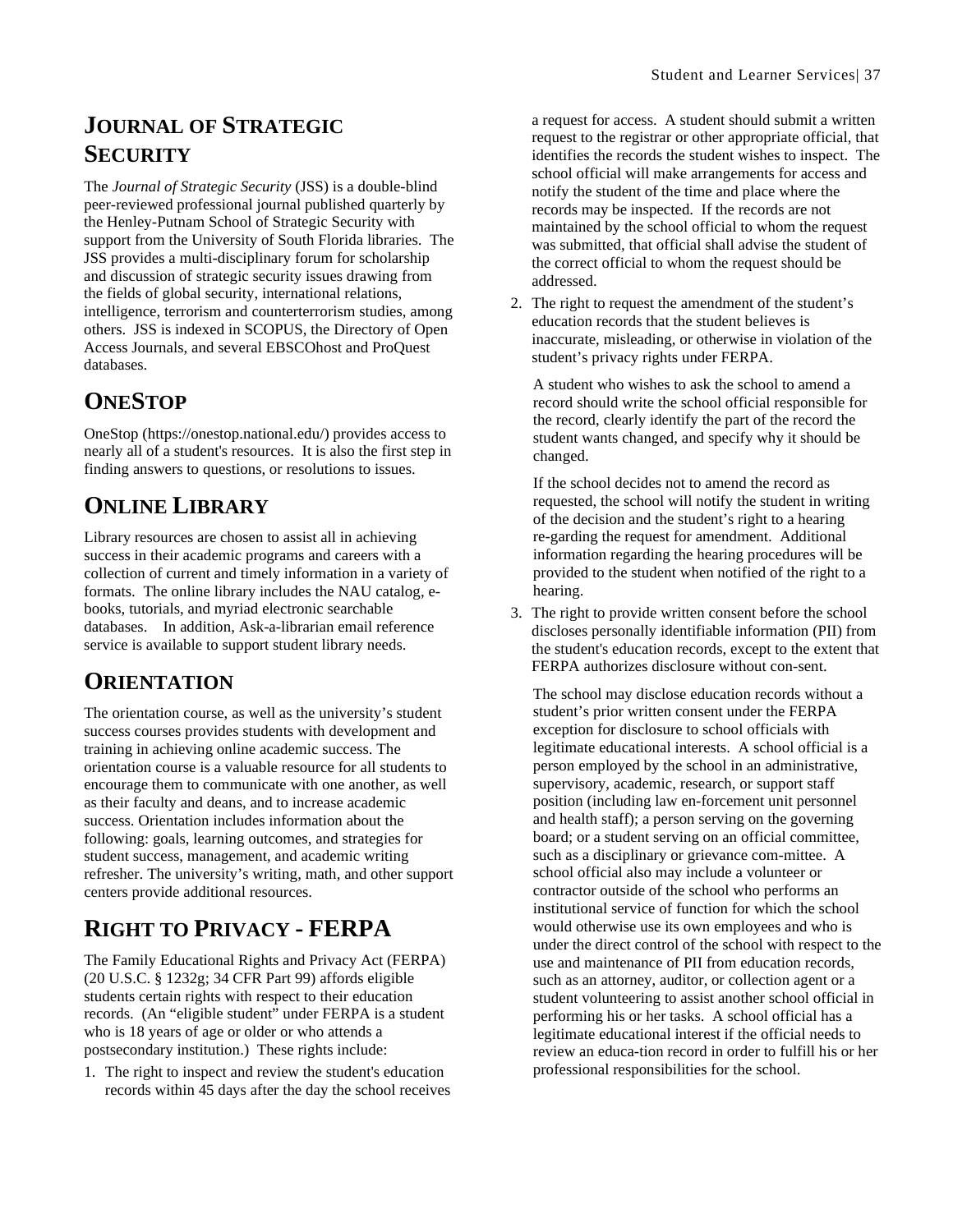## JOURNAL OF STRATEGIC SECURITY

The *Journal of Strategic Security* (JSS) is a double-blind peer-reviewed professional journal published quarterly by the Henley-Putnam School of Strategic Security with support from the University of South Florida libraries. The JSS provides a multi-disciplinary forum for scholarship and discussion of strategic security issues drawing from the fields of global security, international relations, intelligence, terrorism and counterterrorism studies, among others. JSS is indexed in SCOPUS, the Directory of Open Access Journals, and several EBSCOhost and ProQuest databases.

## ONESTOP

OneStop (https://onestop.national.edu/) provides access to nearly all of a student's resources. It is also the first step in finding answers to questions, or resolutions to issues.

## ONLINE LIBRARY

Library resources are chosen to assist all in achieving success in their academic programs and careers with a collection of current and timely information in a variety of formats. The online library includes the NAU catalog, e-books, tutorials, and myriad electronic searchable databases. In addition, Ask-a-librarian email reference service is available to support student library needs.

## ORIENTATION

The orientation course, as well as the university's student success courses provides students with development and training in achieving online academic success. The orientation course is a valuable resource for all students to encourage them to communicate with one another, as well as their faculty and deans, and to increase academic success. Orientation includes information about the following: goals, learning outcomes, and strategies for student success, management, and academic writing refresher. The university's writing, math, and other support centers provide additional resources.

## RIGHT TO PRIVACY - FERPA

The Family Educational Rights and Privacy Act (FERPA) (20 U.S.C. § 1232g; 34 CFR Part 99) affords eligible students certain rights with respect to their education records. (An "eligible student" under FERPA is a student who is 18 years of age or older or who attends a postsecondary institution.) These rights include:

1. The right to inspect and review the student's education records within 45 days after the day the school receives a request for access. A student should submit a written request to the registrar or other appropriate official, that identifies the records the student wishes to inspect. The school official will make arrangements for access and notify the student of the time and place where the records may be inspected. If the records are not maintained by the school official to whom the request was submitted, that official shall advise the student of the correct official to whom the request should be addressed.
2. The right to request the amendment of the student's education records that the student believes is inaccurate, misleading, or otherwise in violation of the student's privacy rights under FERPA.

   A student who wishes to ask the school to amend a record should write the school official responsible for the record, clearly identify the part of the record the student wants changed, and specify why it should be changed.

   If the school decides not to amend the record as requested, the school will notify the student in writing of the decision and the student's right to a hearing re-garding the request for amendment. Additional information regarding the hearing procedures will be provided to the student when notified of the right to a hearing.
3. The right to provide written consent before the school discloses personally identifiable information (PII) from the student's education records, except to the extent that FERPA authorizes disclosure without con-sent.

   The school may disclose education records without a student's prior written consent under the FERPA exception for disclosure to school officials with legitimate educational interests. A school official is a person employed by the school in an administrative, supervisory, academic, research, or support staff position (including law en-forcement unit personnel and health staff); a person serving on the governing board; or a student serving on an official committee, such as a disciplinary or grievance com-mittee. A school official also may include a volunteer or contractor outside of the school who performs an institutional service of function for which the school would otherwise use its own employees and who is under the direct control of the school with respect to the use and maintenance of PII from education records, such as an attorney, auditor, or collection agent or a student volunteering to assist another school official in performing his or her tasks. A school official has a legitimate educational interest if the official needs to review an educa-tion record in order to fulfill his or her professional responsibilities for the school.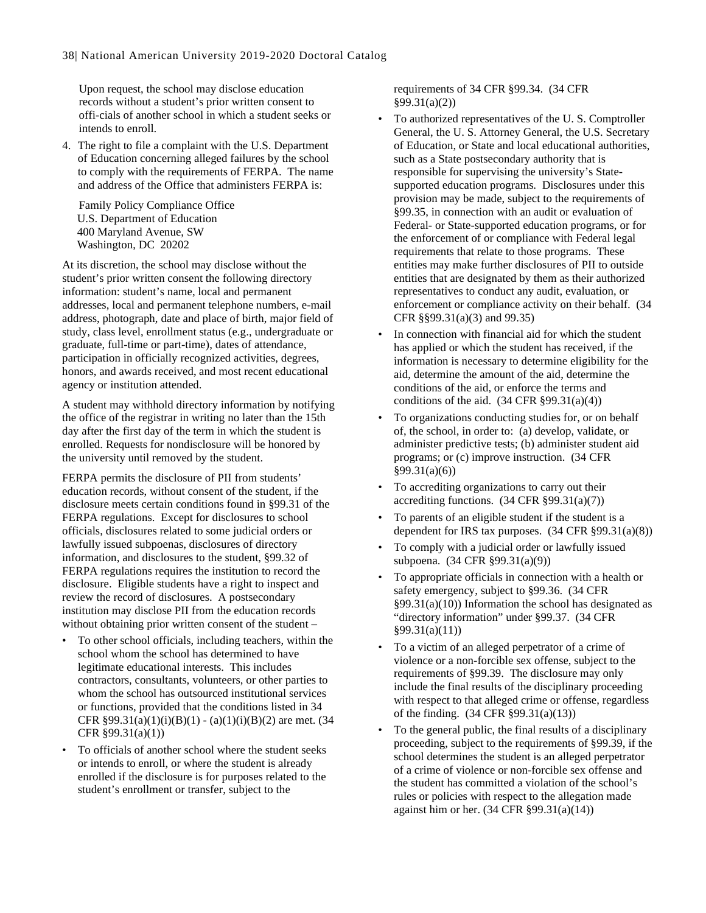Upon request, the school may disclose education records without a student's prior written consent to offi-cials of another school in which a student seeks or intends to enroll.

4. The right to file a complaint with the U.S. Department of Education concerning alleged failures by the school to comply with the requirements of FERPA. The name and address of the Office that administers FERPA is:

   Family Policy Compliance Office
   U.S. Department of Education
   400 Maryland Avenue, SW
   Washington, DC 20202

At its discretion, the school may disclose without the student's prior written consent the following directory information: student's name, local and permanent addresses, local and permanent telephone numbers, e-mail address, photograph, date and place of birth, major field of study, class level, enrollment status (e.g., undergraduate or graduate, full-time or part-time), dates of attendance, participation in officially recognized activities, degrees, honors, and awards received, and most recent educational agency or institution attended.

A student may withhold directory information by notifying the office of the registrar in writing no later than the 15th day after the first day of the term in which the student is enrolled. Requests for nondisclosure will be honored by the university until removed by the student.

FERPA permits the disclosure of PII from students' education records, without consent of the student, if the disclosure meets certain conditions found in §99.31 of the FERPA regulations. Except for disclosures to school officials, disclosures related to some judicial orders or lawfully issued subpoenas, disclosures of directory information, and disclosures to the student, §99.32 of FERPA regulations requires the institution to record the disclosure. Eligible students have a right to inspect and review the record of disclosures. A postsecondary institution may disclose PII from the education records without obtaining prior written consent of the student –

- To other school officials, including teachers, within the school whom the school has determined to have legitimate educational interests. This includes contractors, consultants, volunteers, or other parties to whom the school has outsourced institutional services or functions, provided that the conditions listed in 34 CFR §99.31(a)(1)(i)(B)(1) - (a)(1)(i)(B)(2) are met. (34 CFR §99.31(a)(1))
- To officials of another school where the student seeks or intends to enroll, or where the student is already enrolled if the disclosure is for purposes related to the student's enrollment or transfer, subject to the requirements of 34 CFR §99.34. (34 CFR §99.31(a)(2))
- To authorized representatives of the U. S. Comptroller General, the U. S. Attorney General, the U.S. Secretary of Education, or State and local educational authorities, such as a State postsecondary authority that is responsible for supervising the university's State-supported education programs. Disclosures under this provision may be made, subject to the requirements of §99.35, in connection with an audit or evaluation of Federal- or State-supported education programs, or for the enforcement of or compliance with Federal legal requirements that relate to those programs. These entities may make further disclosures of PII to outside entities that are designated by them as their authorized representatives to conduct any audit, evaluation, or enforcement or compliance activity on their behalf. (34 CFR §§99.31(a)(3) and 99.35)
- In connection with financial aid for which the student has applied or which the student has received, if the information is necessary to determine eligibility for the aid, determine the amount of the aid, determine the conditions of the aid, or enforce the terms and conditions of the aid. (34 CFR §99.31(a)(4))
- To organizations conducting studies for, or on behalf of, the school, in order to: (a) develop, validate, or administer predictive tests; (b) administer student aid programs; or (c) improve instruction. (34 CFR §99.31(a)(6))
- To accrediting organizations to carry out their accrediting functions. (34 CFR §99.31(a)(7))
- To parents of an eligible student if the student is a dependent for IRS tax purposes. (34 CFR §99.31(a)(8))
- To comply with a judicial order or lawfully issued subpoena. (34 CFR §99.31(a)(9))
- To appropriate officials in connection with a health or safety emergency, subject to §99.36. (34 CFR §99.31(a)(10)) Information the school has designated as "directory information" under §99.37. (34 CFR §99.31(a)(11))
- To a victim of an alleged perpetrator of a crime of violence or a non-forcible sex offense, subject to the requirements of §99.39. The disclosure may only include the final results of the disciplinary proceeding with respect to that alleged crime or offense, regardless of the finding. (34 CFR §99.31(a)(13))
- To the general public, the final results of a disciplinary proceeding, subject to the requirements of §99.39, if the school determines the student is an alleged perpetrator of a crime of violence or non-forcible sex offense and the student has committed a violation of the school's rules or policies with respect to the allegation made against him or her. (34 CFR §99.31(a)(14))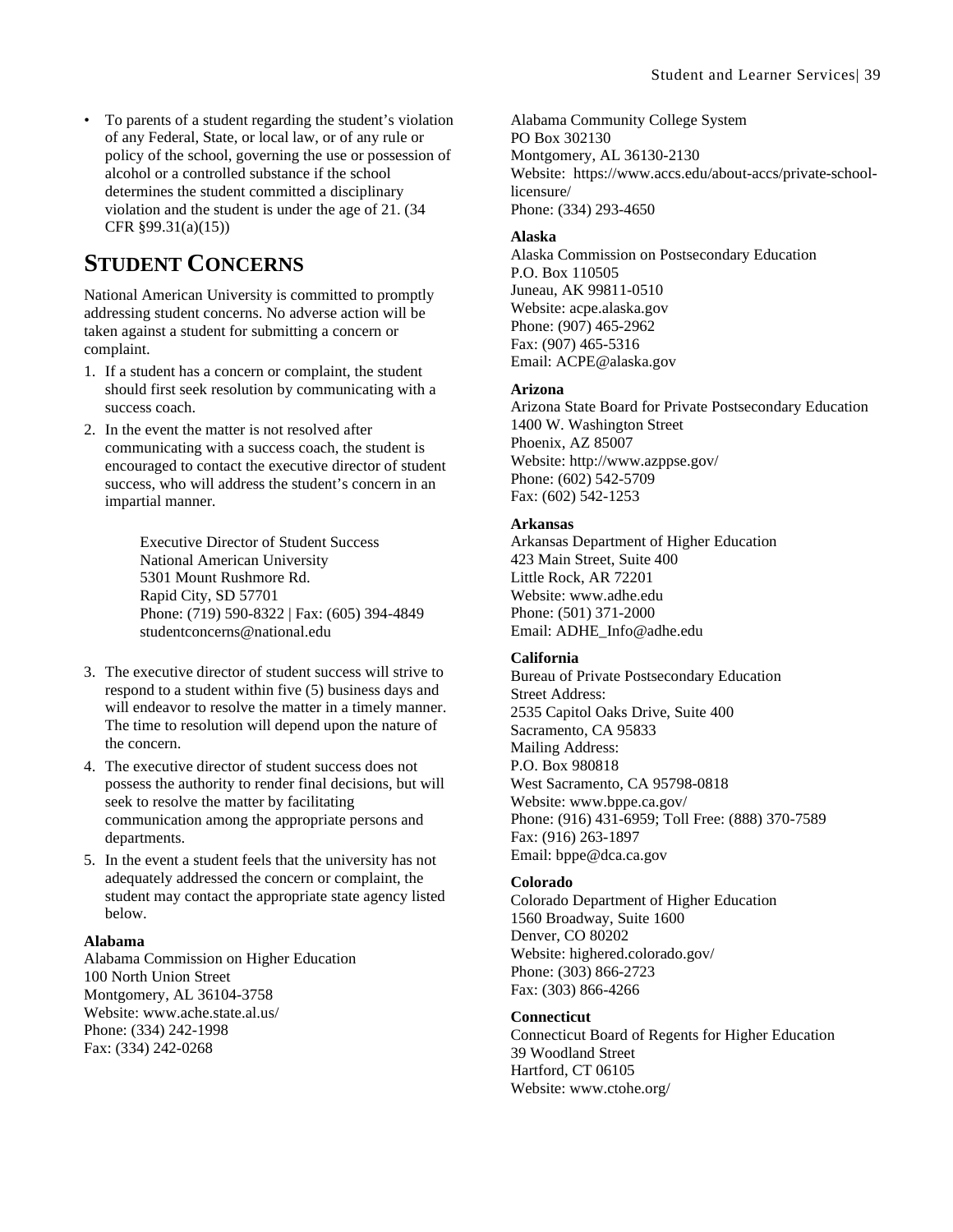- To parents of a student regarding the student's violation of any Federal, State, or local law, or of any rule or policy of the school, governing the use or possession of alcohol or a controlled substance if the school determines the student committed a disciplinary violation and the student is under the age of 21. (34 CFR §99.31(a)(15))

## STUDENT CONCERNS

National American University is committed to promptly addressing student concerns. No adverse action will be taken against a student for submitting a concern or complaint.

1. If a student has a concern or complaint, the student should first seek resolution by communicating with a success coach.
2. In the event the matter is not resolved after communicating with a success coach, the student is encouraged to contact the executive director of student success, who will address the student's concern in an impartial manner.

   Executive Director of Student Success
   National American University
   5301 Mount Rushmore Rd.
   Rapid City, SD 57701
   Phone: (719) 590-8322 | Fax: (605) 394-4849
   studentconcerns@national.edu

3. The executive director of student success will strive to respond to a student within five (5) business days and will endeavor to resolve the matter in a timely manner. The time to resolution will depend upon the nature of the concern.
4. The executive director of student success does not possess the authority to render final decisions, but will seek to resolve the matter by facilitating communication among the appropriate persons and departments.
5. In the event a student feels that the university has not adequately addressed the concern or complaint, the student may contact the appropriate state agency listed below.

**Alabama**
Alabama Commission on Higher Education
100 North Union Street
Montgomery, AL 36104-3758
Website: www.ache.state.al.us/
Phone: (334) 242-1998
Fax: (334) 242-0268

Alabama Community College System
PO Box 302130
Montgomery, AL 36130-2130
Website: https://www.accs.edu/about-accs/private-school-licensure/
Phone: (334) 293-4650

**Alaska**
Alaska Commission on Postsecondary Education
P.O. Box 110505
Juneau, AK 99811-0510
Website: acpe.alaska.gov
Phone: (907) 465-2962
Fax: (907) 465-5316
Email: ACPE@alaska.gov

**Arizona**
Arizona State Board for Private Postsecondary Education
1400 W. Washington Street
Phoenix, AZ 85007
Website: http://www.azppse.gov/
Phone: (602) 542-5709
Fax: (602) 542-1253

**Arkansas**
Arkansas Department of Higher Education
423 Main Street, Suite 400
Little Rock, AR 72201
Website: www.adhe.edu
Phone: (501) 371-2000
Email: ADHE_Info@adhe.edu

**California**
Bureau of Private Postsecondary Education
Street Address:
2535 Capitol Oaks Drive, Suite 400
Sacramento, CA 95833
Mailing Address:
P.O. Box 980818
West Sacramento, CA 95798-0818
Website: www.bppe.ca.gov/
Phone: (916) 431-6959; Toll Free: (888) 370-7589
Fax: (916) 263-1897
Email: bppe@dca.ca.gov

**Colorado**
Colorado Department of Higher Education
1560 Broadway, Suite 1600
Denver, CO 80202
Website: highered.colorado.gov/
Phone: (303) 866-2723
Fax: (303) 866-4266

**Connecticut**
Connecticut Board of Regents for Higher Education
39 Woodland Street
Hartford, CT 06105
Website: www.ctohe.org/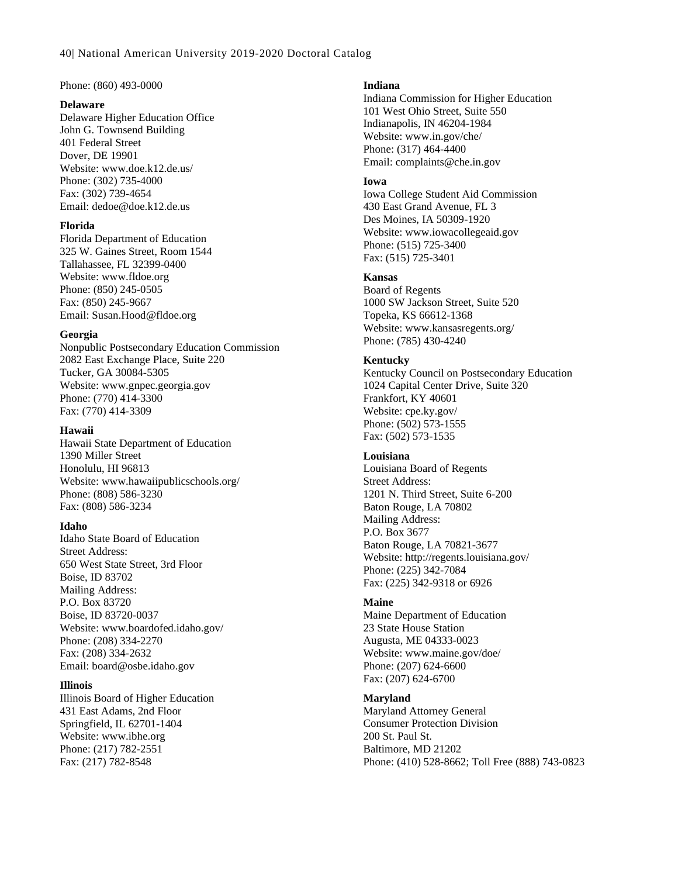Phone: (860) 493-0000

**Delaware**
Delaware Higher Education Office
John G. Townsend Building
401 Federal Street
Dover, DE 19901
Website: www.doe.k12.de.us/
Phone: (302) 735-4000
Fax: (302) 739-4654
Email: dedoe@doe.k12.de.us

**Florida**
Florida Department of Education
325 W. Gaines Street, Room 1544
Tallahassee, FL 32399-0400
Website: www.fldoe.org
Phone: (850) 245-0505
Fax: (850) 245-9667
Email: Susan.Hood@fldoe.org

**Georgia**
Nonpublic Postsecondary Education Commission
2082 East Exchange Place, Suite 220
Tucker, GA 30084-5305
Website: www.gnpec.georgia.gov
Phone: (770) 414-3300
Fax: (770) 414-3309

**Hawaii**
Hawaii State Department of Education
1390 Miller Street
Honolulu, HI 96813
Website: www.hawaiipublicschools.org/
Phone: (808) 586-3230
Fax: (808) 586-3234

**Idaho**
Idaho State Board of Education
Street Address:
650 West State Street, 3rd Floor
Boise, ID 83702
Mailing Address:
P.O. Box 83720
Boise, ID 83720-0037
Website: www.boardofed.idaho.gov/
Phone: (208) 334-2270
Fax: (208) 334-2632
Email: board@osbe.idaho.gov

**Illinois**
Illinois Board of Higher Education
431 East Adams, 2nd Floor
Springfield, IL 62701-1404
Website: www.ibhe.org
Phone: (217) 782-2551
Fax: (217) 782-8548

**Indiana**
Indiana Commission for Higher Education
101 West Ohio Street, Suite 550
Indianapolis, IN 46204-1984
Website: www.in.gov/che/
Phone: (317) 464-4400
Email: complaints@che.in.gov

**Iowa**
Iowa College Student Aid Commission
430 East Grand Avenue, FL 3
Des Moines, IA 50309-1920
Website: www.iowacollegeaid.gov
Phone: (515) 725-3400
Fax: (515) 725-3401

**Kansas**
Board of Regents
1000 SW Jackson Street, Suite 520
Topeka, KS 66612-1368
Website: www.kansasregents.org/
Phone: (785) 430-4240

**Kentucky**
Kentucky Council on Postsecondary Education
1024 Capital Center Drive, Suite 320
Frankfort, KY 40601
Website: cpe.ky.gov/
Phone: (502) 573-1555
Fax: (502) 573-1535

**Louisiana**
Louisiana Board of Regents
Street Address:
1201 N. Third Street, Suite 6-200
Baton Rouge, LA 70802
Mailing Address:
P.O. Box 3677
Baton Rouge, LA 70821-3677
Website: http://regents.louisiana.gov/
Phone: (225) 342-7084
Fax: (225) 342-9318 or 6926

**Maine**
Maine Department of Education
23 State House Station
Augusta, ME 04333-0023
Website: www.maine.gov/doe/
Phone: (207) 624-6600
Fax: (207) 624-6700

**Maryland**
Maryland Attorney General
Consumer Protection Division
200 St. Paul St.
Baltimore, MD 21202
Phone: (410) 528-8662; Toll Free (888) 743-0823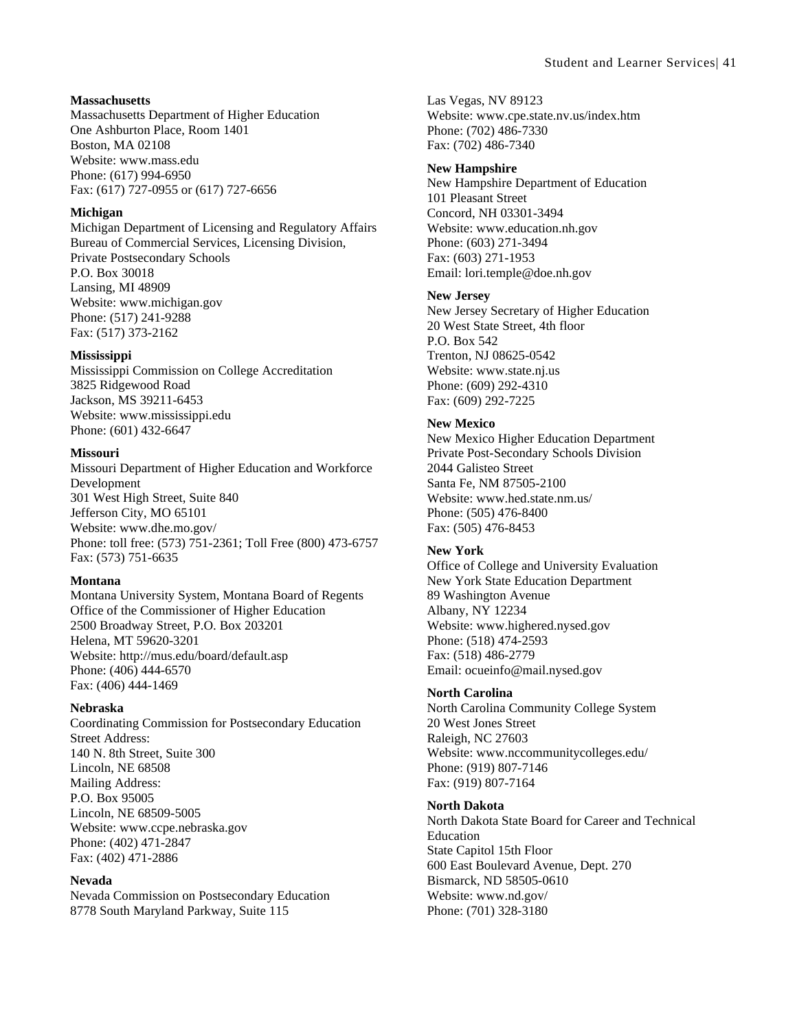**Massachusetts**
Massachusetts Department of Higher Education
One Ashburton Place, Room 1401
Boston, MA 02108
Website: www.mass.edu
Phone: (617) 994-6950
Fax: (617) 727-0955 or (617) 727-6656

**Michigan**
Michigan Department of Licensing and Regulatory Affairs
Bureau of Commercial Services, Licensing Division,
Private Postsecondary Schools
P.O. Box 30018
Lansing, MI 48909
Website: www.michigan.gov
Phone: (517) 241-9288
Fax: (517) 373-2162

**Mississippi**
Mississippi Commission on College Accreditation
3825 Ridgewood Road
Jackson, MS 39211-6453
Website: www.mississippi.edu
Phone: (601) 432-6647

**Missouri**
Missouri Department of Higher Education and Workforce Development
301 West High Street, Suite 840
Jefferson City, MO 65101
Website: www.dhe.mo.gov/
Phone: toll free: (573) 751-2361; Toll Free (800) 473-6757
Fax: (573) 751-6635

**Montana**
Montana University System, Montana Board of Regents
Office of the Commissioner of Higher Education
2500 Broadway Street, P.O. Box 203201
Helena, MT 59620-3201
Website: http://mus.edu/board/default.asp
Phone: (406) 444-6570
Fax: (406) 444-1469

**Nebraska**
Coordinating Commission for Postsecondary Education
Street Address:
140 N. 8th Street, Suite 300
Lincoln, NE 68508
Mailing Address:
P.O. Box 95005
Lincoln, NE 68509-5005
Website: www.ccpe.nebraska.gov
Phone: (402) 471-2847
Fax: (402) 471-2886

**Nevada**
Nevada Commission on Postsecondary Education
8778 South Maryland Parkway, Suite 115
Las Vegas, NV 89123
Website: www.cpe.state.nv.us/index.htm
Phone: (702) 486-7330
Fax: (702) 486-7340

**New Hampshire**
New Hampshire Department of Education
101 Pleasant Street
Concord, NH 03301-3494
Website: www.education.nh.gov
Phone: (603) 271-3494
Fax: (603) 271-1953
Email: lori.temple@doe.nh.gov

**New Jersey**
New Jersey Secretary of Higher Education
20 West State Street, 4th floor
P.O. Box 542
Trenton, NJ 08625-0542
Website: www.state.nj.us
Phone: (609) 292-4310
Fax: (609) 292-7225

**New Mexico**
New Mexico Higher Education Department
Private Post-Secondary Schools Division
2044 Galisteo Street
Santa Fe, NM 87505-2100
Website: www.hed.state.nm.us/
Phone: (505) 476-8400
Fax: (505) 476-8453

**New York**
Office of College and University Evaluation
New York State Education Department
89 Washington Avenue
Albany, NY 12234
Website: www.highered.nysed.gov
Phone: (518) 474-2593
Fax: (518) 486-2779
Email: ocueinfo@mail.nysed.gov

**North Carolina**
North Carolina Community College System
20 West Jones Street
Raleigh, NC 27603
Website: www.nccommunitycolleges.edu/
Phone: (919) 807-7146
Fax: (919) 807-7164

**North Dakota**
North Dakota State Board for Career and Technical Education
State Capitol 15th Floor
600 East Boulevard Avenue, Dept. 270
Bismarck, ND 58505-0610
Website: www.nd.gov/
Phone: (701) 328-3180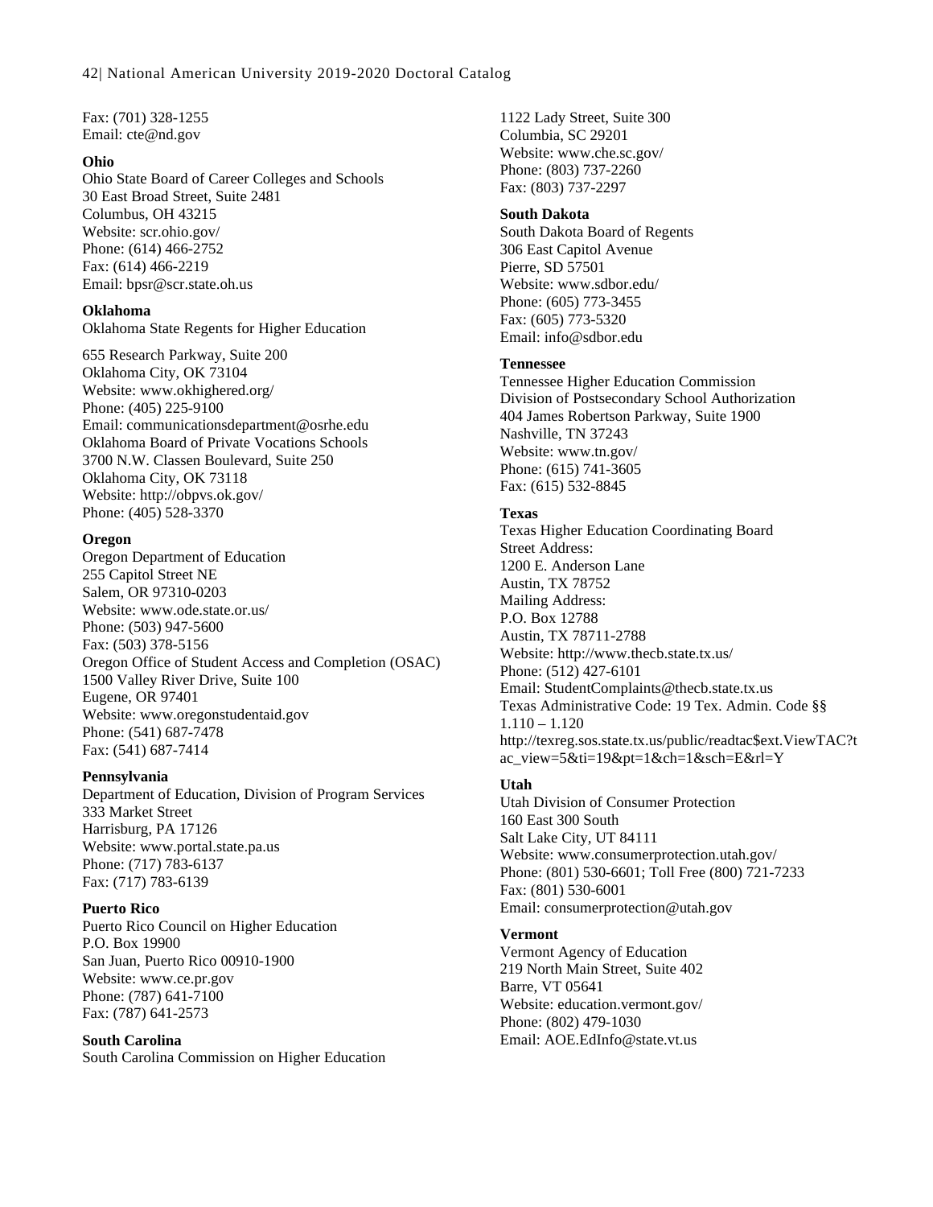Fax: (701) 328-1255
Email: cte@nd.gov

**Ohio**
Ohio State Board of Career Colleges and Schools
30 East Broad Street, Suite 2481
Columbus, OH 43215
Website: scr.ohio.gov/
Phone: (614) 466-2752
Fax: (614) 466-2219
Email: bpsr@scr.state.oh.us

**Oklahoma**
Oklahoma State Regents for Higher Education

655 Research Parkway, Suite 200
Oklahoma City, OK 73104
Website: www.okhighered.org/
Phone: (405) 225-9100
Email: communicationsdepartment@osrhe.edu
Oklahoma Board of Private Vocations Schools
3700 N.W. Classen Boulevard, Suite 250
Oklahoma City, OK 73118
Website: http://obpvs.ok.gov/
Phone: (405) 528-3370

**Oregon**
Oregon Department of Education
255 Capitol Street NE
Salem, OR 97310-0203
Website: www.ode.state.or.us/
Phone: (503) 947-5600
Fax: (503) 378-5156
Oregon Office of Student Access and Completion (OSAC)
1500 Valley River Drive, Suite 100
Eugene, OR 97401
Website: www.oregonstudentaid.gov
Phone: (541) 687-7478
Fax: (541) 687-7414

**Pennsylvania**
Department of Education, Division of Program Services
333 Market Street
Harrisburg, PA 17126
Website: www.portal.state.pa.us
Phone: (717) 783-6137
Fax: (717) 783-6139

**Puerto Rico**
Puerto Rico Council on Higher Education
P.O. Box 19900
San Juan, Puerto Rico 00910-1900
Website: www.ce.pr.gov
Phone: (787) 641-7100
Fax: (787) 641-2573

**South Carolina**
South Carolina Commission on Higher Education
1122 Lady Street, Suite 300
Columbia, SC 29201
Website: www.che.sc.gov/
Phone: (803) 737-2260
Fax: (803) 737-2297

**South Dakota**
South Dakota Board of Regents
306 East Capitol Avenue
Pierre, SD 57501
Website: www.sdbor.edu/
Phone: (605) 773-3455
Fax: (605) 773-5320
Email: info@sdbor.edu

**Tennessee**
Tennessee Higher Education Commission
Division of Postsecondary School Authorization
404 James Robertson Parkway, Suite 1900
Nashville, TN 37243
Website: www.tn.gov/
Phone: (615) 741-3605
Fax: (615) 532-8845

**Texas**
Texas Higher Education Coordinating Board
Street Address:
1200 E. Anderson Lane
Austin, TX 78752
Mailing Address:
P.O. Box 12788
Austin, TX 78711-2788
Website: http://www.thecb.state.tx.us/
Phone: (512) 427-6101
Email: StudentComplaints@thecb.state.tx.us
Texas Administrative Code: 19 Tex. Admin. Code §§ 1.110 – 1.120
http://texreg.sos.state.tx.us/public/readtac$ext.ViewTAC?tac_view=5&ti=19&pt=1&ch=1&sch=E&rl=Y

**Utah**
Utah Division of Consumer Protection
160 East 300 South
Salt Lake City, UT 84111
Website: www.consumerprotection.utah.gov/
Phone: (801) 530-6601; Toll Free (800) 721-7233
Fax: (801) 530-6001
Email: consumerprotection@utah.gov

**Vermont**
Vermont Agency of Education
219 North Main Street, Suite 402
Barre, VT 05641
Website: education.vermont.gov/
Phone: (802) 479-1030
Email: AOE.EdInfo@state.vt.us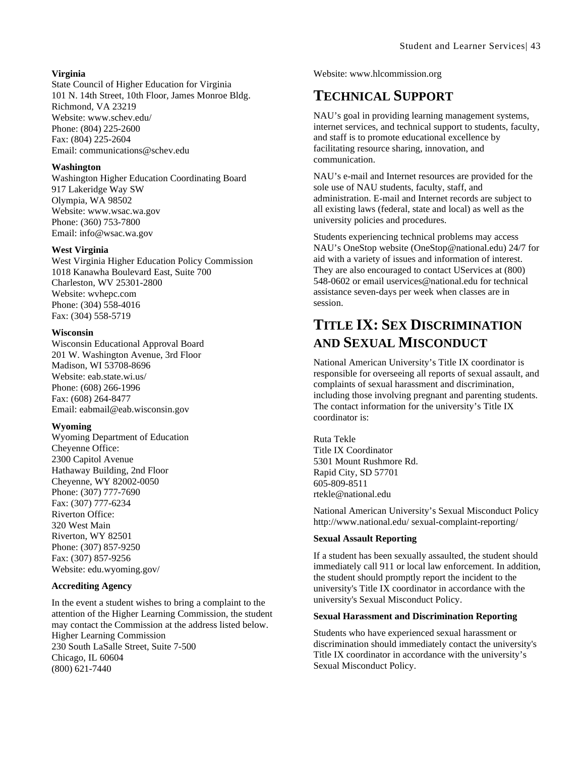**Virginia**
State Council of Higher Education for Virginia
101 N. 14th Street, 10th Floor, James Monroe Bldg.
Richmond, VA 23219
Website: www.schev.edu/
Phone: (804) 225-2600
Fax: (804) 225-2604
Email: communications@schev.edu

**Washington**
Washington Higher Education Coordinating Board
917 Lakeridge Way SW
Olympia, WA 98502
Website: www.wsac.wa.gov
Phone: (360) 753-7800
Email: info@wsac.wa.gov

**West Virginia**
West Virginia Higher Education Policy Commission
1018 Kanawha Boulevard East, Suite 700
Charleston, WV 25301-2800
Website: wvhepc.com
Phone: (304) 558-4016
Fax: (304) 558-5719

**Wisconsin**
Wisconsin Educational Approval Board
201 W. Washington Avenue, 3rd Floor
Madison, WI 53708-8696
Website: eab.state.wi.us/
Phone: (608) 266-1996
Fax: (608) 264-8477
Email: eabmail@eab.wisconsin.gov

**Wyoming**
Wyoming Department of Education
Cheyenne Office:
2300 Capitol Avenue
Hathaway Building, 2nd Floor
Cheyenne, WY 82002-0050
Phone: (307) 777-7690
Fax: (307) 777-6234
Riverton Office:
320 West Main
Riverton, WY 82501
Phone: (307) 857-9250
Fax: (307) 857-9256
Website: edu.wyoming.gov/

**Accrediting Agency**

In the event a student wishes to bring a complaint to the attention of the Higher Learning Commission, the student may contact the Commission at the address listed below.
Higher Learning Commission
230 South LaSalle Street, Suite 7-500
Chicago, IL 60604
(800) 621-7440
Website: www.hlcommission.org

## TECHNICAL SUPPORT

NAU's goal in providing learning management systems, internet services, and technical support to students, faculty, and staff is to promote educational excellence by facilitating resource sharing, innovation, and communication.

NAU's e-mail and Internet resources are provided for the sole use of NAU students, faculty, staff, and administration. E-mail and Internet records are subject to all existing laws (federal, state and local) as well as the university policies and procedures.

Students experiencing technical problems may access NAU's OneStop website (OneStop@national.edu) 24/7 for aid with a variety of issues and information of interest. They are also encouraged to contact UServices at (800) 548-0602 or email uservices@national.edu for technical assistance seven-days per week when classes are in session.

## TITLE IX: SEX DISCRIMINATION AND SEXUAL MISCONDUCT

National American University's Title IX coordinator is responsible for overseeing all reports of sexual assault, and complaints of sexual harassment and discrimination, including those involving pregnant and parenting students. The contact information for the university's Title IX coordinator is:

Ruta Tekle
Title IX Coordinator
5301 Mount Rushmore Rd.
Rapid City, SD 57701
605-809-8511
rtekle@national.edu

National American University's Sexual Misconduct Policy
http://www.national.edu/ sexual-complaint-reporting/

**Sexual Assault Reporting**

If a student has been sexually assaulted, the student should immediately call 911 or local law enforcement. In addition, the student should promptly report the incident to the university's Title IX coordinator in accordance with the university's Sexual Misconduct Policy.

**Sexual Harassment and Discrimination Reporting**

Students who have experienced sexual harassment or discrimination should immediately contact the university's Title IX coordinator in accordance with the university's Sexual Misconduct Policy.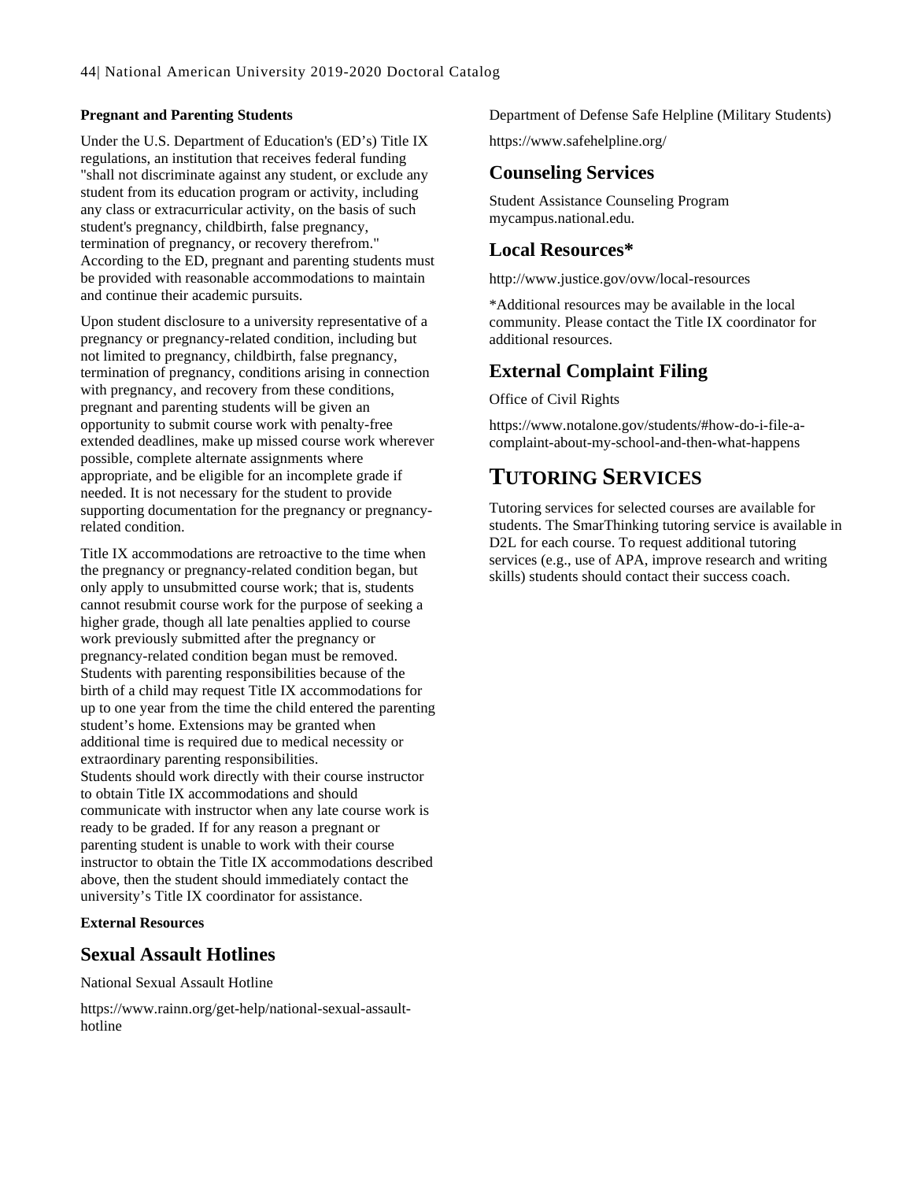**Pregnant and Parenting Students**

Under the U.S. Department of Education's (ED's) Title IX regulations, an institution that receives federal funding "shall not discriminate against any student, or exclude any student from its education program or activity, including any class or extracurricular activity, on the basis of such student's pregnancy, childbirth, false pregnancy, termination of pregnancy, or recovery therefrom." According to the ED, pregnant and parenting students must be provided with reasonable accommodations to maintain and continue their academic pursuits.

Upon student disclosure to a university representative of a pregnancy or pregnancy-related condition, including but not limited to pregnancy, childbirth, false pregnancy, termination of pregnancy, conditions arising in connection with pregnancy, and recovery from these conditions, pregnant and parenting students will be given an opportunity to submit course work with penalty-free extended deadlines, make up missed course work wherever possible, complete alternate assignments where appropriate, and be eligible for an incomplete grade if needed. It is not necessary for the student to provide supporting documentation for the pregnancy or pregnancy-related condition.

Title IX accommodations are retroactive to the time when the pregnancy or pregnancy-related condition began, but only apply to unsubmitted course work; that is, students cannot resubmit course work for the purpose of seeking a higher grade, though all late penalties applied to course work previously submitted after the pregnancy or pregnancy-related condition began must be removed. Students with parenting responsibilities because of the birth of a child may request Title IX accommodations for up to one year from the time the child entered the parenting student's home. Extensions may be granted when additional time is required due to medical necessity or extraordinary parenting responsibilities.
Students should work directly with their course instructor to obtain Title IX accommodations and should communicate with instructor when any late course work is ready to be graded. If for any reason a pregnant or parenting student is unable to work with their course instructor to obtain the Title IX accommodations described above, then the student should immediately contact the university's Title IX coordinator for assistance.

**External Resources**

## Sexual Assault Hotlines

National Sexual Assault Hotline

https://www.rainn.org/get-help/national-sexual-assault-hotline

Department of Defense Safe Helpline (Military Students)

https://www.safehelpline.org/

## Counseling Services

Student Assistance Counseling Program mycampus.national.edu.

## Local Resources*

http://www.justice.gov/ovw/local-resources

*Additional resources may be available in the local community. Please contact the Title IX coordinator for additional resources.

## External Complaint Filing

Office of Civil Rights

https://www.notalone.gov/students/#how-do-i-file-a-complaint-about-my-school-and-then-what-happens

# Tutoring Services

Tutoring services for selected courses are available for students. The SmarThinking tutoring service is available in D2L for each course. To request additional tutoring services (e.g., use of APA, improve research and writing skills) students should contact their success coach.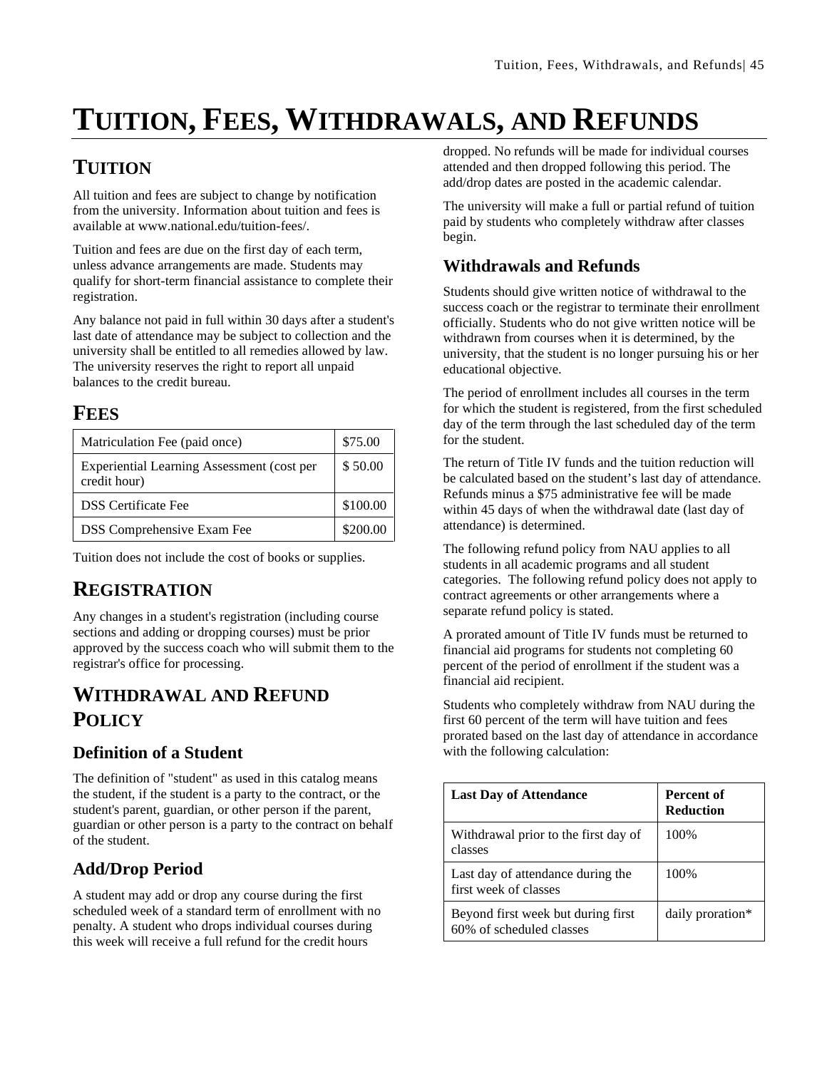# TUITION, FEES, WITHDRAWALS, AND REFUNDS

## TUITION

All tuition and fees are subject to change by notification from the university. Information about tuition and fees is available at www.national.edu/tuition-fees/.

Tuition and fees are due on the first day of each term, unless advance arrangements are made. Students may qualify for short-term financial assistance to complete their registration.

Any balance not paid in full within 30 days after a student's last date of attendance may be subject to collection and the university shall be entitled to all remedies allowed by law. The university reserves the right to report all unpaid balances to the credit bureau.

## FEES

| Fee | Amount |
|---|---|
| Matriculation Fee (paid once) | $75.00 |
| Experiential Learning Assessment (cost per credit hour) | $ 50.00 |
| DSS Certificate Fee | $100.00 |
| DSS Comprehensive Exam Fee | $200.00 |

Tuition does not include the cost of books or supplies.

## REGISTRATION

Any changes in a student's registration (including course sections and adding or dropping courses) must be prior approved by the success coach who will submit them to the registrar's office for processing.

## WITHDRAWAL AND REFUND POLICY

### Definition of a Student

The definition of "student" as used in this catalog means the student, if the student is a party to the contract, or the student's parent, guardian, or other person if the parent, guardian or other person is a party to the contract on behalf of the student.

### Add/Drop Period

A student may add or drop any course during the first scheduled week of a standard term of enrollment with no penalty. A student who drops individual courses during this week will receive a full refund for the credit hours dropped. No refunds will be made for individual courses attended and then dropped following this period. The add/drop dates are posted in the academic calendar.

The university will make a full or partial refund of tuition paid by students who completely withdraw after classes begin.

### Withdrawals and Refunds

Students should give written notice of withdrawal to the success coach or the registrar to terminate their enrollment officially. Students who do not give written notice will be withdrawn from courses when it is determined, by the university, that the student is no longer pursuing his or her educational objective.

The period of enrollment includes all courses in the term for which the student is registered, from the first scheduled day of the term through the last scheduled day of the term for the student.

The return of Title IV funds and the tuition reduction will be calculated based on the student's last day of attendance. Refunds minus a $75 administrative fee will be made within 45 days of when the withdrawal date (last day of attendance) is determined.

The following refund policy from NAU applies to all students in all academic programs and all student categories. The following refund policy does not apply to contract agreements or other arrangements where a separate refund policy is stated.

A prorated amount of Title IV funds must be returned to financial aid programs for students not completing 60 percent of the period of enrollment if the student was a financial aid recipient.

Students who completely withdraw from NAU during the first 60 percent of the term will have tuition and fees prorated based on the last day of attendance in accordance with the following calculation:

| Last Day of Attendance | Percent of Reduction |
|---|---|
| Withdrawal prior to the first day of classes | 100% |
| Last day of attendance during the first week of classes | 100% |
| Beyond first week but during first 60% of scheduled classes | daily proration* |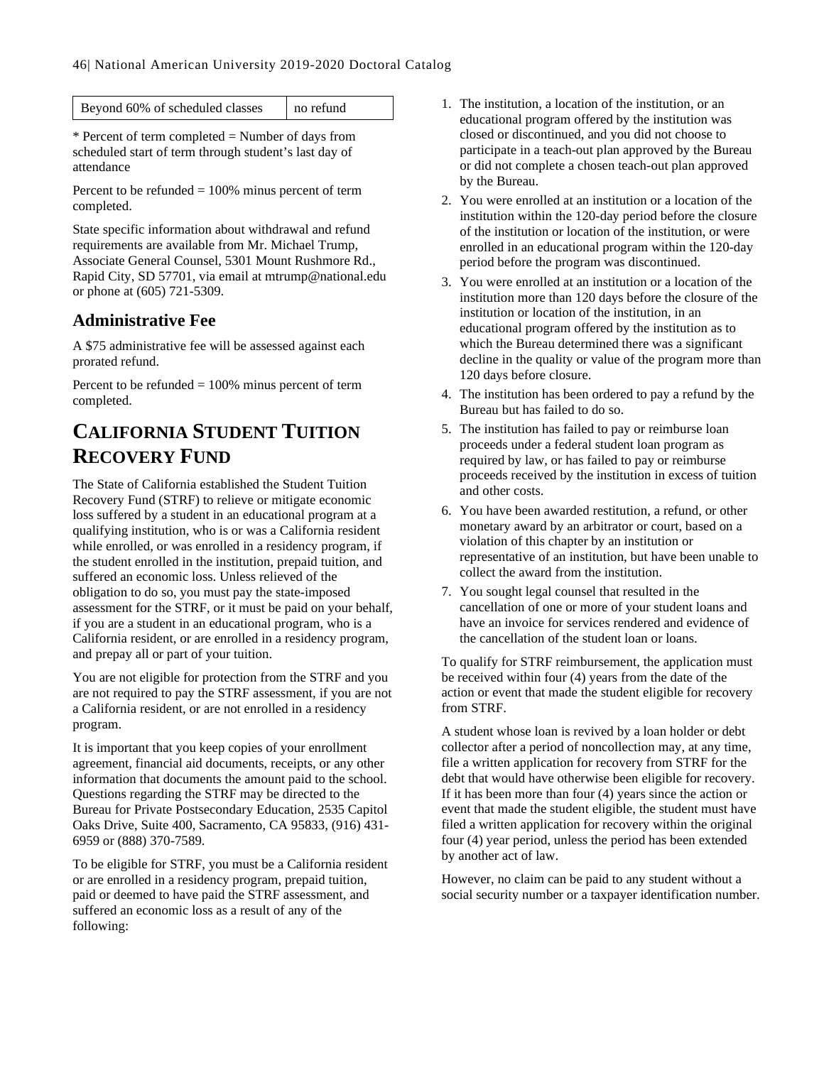| Beyond 60% of scheduled classes | no refund |
|---|---|

* Percent of term completed = Number of days from scheduled start of term through student's last day of attendance

Percent to be refunded = 100% minus percent of term completed.

State specific information about withdrawal and refund requirements are available from Mr. Michael Trump, Associate General Counsel, 5301 Mount Rushmore Rd., Rapid City, SD 57701, via email at mtrump@national.edu or phone at (605) 721-5309.

## Administrative Fee

A $75 administrative fee will be assessed against each prorated refund.

Percent to be refunded = 100% minus percent of term completed.

# CALIFORNIA STUDENT TUITION RECOVERY FUND

The State of California established the Student Tuition Recovery Fund (STRF) to relieve or mitigate economic loss suffered by a student in an educational program at a qualifying institution, who is or was a California resident while enrolled, or was enrolled in a residency program, if the student enrolled in the institution, prepaid tuition, and suffered an economic loss. Unless relieved of the obligation to do so, you must pay the state-imposed assessment for the STRF, or it must be paid on your behalf, if you are a student in an educational program, who is a California resident, or are enrolled in a residency program, and prepay all or part of your tuition.

You are not eligible for protection from the STRF and you are not required to pay the STRF assessment, if you are not a California resident, or are not enrolled in a residency program.

It is important that you keep copies of your enrollment agreement, financial aid documents, receipts, or any other information that documents the amount paid to the school. Questions regarding the STRF may be directed to the Bureau for Private Postsecondary Education, 2535 Capitol Oaks Drive, Suite 400, Sacramento, CA 95833, (916) 431-6959 or (888) 370-7589.

To be eligible for STRF, you must be a California resident or are enrolled in a residency program, prepaid tuition, paid or deemed to have paid the STRF assessment, and suffered an economic loss as a result of any of the following:

1. The institution, a location of the institution, or an educational program offered by the institution was closed or discontinued, and you did not choose to participate in a teach-out plan approved by the Bureau or did not complete a chosen teach-out plan approved by the Bureau.
2. You were enrolled at an institution or a location of the institution within the 120-day period before the closure of the institution or location of the institution, or were enrolled in an educational program within the 120-day period before the program was discontinued.
3. You were enrolled at an institution or a location of the institution more than 120 days before the closure of the institution or location of the institution, in an educational program offered by the institution as to which the Bureau determined there was a significant decline in the quality or value of the program more than 120 days before closure.
4. The institution has been ordered to pay a refund by the Bureau but has failed to do so.
5. The institution has failed to pay or reimburse loan proceeds under a federal student loan program as required by law, or has failed to pay or reimburse proceeds received by the institution in excess of tuition and other costs.
6. You have been awarded restitution, a refund, or other monetary award by an arbitrator or court, based on a violation of this chapter by an institution or representative of an institution, but have been unable to collect the award from the institution.
7. You sought legal counsel that resulted in the cancellation of one or more of your student loans and have an invoice for services rendered and evidence of the cancellation of the student loan or loans.

To qualify for STRF reimbursement, the application must be received within four (4) years from the date of the action or event that made the student eligible for recovery from STRF.

A student whose loan is revived by a loan holder or debt collector after a period of noncollection may, at any time, file a written application for recovery from STRF for the debt that would have otherwise been eligible for recovery. If it has been more than four (4) years since the action or event that made the student eligible, the student must have filed a written application for recovery within the original four (4) year period, unless the period has been extended by another act of law.

However, no claim can be paid to any student without a social security number or a taxpayer identification number.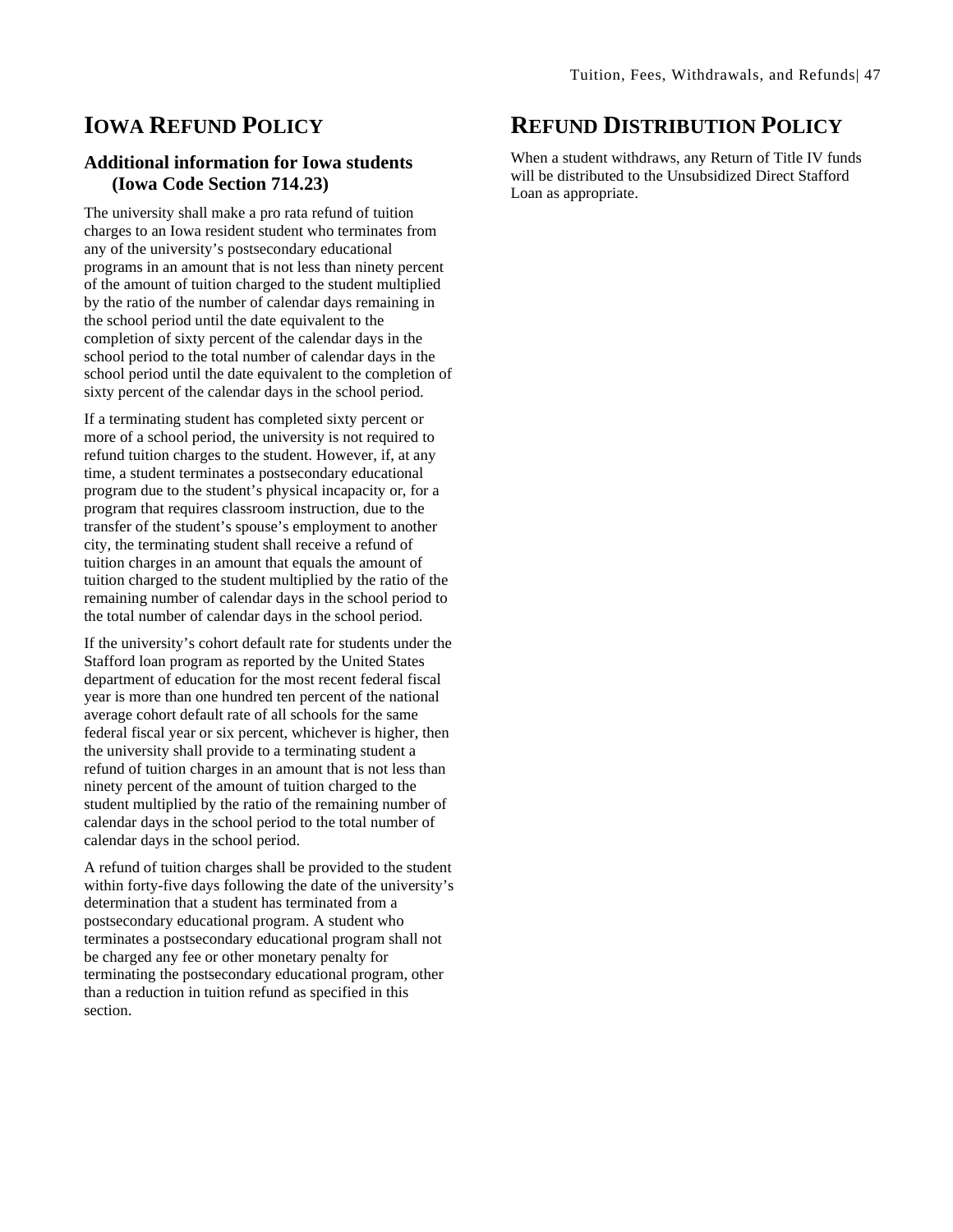# IOWA REFUND POLICY

### Additional information for Iowa students (Iowa Code Section 714.23)

The university shall make a pro rata refund of tuition charges to an Iowa resident student who terminates from any of the university's postsecondary educational programs in an amount that is not less than ninety percent of the amount of tuition charged to the student multiplied by the ratio of the number of calendar days remaining in the school period until the date equivalent to the completion of sixty percent of the calendar days in the school period to the total number of calendar days in the school period until the date equivalent to the completion of sixty percent of the calendar days in the school period.

If a terminating student has completed sixty percent or more of a school period, the university is not required to refund tuition charges to the student. However, if, at any time, a student terminates a postsecondary educational program due to the student's physical incapacity or, for a program that requires classroom instruction, due to the transfer of the student's spouse's employment to another city, the terminating student shall receive a refund of tuition charges in an amount that equals the amount of tuition charged to the student multiplied by the ratio of the remaining number of calendar days in the school period to the total number of calendar days in the school period.

If the university's cohort default rate for students under the Stafford loan program as reported by the United States department of education for the most recent federal fiscal year is more than one hundred ten percent of the national average cohort default rate of all schools for the same federal fiscal year or six percent, whichever is higher, then the university shall provide to a terminating student a refund of tuition charges in an amount that is not less than ninety percent of the amount of tuition charged to the student multiplied by the ratio of the remaining number of calendar days in the school period to the total number of calendar days in the school period.

A refund of tuition charges shall be provided to the student within forty-five days following the date of the university's determination that a student has terminated from a postsecondary educational program. A student who terminates a postsecondary educational program shall not be charged any fee or other monetary penalty for terminating the postsecondary educational program, other than a reduction in tuition refund as specified in this section.

# REFUND DISTRIBUTION POLICY

When a student withdraws, any Return of Title IV funds will be distributed to the Unsubsidized Direct Stafford Loan as appropriate.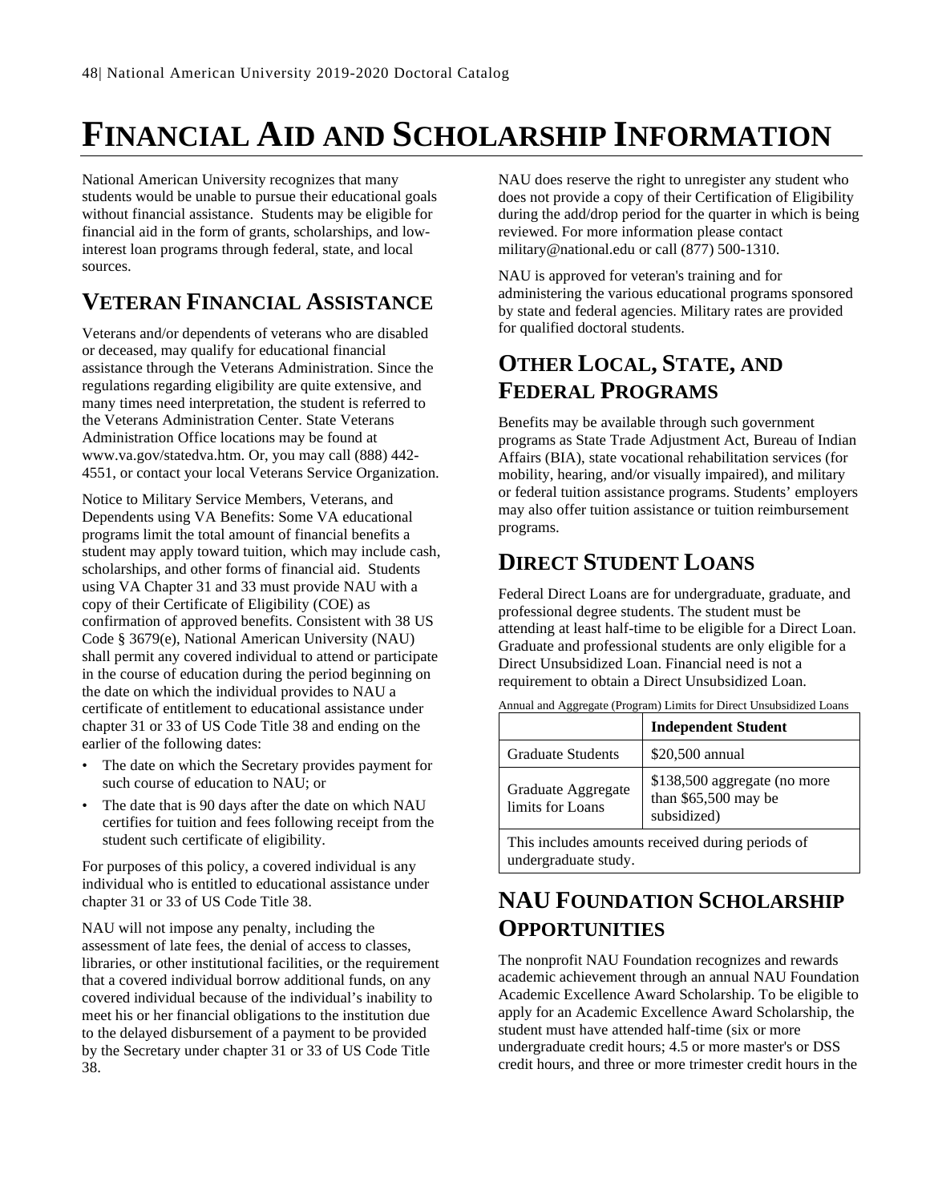# FINANCIAL AID AND SCHOLARSHIP INFORMATION

National American University recognizes that many students would be unable to pursue their educational goals without financial assistance. Students may be eligible for financial aid in the form of grants, scholarships, and low-interest loan programs through federal, state, and local sources.

## VETERAN FINANCIAL ASSISTANCE

Veterans and/or dependents of veterans who are disabled or deceased, may qualify for educational financial assistance through the Veterans Administration. Since the regulations regarding eligibility are quite extensive, and many times need interpretation, the student is referred to the Veterans Administration Center. State Veterans Administration Office locations may be found at www.va.gov/statedva.htm. Or, you may call (888) 442-4551, or contact your local Veterans Service Organization.

Notice to Military Service Members, Veterans, and Dependents using VA Benefits: Some VA educational programs limit the total amount of financial benefits a student may apply toward tuition, which may include cash, scholarships, and other forms of financial aid. Students using VA Chapter 31 and 33 must provide NAU with a copy of their Certificate of Eligibility (COE) as confirmation of approved benefits. Consistent with 38 US Code § 3679(e), National American University (NAU) shall permit any covered individual to attend or participate in the course of education during the period beginning on the date on which the individual provides to NAU a certificate of entitlement to educational assistance under chapter 31 or 33 of US Code Title 38 and ending on the earlier of the following dates:

- The date on which the Secretary provides payment for such course of education to NAU; or
- The date that is 90 days after the date on which NAU certifies for tuition and fees following receipt from the student such certificate of eligibility.

For purposes of this policy, a covered individual is any individual who is entitled to educational assistance under chapter 31 or 33 of US Code Title 38.

NAU will not impose any penalty, including the assessment of late fees, the denial of access to classes, libraries, or other institutional facilities, or the requirement that a covered individual borrow additional funds, on any covered individual because of the individual's inability to meet his or her financial obligations to the institution due to the delayed disbursement of a payment to be provided by the Secretary under chapter 31 or 33 of US Code Title 38.

NAU does reserve the right to unregister any student who does not provide a copy of their Certification of Eligibility during the add/drop period for the quarter in which is being reviewed. For more information please contact military@national.edu or call (877) 500-1310.

NAU is approved for veteran's training and for administering the various educational programs sponsored by state and federal agencies. Military rates are provided for qualified doctoral students.

## OTHER LOCAL, STATE, AND FEDERAL PROGRAMS

Benefits may be available through such government programs as State Trade Adjustment Act, Bureau of Indian Affairs (BIA), state vocational rehabilitation services (for mobility, hearing, and/or visually impaired), and military or federal tuition assistance programs. Students' employers may also offer tuition assistance or tuition reimbursement programs.

## DIRECT STUDENT LOANS

Federal Direct Loans are for undergraduate, graduate, and professional degree students. The student must be attending at least half-time to be eligible for a Direct Loan. Graduate and professional students are only eligible for a Direct Unsubsidized Loan. Financial need is not a requirement to obtain a Direct Unsubsidized Loan.

Annual and Aggregate (Program) Limits for Direct Unsubsidized Loans

| | **Independent Student** |
|---|---|
| Graduate Students | $20,500 annual |
| Graduate Aggregate limits for Loans | $138,500 aggregate (no more than $65,500 may be subsidized) |
| This includes amounts received during periods of undergraduate study. | |

## NAU FOUNDATION SCHOLARSHIP OPPORTUNITIES

The nonprofit NAU Foundation recognizes and rewards academic achievement through an annual NAU Foundation Academic Excellence Award Scholarship. To be eligible to apply for an Academic Excellence Award Scholarship, the student must have attended half-time (six or more undergraduate credit hours; 4.5 or more master's or DSS credit hours, and three or more trimester credit hours in the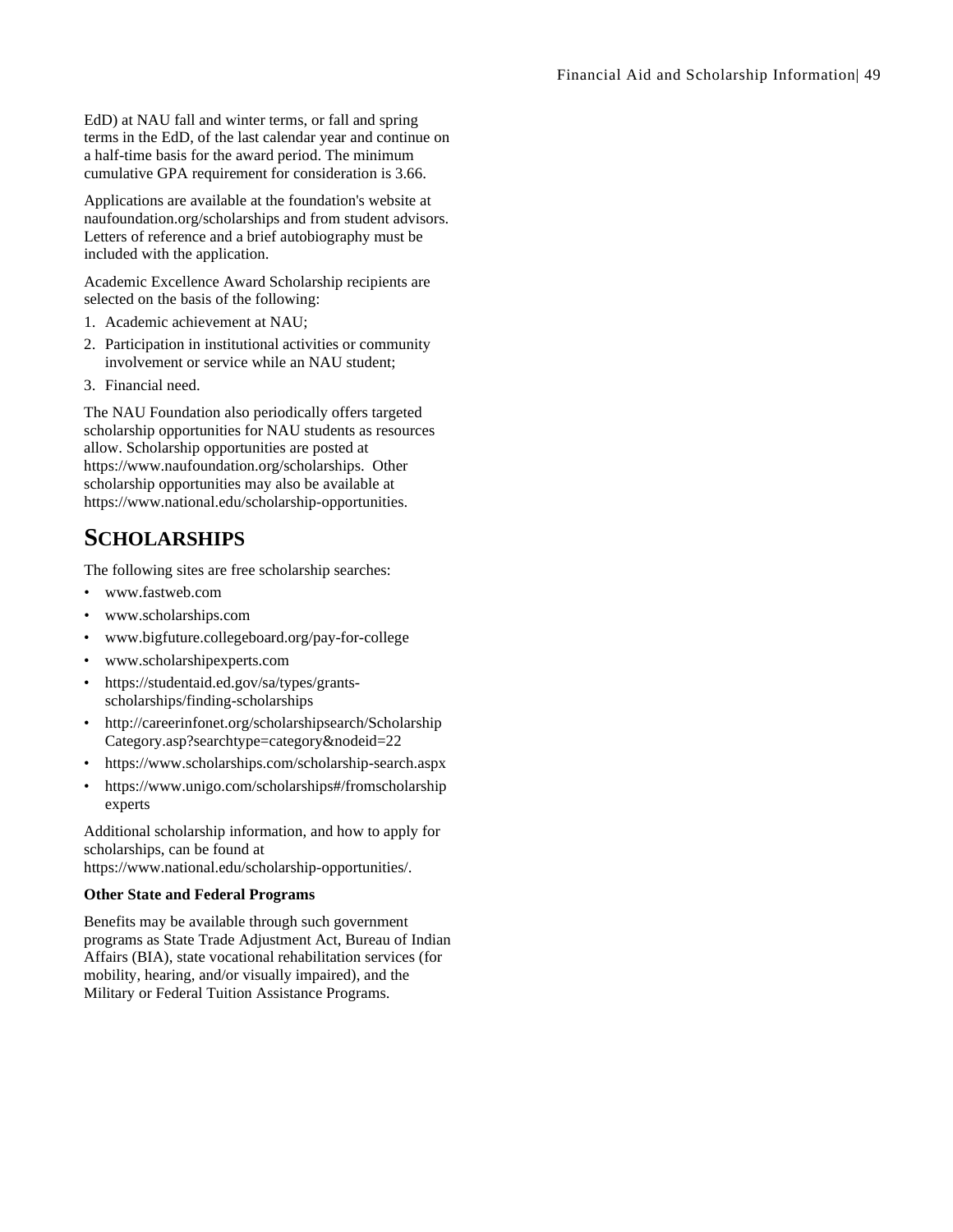EdD) at NAU fall and winter terms, or fall and spring terms in the EdD, of the last calendar year and continue on a half-time basis for the award period. The minimum cumulative GPA requirement for consideration is 3.66.

Applications are available at the foundation's website at naufoundation.org/scholarships and from student advisors. Letters of reference and a brief autobiography must be included with the application.

Academic Excellence Award Scholarship recipients are selected on the basis of the following:

1. Academic achievement at NAU;
2. Participation in institutional activities or community involvement or service while an NAU student;
3. Financial need.

The NAU Foundation also periodically offers targeted scholarship opportunities for NAU students as resources allow. Scholarship opportunities are posted at https://www.naufoundation.org/scholarships. Other scholarship opportunities may also be available at https://www.national.edu/scholarship-opportunities.

## SCHOLARSHIPS

The following sites are free scholarship searches:

- www.fastweb.com
- www.scholarships.com
- www.bigfuture.collegeboard.org/pay-for-college
- www.scholarshipexperts.com
- https://studentaid.ed.gov/sa/types/grants-scholarships/finding-scholarships
- http://careerinfonet.org/scholarshipsearch/ScholarshipCategory.asp?searchtype=category&nodeid=22
- https://www.scholarships.com/scholarship-search.aspx
- https://www.unigo.com/scholarships#/fromscholarshipexperts

Additional scholarship information, and how to apply for scholarships, can be found at https://www.national.edu/scholarship-opportunities/.

**Other State and Federal Programs**

Benefits may be available through such government programs as State Trade Adjustment Act, Bureau of Indian Affairs (BIA), state vocational rehabilitation services (for mobility, hearing, and/or visually impaired), and the Military or Federal Tuition Assistance Programs.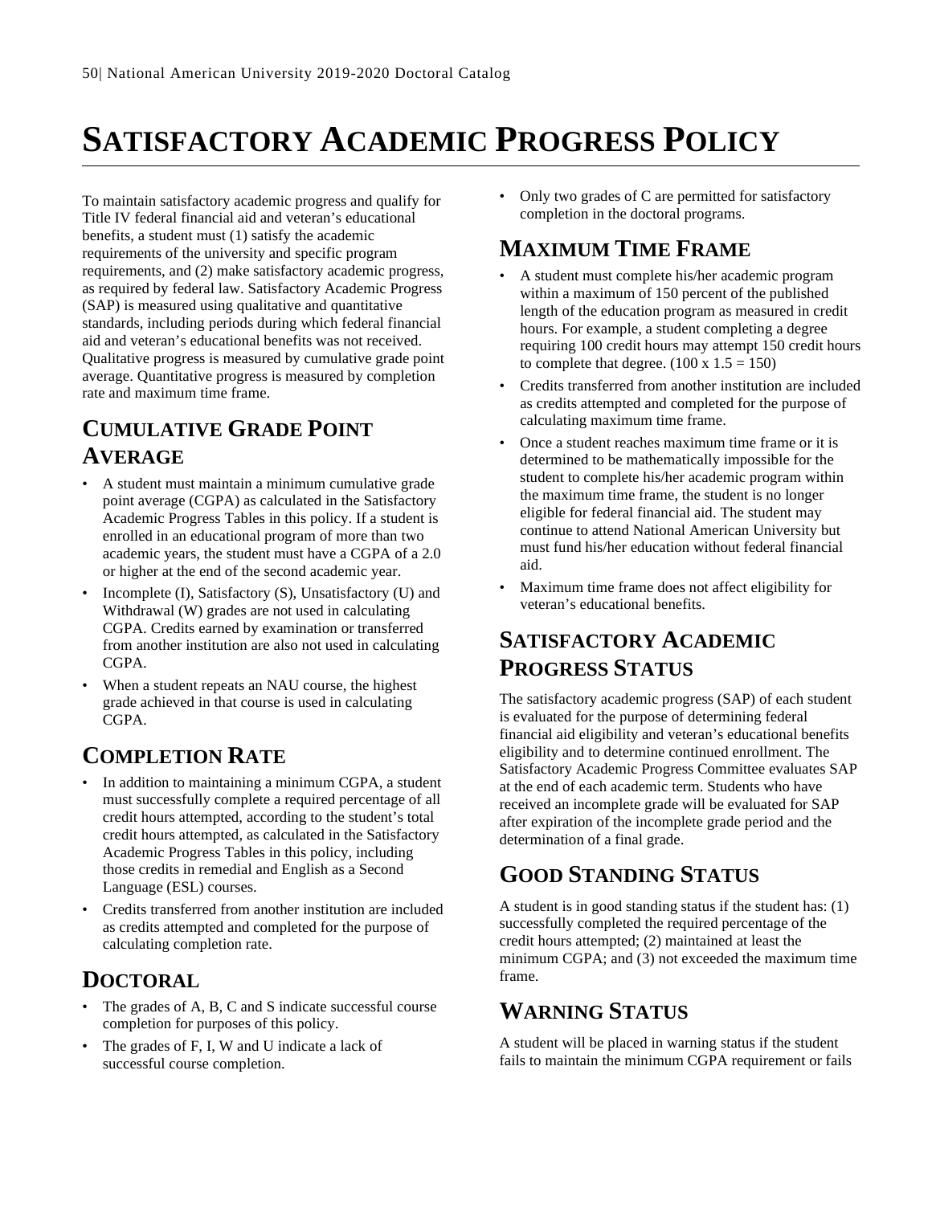# SATISFACTORY ACADEMIC PROGRESS POLICY

To maintain satisfactory academic progress and qualify for Title IV federal financial aid and veteran's educational benefits, a student must (1) satisfy the academic requirements of the university and specific program requirements, and (2) make satisfactory academic progress, as required by federal law. Satisfactory Academic Progress (SAP) is measured using qualitative and quantitative standards, including periods during which federal financial aid and veteran's educational benefits was not received. Qualitative progress is measured by cumulative grade point average. Quantitative progress is measured by completion rate and maximum time frame.

## CUMULATIVE GRADE POINT AVERAGE

- A student must maintain a minimum cumulative grade point average (CGPA) as calculated in the Satisfactory Academic Progress Tables in this policy. If a student is enrolled in an educational program of more than two academic years, the student must have a CGPA of a 2.0 or higher at the end of the second academic year.
- Incomplete (I), Satisfactory (S), Unsatisfactory (U) and Withdrawal (W) grades are not used in calculating CGPA. Credits earned by examination or transferred from another institution are also not used in calculating CGPA.
- When a student repeats an NAU course, the highest grade achieved in that course is used in calculating CGPA.

## COMPLETION RATE

- In addition to maintaining a minimum CGPA, a student must successfully complete a required percentage of all credit hours attempted, according to the student's total credit hours attempted, as calculated in the Satisfactory Academic Progress Tables in this policy, including those credits in remedial and English as a Second Language (ESL) courses.
- Credits transferred from another institution are included as credits attempted and completed for the purpose of calculating completion rate.

## DOCTORAL

- The grades of A, B, C and S indicate successful course completion for purposes of this policy.
- The grades of F, I, W and U indicate a lack of successful course completion.
- Only two grades of C are permitted for satisfactory completion in the doctoral programs.

## MAXIMUM TIME FRAME

- A student must complete his/her academic program within a maximum of 150 percent of the published length of the education program as measured in credit hours. For example, a student completing a degree requiring 100 credit hours may attempt 150 credit hours to complete that degree. (100 x 1.5 = 150)
- Credits transferred from another institution are included as credits attempted and completed for the purpose of calculating maximum time frame.
- Once a student reaches maximum time frame or it is determined to be mathematically impossible for the student to complete his/her academic program within the maximum time frame, the student is no longer eligible for federal financial aid. The student may continue to attend National American University but must fund his/her education without federal financial aid.
- Maximum time frame does not affect eligibility for veteran's educational benefits.

## SATISFACTORY ACADEMIC PROGRESS STATUS

The satisfactory academic progress (SAP) of each student is evaluated for the purpose of determining federal financial aid eligibility and veteran's educational benefits eligibility and to determine continued enrollment. The Satisfactory Academic Progress Committee evaluates SAP at the end of each academic term. Students who have received an incomplete grade will be evaluated for SAP after expiration of the incomplete grade period and the determination of a final grade.

## GOOD STANDING STATUS

A student is in good standing status if the student has: (1) successfully completed the required percentage of the credit hours attempted; (2) maintained at least the minimum CGPA; and (3) not exceeded the maximum time frame.

## WARNING STATUS

A student will be placed in warning status if the student fails to maintain the minimum CGPA requirement or fails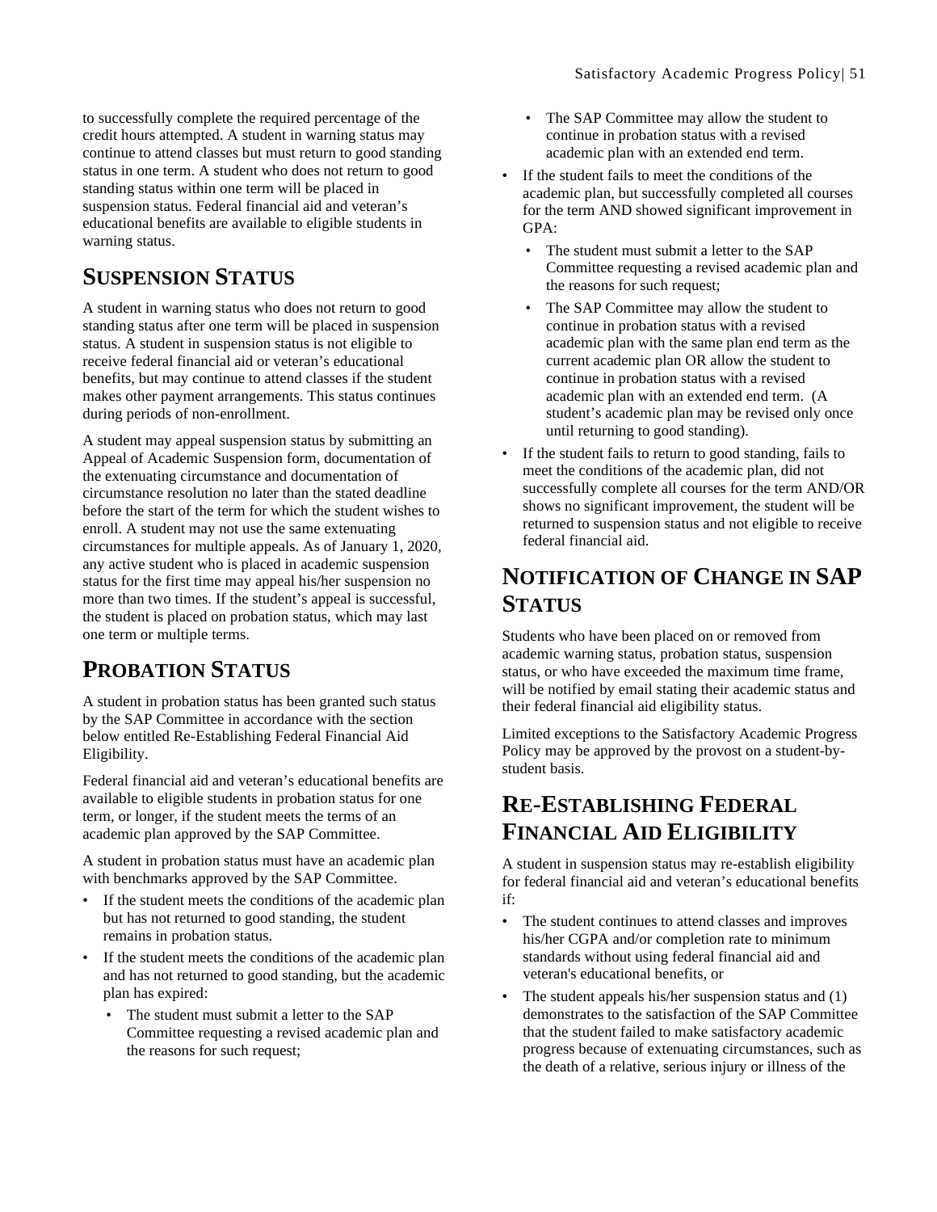to successfully complete the required percentage of the credit hours attempted. A student in warning status may continue to attend classes but must return to good standing status in one term. A student who does not return to good standing status within one term will be placed in suspension status. Federal financial aid and veteran's educational benefits are available to eligible students in warning status.

## SUSPENSION STATUS

A student in warning status who does not return to good standing status after one term will be placed in suspension status. A student in suspension status is not eligible to receive federal financial aid or veteran's educational benefits, but may continue to attend classes if the student makes other payment arrangements. This status continues during periods of non-enrollment.

A student may appeal suspension status by submitting an Appeal of Academic Suspension form, documentation of the extenuating circumstance and documentation of circumstance resolution no later than the stated deadline before the start of the term for which the student wishes to enroll. A student may not use the same extenuating circumstances for multiple appeals. As of January 1, 2020, any active student who is placed in academic suspension status for the first time may appeal his/her suspension no more than two times. If the student's appeal is successful, the student is placed on probation status, which may last one term or multiple terms.

## PROBATION STATUS

A student in probation status has been granted such status by the SAP Committee in accordance with the section below entitled Re-Establishing Federal Financial Aid Eligibility.

Federal financial aid and veteran's educational benefits are available to eligible students in probation status for one term, or longer, if the student meets the terms of an academic plan approved by the SAP Committee.

A student in probation status must have an academic plan with benchmarks approved by the SAP Committee.

- If the student meets the conditions of the academic plan but has not returned to good standing, the student remains in probation status.
- If the student meets the conditions of the academic plan and has not returned to good standing, but the academic plan has expired:
  - The student must submit a letter to the SAP Committee requesting a revised academic plan and the reasons for such request;
  - The SAP Committee may allow the student to continue in probation status with a revised academic plan with an extended end term.
- If the student fails to meet the conditions of the academic plan, but successfully completed all courses for the term AND showed significant improvement in GPA:
  - The student must submit a letter to the SAP Committee requesting a revised academic plan and the reasons for such request;
  - The SAP Committee may allow the student to continue in probation status with a revised academic plan with the same plan end term as the current academic plan OR allow the student to continue in probation status with a revised academic plan with an extended end term. (A student's academic plan may be revised only once until returning to good standing).
- If the student fails to return to good standing, fails to meet the conditions of the academic plan, did not successfully complete all courses for the term AND/OR shows no significant improvement, the student will be returned to suspension status and not eligible to receive federal financial aid.

## NOTIFICATION OF CHANGE IN SAP STATUS

Students who have been placed on or removed from academic warning status, probation status, suspension status, or who have exceeded the maximum time frame, will be notified by email stating their academic status and their federal financial aid eligibility status.

Limited exceptions to the Satisfactory Academic Progress Policy may be approved by the provost on a student-by-student basis.

## RE-ESTABLISHING FEDERAL FINANCIAL AID ELIGIBILITY

A student in suspension status may re-establish eligibility for federal financial aid and veteran's educational benefits if:

- The student continues to attend classes and improves his/her CGPA and/or completion rate to minimum standards without using federal financial aid and veteran's educational benefits, or
- The student appeals his/her suspension status and (1) demonstrates to the satisfaction of the SAP Committee that the student failed to make satisfactory academic progress because of extenuating circumstances, such as the death of a relative, serious injury or illness of the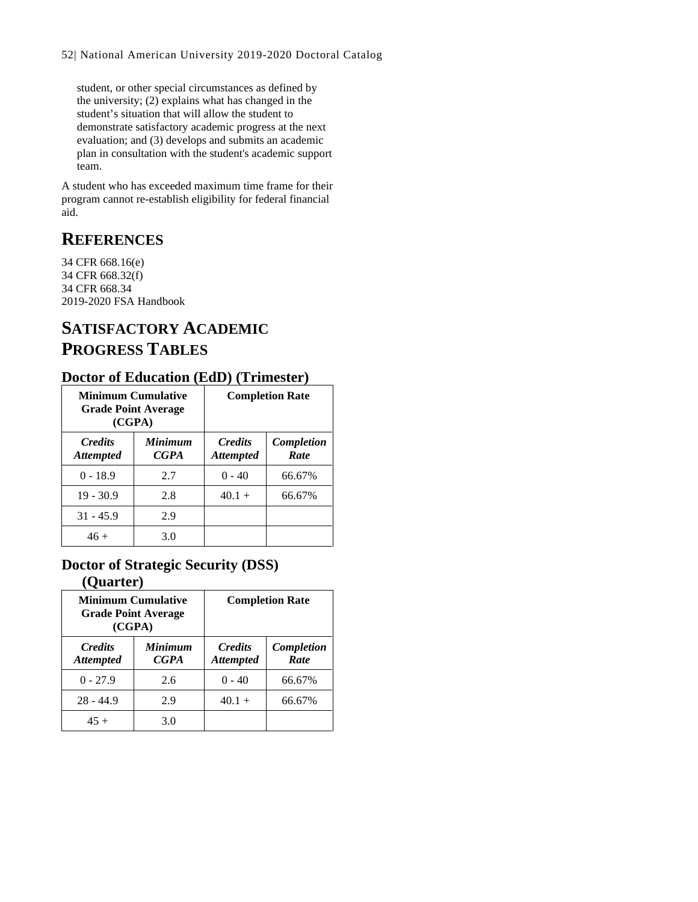student, or other special circumstances as defined by the university; (2) explains what has changed in the student's situation that will allow the student to demonstrate satisfactory academic progress at the next evaluation; and (3) develops and submits an academic plan in consultation with the student's academic support team.

A student who has exceeded maximum time frame for their program cannot re-establish eligibility for federal financial aid.

## REFERENCES

34 CFR 668.16(e)
34 CFR 668.32(f)
34 CFR 668.34
2019-2020 FSA Handbook

## SATISFACTORY ACADEMIC PROGRESS TABLES

### Doctor of Education (EdD) (Trimester)

| **Minimum Cumulative Grade Point Average (CGPA)** | | **Completion Rate** | |
|---|---|---|---|
| ***Credits Attempted*** | ***Minimum CGPA*** | ***Credits Attempted*** | ***Completion Rate*** |
| 0 - 18.9 | 2.7 | 0 - 40 | 66.67% |
| 19 - 30.9 | 2.8 | 40.1 + | 66.67% |
| 31 - 45.9 | 2.9 | | |
| 46 + | 3.0 | | |

### Doctor of Strategic Security (DSS) (Quarter)

| **Minimum Cumulative Grade Point Average (CGPA)** | | **Completion Rate** | |
|---|---|---|---|
| ***Credits Attempted*** | ***Minimum CGPA*** | ***Credits Attempted*** | ***Completion Rate*** |
| 0 - 27.9 | 2.6 | 0 - 40 | 66.67% |
| 28 - 44.9 | 2.9 | 40.1 + | 66.67% |
| 45 + | 3.0 | | |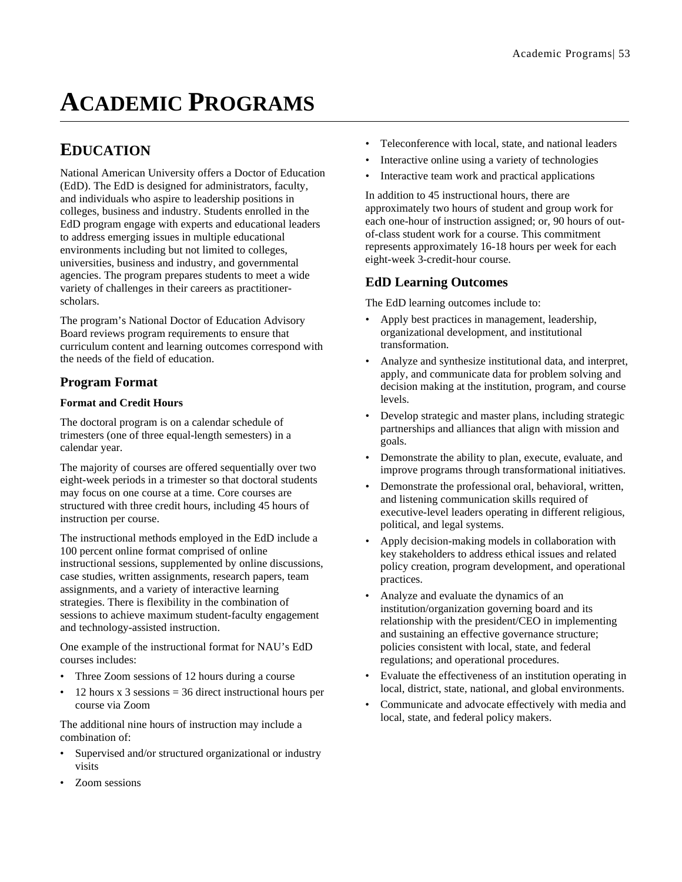# ACADEMIC PROGRAMS

## EDUCATION

National American University offers a Doctor of Education (EdD). The EdD is designed for administrators, faculty, and individuals who aspire to leadership positions in colleges, business and industry. Students enrolled in the EdD program engage with experts and educational leaders to address emerging issues in multiple educational environments including but not limited to colleges, universities, business and industry, and governmental agencies. The program prepares students to meet a wide variety of challenges in their careers as practitioner-scholars.

The program's National Doctor of Education Advisory Board reviews program requirements to ensure that curriculum content and learning outcomes correspond with the needs of the field of education.

### Program Format

#### Format and Credit Hours

The doctoral program is on a calendar schedule of trimesters (one of three equal-length semesters) in a calendar year.

The majority of courses are offered sequentially over two eight-week periods in a trimester so that doctoral students may focus on one course at a time. Core courses are structured with three credit hours, including 45 hours of instruction per course.

The instructional methods employed in the EdD include a 100 percent online format comprised of online instructional sessions, supplemented by online discussions, case studies, written assignments, research papers, team assignments, and a variety of interactive learning strategies. There is flexibility in the combination of sessions to achieve maximum student-faculty engagement and technology-assisted instruction.

One example of the instructional format for NAU's EdD courses includes:

- Three Zoom sessions of 12 hours during a course
- 12 hours x 3 sessions = 36 direct instructional hours per course via Zoom

The additional nine hours of instruction may include a combination of:

- Supervised and/or structured organizational or industry visits
- Zoom sessions
- Teleconference with local, state, and national leaders
- Interactive online using a variety of technologies
- Interactive team work and practical applications

In addition to 45 instructional hours, there are approximately two hours of student and group work for each one-hour of instruction assigned; or, 90 hours of out-of-class student work for a course. This commitment represents approximately 16-18 hours per week for each eight-week 3-credit-hour course.

### EdD Learning Outcomes

The EdD learning outcomes include to:

- Apply best practices in management, leadership, organizational development, and institutional transformation.
- Analyze and synthesize institutional data, and interpret, apply, and communicate data for problem solving and decision making at the institution, program, and course levels.
- Develop strategic and master plans, including strategic partnerships and alliances that align with mission and goals.
- Demonstrate the ability to plan, execute, evaluate, and improve programs through transformational initiatives.
- Demonstrate the professional oral, behavioral, written, and listening communication skills required of executive-level leaders operating in different religious, political, and legal systems.
- Apply decision-making models in collaboration with key stakeholders to address ethical issues and related policy creation, program development, and operational practices.
- Analyze and evaluate the dynamics of an institution/organization governing board and its relationship with the president/CEO in implementing and sustaining an effective governance structure; policies consistent with local, state, and federal regulations; and operational procedures.
- Evaluate the effectiveness of an institution operating in local, district, state, national, and global environments.
- Communicate and advocate effectively with media and local, state, and federal policy makers.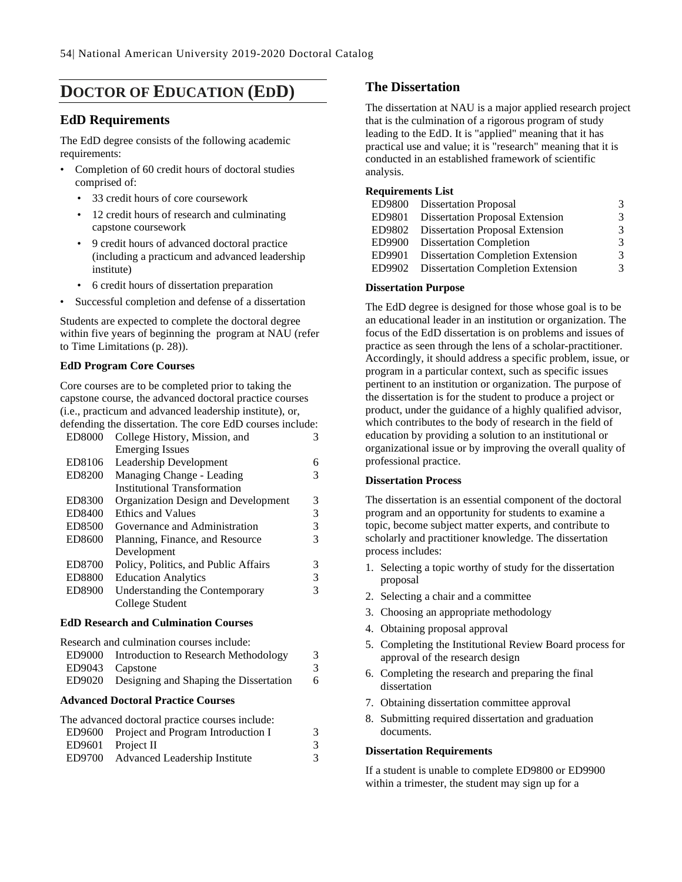# DOCTOR OF EDUCATION (EDD)

## EdD Requirements

The EdD degree consists of the following academic requirements:

- Completion of 60 credit hours of doctoral studies comprised of:
  - 33 credit hours of core coursework
  - 12 credit hours of research and culminating capstone coursework
  - 9 credit hours of advanced doctoral practice (including a practicum and advanced leadership institute)
  - 6 credit hours of dissertation preparation
- Successful completion and defense of a dissertation

Students are expected to complete the doctoral degree within five years of beginning the program at NAU (refer to Time Limitations (p. 28)).

**EdD Program Core Courses**

Core courses are to be completed prior to taking the capstone course, the advanced doctoral practice courses (i.e., practicum and advanced leadership institute), or, defending the dissertation. The core EdD courses include:

| | | |
|---|---|---|
| ED8000 | College History, Mission, and Emerging Issues | 3 |
| ED8106 | Leadership Development | 6 |
| ED8200 | Managing Change - Leading Institutional Transformation | 3 |
| ED8300 | Organization Design and Development | 3 |
| ED8400 | Ethics and Values | 3 |
| ED8500 | Governance and Administration | 3 |
| ED8600 | Planning, Finance, and Resource Development | 3 |
| ED8700 | Policy, Politics, and Public Affairs | 3 |
| ED8800 | Education Analytics | 3 |
| ED8900 | Understanding the Contemporary College Student | 3 |

**EdD Research and Culmination Courses**

Research and culmination courses include:

| | | |
|---|---|---|
| ED9000 | Introduction to Research Methodology | 3 |
| ED9043 | Capstone | 3 |
| ED9020 | Designing and Shaping the Dissertation | 6 |

**Advanced Doctoral Practice Courses**

The advanced doctoral practice courses include:

| | | |
|---|---|---|
| ED9600 | Project and Program Introduction I | 3 |
| ED9601 | Project II | 3 |
| ED9700 | Advanced Leadership Institute | 3 |

## The Dissertation

The dissertation at NAU is a major applied research project that is the culmination of a rigorous program of study leading to the EdD. It is "applied" meaning that it has practical use and value; it is "research" meaning that it is conducted in an established framework of scientific analysis.

**Requirements List**

| | | |
|---|---|---|
| ED9800 | Dissertation Proposal | 3 |
| ED9801 | Dissertation Proposal Extension | 3 |
| ED9802 | Dissertation Proposal Extension | 3 |
| ED9900 | Dissertation Completion | 3 |
| ED9901 | Dissertation Completion Extension | 3 |
| ED9902 | Dissertation Completion Extension | 3 |

**Dissertation Purpose**

The EdD degree is designed for those whose goal is to be an educational leader in an institution or organization. The focus of the EdD dissertation is on problems and issues of practice as seen through the lens of a scholar-practitioner. Accordingly, it should address a specific problem, issue, or program in a particular context, such as specific issues pertinent to an institution or organization. The purpose of the dissertation is for the student to produce a project or product, under the guidance of a highly qualified advisor, which contributes to the body of research in the field of education by providing a solution to an institutional or organizational issue or by improving the overall quality of professional practice.

**Dissertation Process**

The dissertation is an essential component of the doctoral program and an opportunity for students to examine a topic, become subject matter experts, and contribute to scholarly and practitioner knowledge. The dissertation process includes:

1. Selecting a topic worthy of study for the dissertation proposal
2. Selecting a chair and a committee
3. Choosing an appropriate methodology
4. Obtaining proposal approval
5. Completing the Institutional Review Board process for approval of the research design
6. Completing the research and preparing the final dissertation
7. Obtaining dissertation committee approval
8. Submitting required dissertation and graduation documents.

**Dissertation Requirements**

If a student is unable to complete ED9800 or ED9900 within a trimester, the student may sign up for a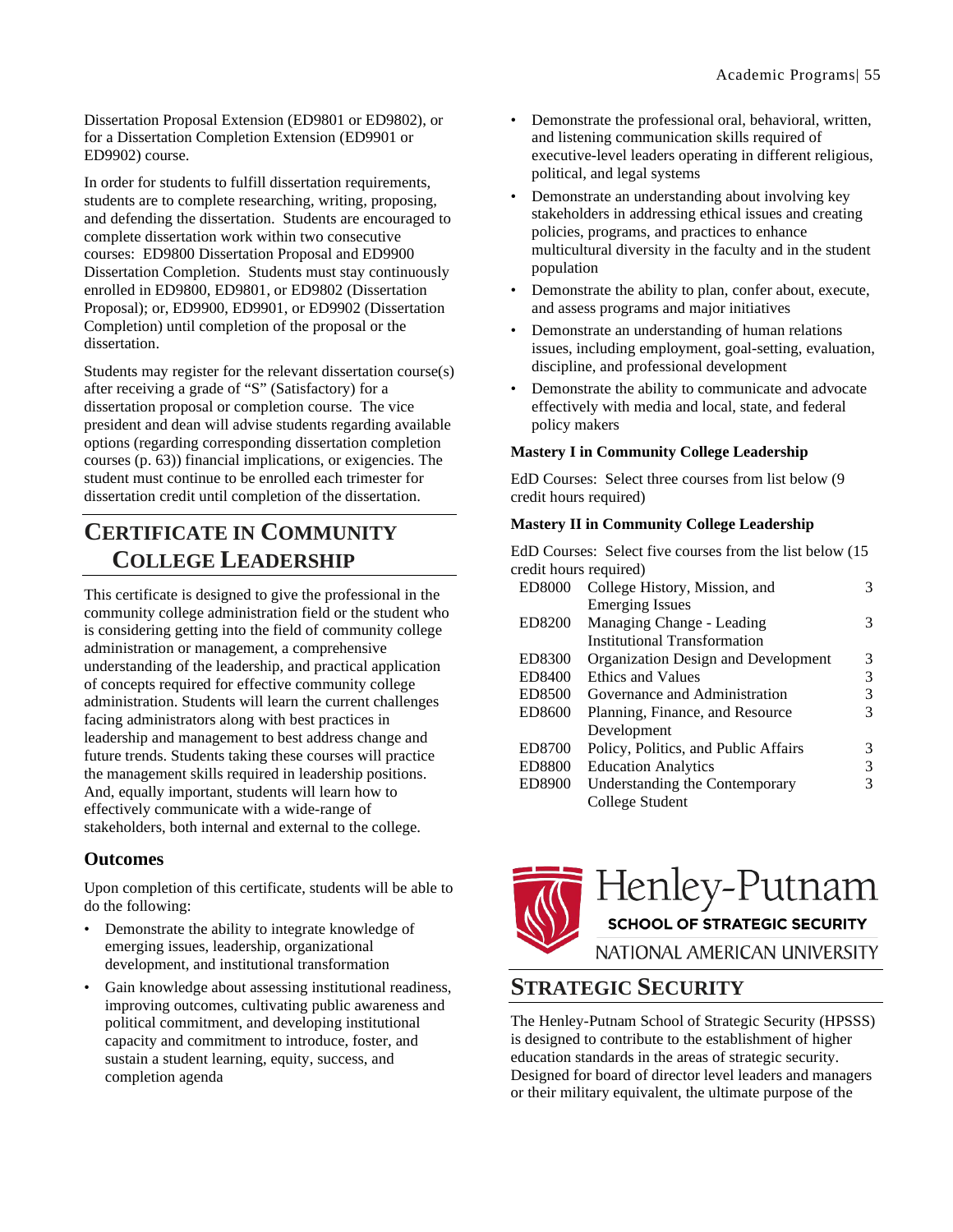Dissertation Proposal Extension (ED9801 or ED9802), or for a Dissertation Completion Extension (ED9901 or ED9902) course.

In order for students to fulfill dissertation requirements, students are to complete researching, writing, proposing, and defending the dissertation. Students are encouraged to complete dissertation work within two consecutive courses: ED9800 Dissertation Proposal and ED9900 Dissertation Completion. Students must stay continuously enrolled in ED9800, ED9801, or ED9802 (Dissertation Proposal); or, ED9900, ED9901, or ED9902 (Dissertation Completion) until completion of the proposal or the dissertation.

Students may register for the relevant dissertation course(s) after receiving a grade of "S" (Satisfactory) for a dissertation proposal or completion course. The vice president and dean will advise students regarding available options (regarding corresponding dissertation completion courses (p. 63)) financial implications, or exigencies. The student must continue to be enrolled each trimester for dissertation credit until completion of the dissertation.

## Certificate in Community College Leadership

This certificate is designed to give the professional in the community college administration field or the student who is considering getting into the field of community college administration or management, a comprehensive understanding of the leadership, and practical application of concepts required for effective community college administration. Students will learn the current challenges facing administrators along with best practices in leadership and management to best address change and future trends. Students taking these courses will practice the management skills required in leadership positions. And, equally important, students will learn how to effectively communicate with a wide-range of stakeholders, both internal and external to the college.

### Outcomes

Upon completion of this certificate, students will be able to do the following:

- Demonstrate the ability to integrate knowledge of emerging issues, leadership, organizational development, and institutional transformation
- Gain knowledge about assessing institutional readiness, improving outcomes, cultivating public awareness and political commitment, and developing institutional capacity and commitment to introduce, foster, and sustain a student learning, equity, success, and completion agenda
- Demonstrate the professional oral, behavioral, written, and listening communication skills required of executive-level leaders operating in different religious, political, and legal systems
- Demonstrate an understanding about involving key stakeholders in addressing ethical issues and creating policies, programs, and practices to enhance multicultural diversity in the faculty and in the student population
- Demonstrate the ability to plan, confer about, execute, and assess programs and major initiatives
- Demonstrate an understanding of human relations issues, including employment, goal-setting, evaluation, discipline, and professional development
- Demonstrate the ability to communicate and advocate effectively with media and local, state, and federal policy makers

**Mastery I in Community College Leadership**

EdD Courses: Select three courses from list below (9 credit hours required)

**Mastery II in Community College Leadership**

EdD Courses: Select five courses from the list below (15 credit hours required)

| | | |
|---|---|---|
| ED8000 | College History, Mission, and Emerging Issues | 3 |
| ED8200 | Managing Change - Leading Institutional Transformation | 3 |
| ED8300 | Organization Design and Development | 3 |
| ED8400 | Ethics and Values | 3 |
| ED8500 | Governance and Administration | 3 |
| ED8600 | Planning, Finance, and Resource Development | 3 |
| ED8700 | Policy, Politics, and Public Affairs | 3 |
| ED8800 | Education Analytics | 3 |
| ED8900 | Understanding the Contemporary College Student | 3 |

Henley-Putnam
SCHOOL OF STRATEGIC SECURITY
NATIONAL AMERICAN UNIVERSITY

## Strategic Security

The Henley-Putnam School of Strategic Security (HPSSS) is designed to contribute to the establishment of higher education standards in the areas of strategic security. Designed for board of director level leaders and managers or their military equivalent, the ultimate purpose of the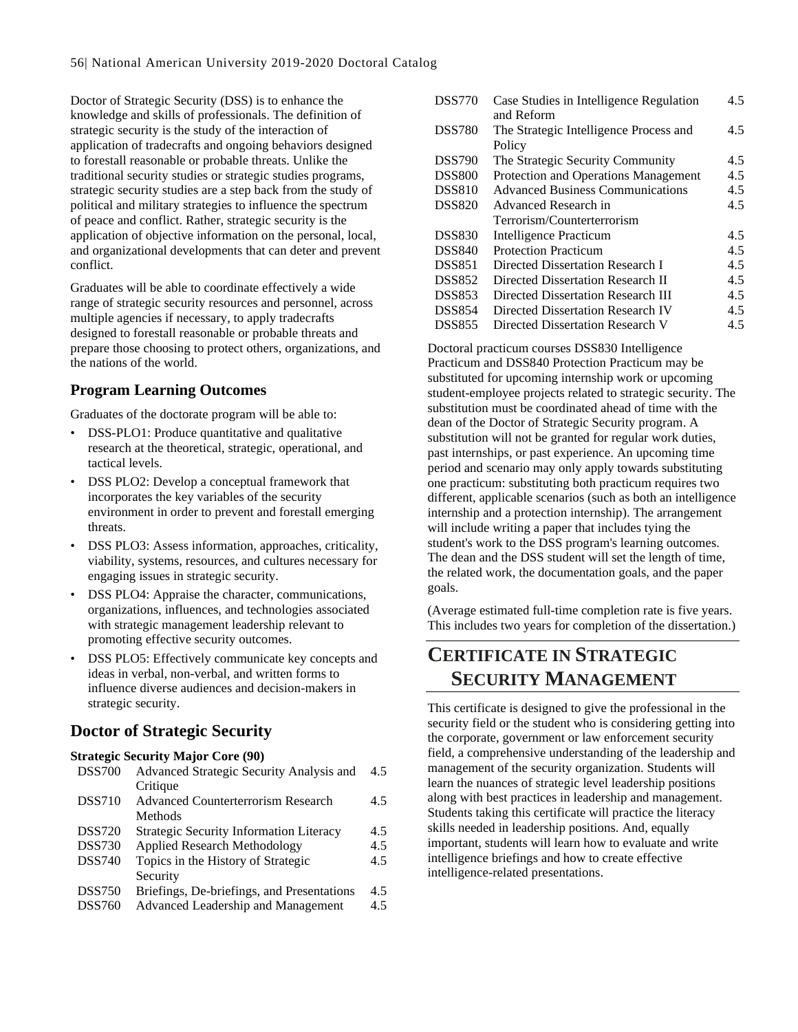Doctor of Strategic Security (DSS) is to enhance the knowledge and skills of professionals. The definition of strategic security is the study of the interaction of application of tradecrafts and ongoing behaviors designed to forestall reasonable or probable threats. Unlike the traditional security studies or strategic studies programs, strategic security studies are a step back from the study of political and military strategies to influence the spectrum of peace and conflict. Rather, strategic security is the application of objective information on the personal, local, and organizational developments that can deter and prevent conflict.

Graduates will be able to coordinate effectively a wide range of strategic security resources and personnel, across multiple agencies if necessary, to apply tradecrafts designed to forestall reasonable or probable threats and prepare those choosing to protect others, organizations, and the nations of the world.

### Program Learning Outcomes

Graduates of the doctorate program will be able to:

- DSS-PLO1: Produce quantitative and qualitative research at the theoretical, strategic, operational, and tactical levels.
- DSS PLO2: Develop a conceptual framework that incorporates the key variables of the security environment in order to prevent and forestall emerging threats.
- DSS PLO3: Assess information, approaches, criticality, viability, systems, resources, and cultures necessary for engaging issues in strategic security.
- DSS PLO4: Appraise the character, communications, organizations, influences, and technologies associated with strategic management leadership relevant to promoting effective security outcomes.
- DSS PLO5: Effectively communicate key concepts and ideas in verbal, non-verbal, and written forms to influence diverse audiences and decision-makers in strategic security.

## Doctor of Strategic Security

**Strategic Security Major Core (90)**

| | | |
|---|---|---|
| DSS700 | Advanced Strategic Security Analysis and Critique | 4.5 |
| DSS710 | Advanced Counterterrorism Research Methods | 4.5 |
| DSS720 | Strategic Security Information Literacy | 4.5 |
| DSS730 | Applied Research Methodology | 4.5 |
| DSS740 | Topics in the History of Strategic Security | 4.5 |
| DSS750 | Briefings, De-briefings, and Presentations | 4.5 |
| DSS760 | Advanced Leadership and Management | 4.5 |
| DSS770 | Case Studies in Intelligence Regulation and Reform | 4.5 |
| DSS780 | The Strategic Intelligence Process and Policy | 4.5 |
| DSS790 | The Strategic Security Community | 4.5 |
| DSS800 | Protection and Operations Management | 4.5 |
| DSS810 | Advanced Business Communications | 4.5 |
| DSS820 | Advanced Research in Terrorism/Counterterrorism | 4.5 |
| DSS830 | Intelligence Practicum | 4.5 |
| DSS840 | Protection Practicum | 4.5 |
| DSS851 | Directed Dissertation Research I | 4.5 |
| DSS852 | Directed Dissertation Research II | 4.5 |
| DSS853 | Directed Dissertation Research III | 4.5 |
| DSS854 | Directed Dissertation Research IV | 4.5 |
| DSS855 | Directed Dissertation Research V | 4.5 |

Doctoral practicum courses DSS830 Intelligence Practicum and DSS840 Protection Practicum may be substituted for upcoming internship work or upcoming student-employee projects related to strategic security. The substitution must be coordinated ahead of time with the dean of the Doctor of Strategic Security program. A substitution will not be granted for regular work duties, past internships, or past experience. An upcoming time period and scenario may only apply towards substituting one practicum: substituting both practicum requires two different, applicable scenarios (such as both an intelligence internship and a protection internship). The arrangement will include writing a paper that includes tying the student's work to the DSS program's learning outcomes. The dean and the DSS student will set the length of time, the related work, the documentation goals, and the paper goals.

(Average estimated full-time completion rate is five years. This includes two years for completion of the dissertation.)

# Certificate in Strategic Security Management

This certificate is designed to give the professional in the security field or the student who is considering getting into the corporate, government or law enforcement security field, a comprehensive understanding of the leadership and management of the security organization. Students will learn the nuances of strategic level leadership positions along with best practices in leadership and management. Students taking this certificate will practice the literacy skills needed in leadership positions. And, equally important, students will learn how to evaluate and write intelligence briefings and how to create effective intelligence-related presentations.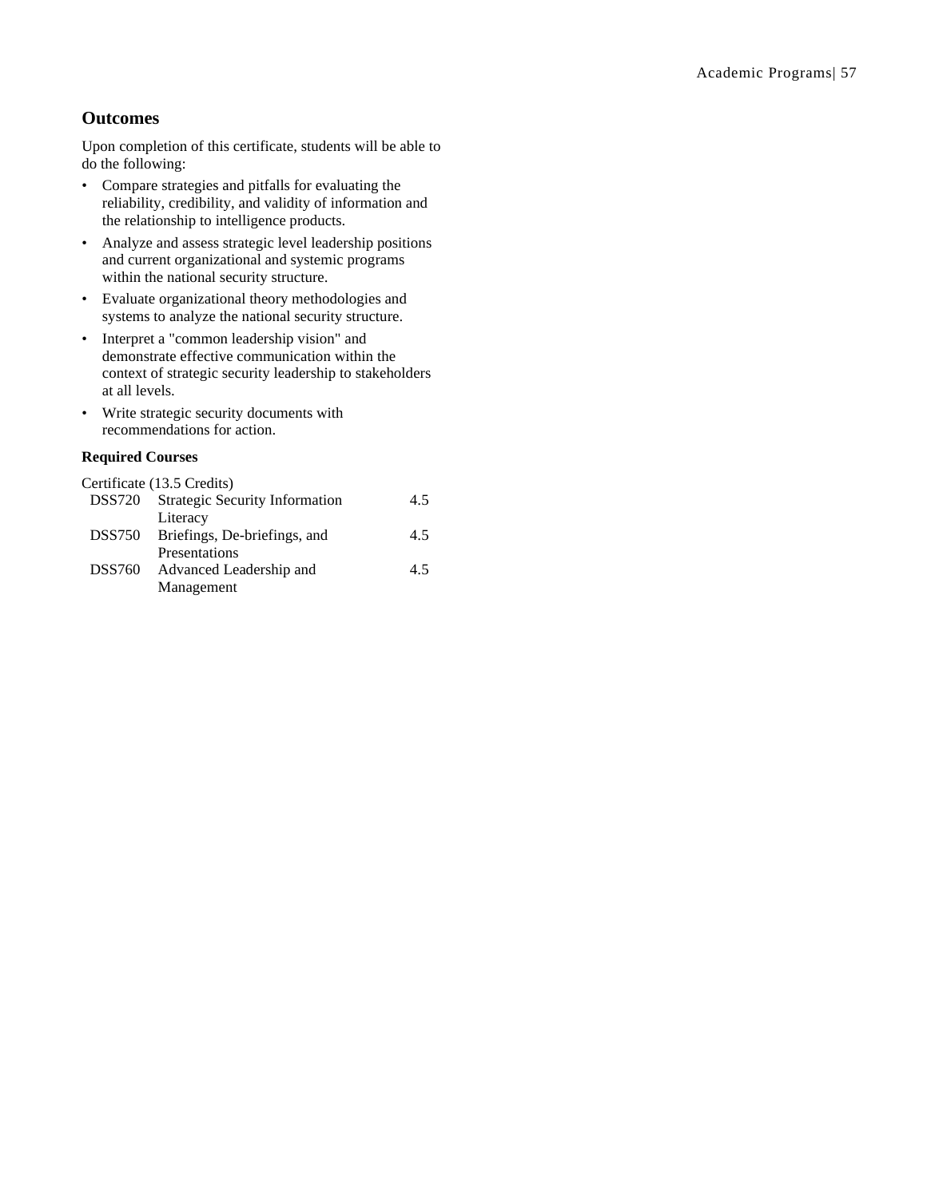## Outcomes

Upon completion of this certificate, students will be able to do the following:

- Compare strategies and pitfalls for evaluating the reliability, credibility, and validity of information and the relationship to intelligence products.
- Analyze and assess strategic level leadership positions and current organizational and systemic programs within the national security structure.
- Evaluate organizational theory methodologies and systems to analyze the national security structure.
- Interpret a "common leadership vision" and demonstrate effective communication within the context of strategic security leadership to stakeholders at all levels.
- Write strategic security documents with recommendations for action.

**Required Courses**

Certificate (13.5 Credits)

| | | |
|---|---|---|
| DSS720 | Strategic Security Information Literacy | 4.5 |
| DSS750 | Briefings, De-briefings, and Presentations | 4.5 |
| DSS760 | Advanced Leadership and Management | 4.5 |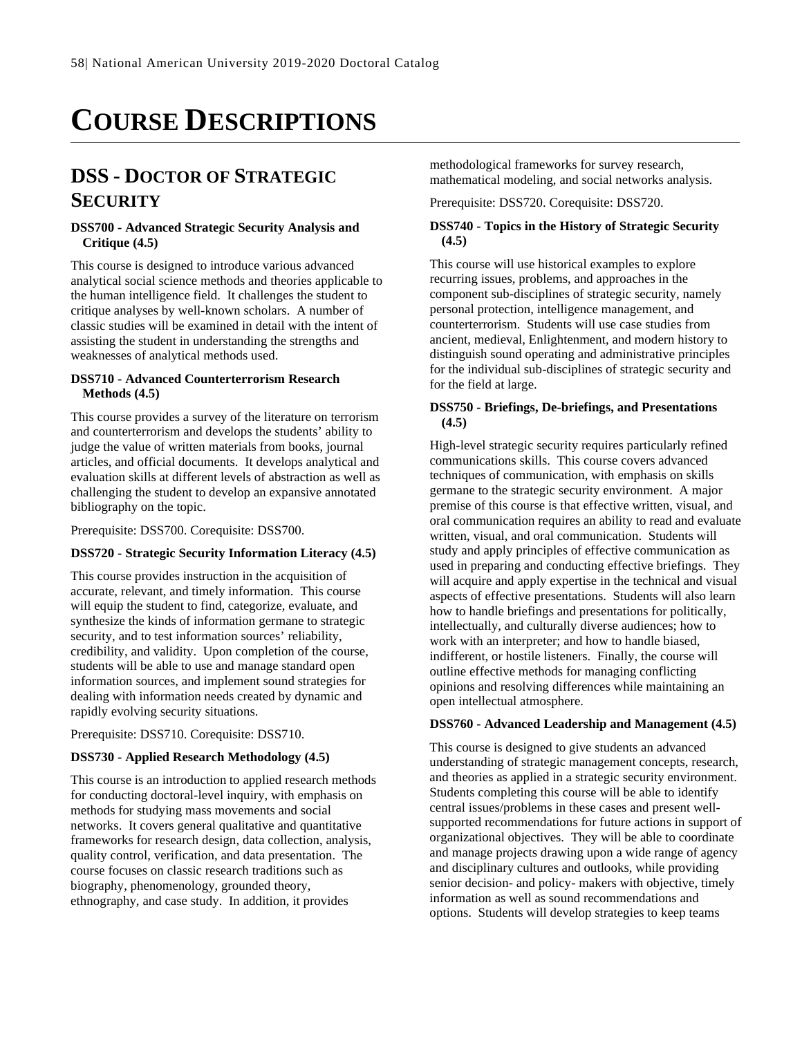# COURSE DESCRIPTIONS

## DSS - DOCTOR OF STRATEGIC SECURITY

**DSS700 - Advanced Strategic Security Analysis and Critique (4.5)**

This course is designed to introduce various advanced analytical social science methods and theories applicable to the human intelligence field. It challenges the student to critique analyses by well-known scholars. A number of classic studies will be examined in detail with the intent of assisting the student in understanding the strengths and weaknesses of analytical methods used.

**DSS710 - Advanced Counterterrorism Research Methods (4.5)**

This course provides a survey of the literature on terrorism and counterterrorism and develops the students' ability to judge the value of written materials from books, journal articles, and official documents. It develops analytical and evaluation skills at different levels of abstraction as well as challenging the student to develop an expansive annotated bibliography on the topic.

Prerequisite: DSS700. Corequisite: DSS700.

**DSS720 - Strategic Security Information Literacy (4.5)**

This course provides instruction in the acquisition of accurate, relevant, and timely information. This course will equip the student to find, categorize, evaluate, and synthesize the kinds of information germane to strategic security, and to test information sources' reliability, credibility, and validity. Upon completion of the course, students will be able to use and manage standard open information sources, and implement sound strategies for dealing with information needs created by dynamic and rapidly evolving security situations.

Prerequisite: DSS710. Corequisite: DSS710.

**DSS730 - Applied Research Methodology (4.5)**

This course is an introduction to applied research methods for conducting doctoral-level inquiry, with emphasis on methods for studying mass movements and social networks. It covers general qualitative and quantitative frameworks for research design, data collection, analysis, quality control, verification, and data presentation. The course focuses on classic research traditions such as biography, phenomenology, grounded theory, ethnography, and case study. In addition, it provides methodological frameworks for survey research, mathematical modeling, and social networks analysis.

Prerequisite: DSS720. Corequisite: DSS720.

**DSS740 - Topics in the History of Strategic Security (4.5)**

This course will use historical examples to explore recurring issues, problems, and approaches in the component sub-disciplines of strategic security, namely personal protection, intelligence management, and counterterrorism. Students will use case studies from ancient, medieval, Enlightenment, and modern history to distinguish sound operating and administrative principles for the individual sub-disciplines of strategic security and for the field at large.

**DSS750 - Briefings, De-briefings, and Presentations (4.5)**

High-level strategic security requires particularly refined communications skills. This course covers advanced techniques of communication, with emphasis on skills germane to the strategic security environment. A major premise of this course is that effective written, visual, and oral communication requires an ability to read and evaluate written, visual, and oral communication. Students will study and apply principles of effective communication as used in preparing and conducting effective briefings. They will acquire and apply expertise in the technical and visual aspects of effective presentations. Students will also learn how to handle briefings and presentations for politically, intellectually, and culturally diverse audiences; how to work with an interpreter; and how to handle biased, indifferent, or hostile listeners. Finally, the course will outline effective methods for managing conflicting opinions and resolving differences while maintaining an open intellectual atmosphere.

**DSS760 - Advanced Leadership and Management (4.5)**

This course is designed to give students an advanced understanding of strategic management concepts, research, and theories as applied in a strategic security environment. Students completing this course will be able to identify central issues/problems in these cases and present well-supported recommendations for future actions in support of organizational objectives. They will be able to coordinate and manage projects drawing upon a wide range of agency and disciplinary cultures and outlooks, while providing senior decision- and policy- makers with objective, timely information as well as sound recommendations and options. Students will develop strategies to keep teams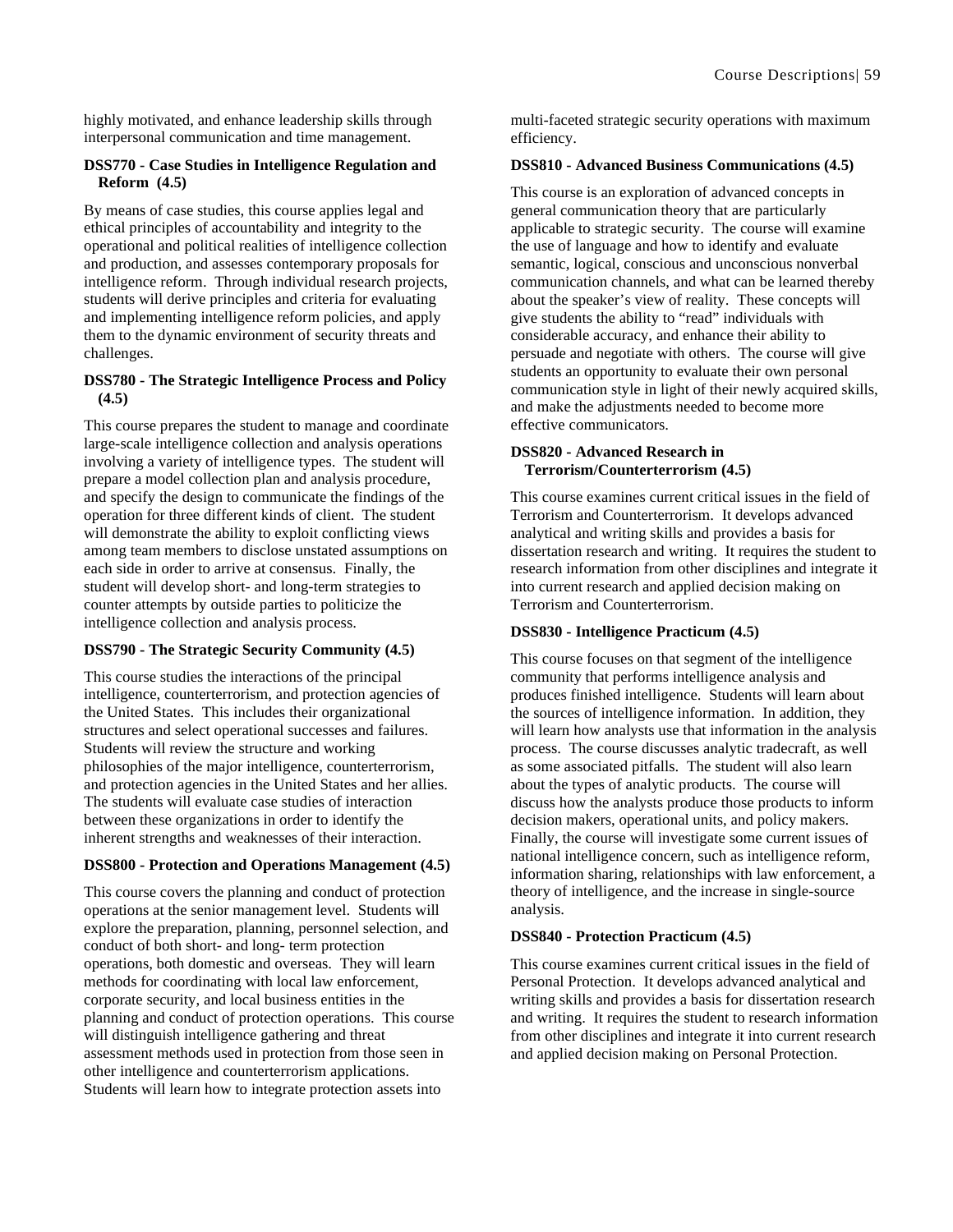highly motivated, and enhance leadership skills through interpersonal communication and time management.

**DSS770 - Case Studies in Intelligence Regulation and Reform (4.5)**

By means of case studies, this course applies legal and ethical principles of accountability and integrity to the operational and political realities of intelligence collection and production, and assesses contemporary proposals for intelligence reform. Through individual research projects, students will derive principles and criteria for evaluating and implementing intelligence reform policies, and apply them to the dynamic environment of security threats and challenges.

**DSS780 - The Strategic Intelligence Process and Policy (4.5)**

This course prepares the student to manage and coordinate large-scale intelligence collection and analysis operations involving a variety of intelligence types. The student will prepare a model collection plan and analysis procedure, and specify the design to communicate the findings of the operation for three different kinds of client. The student will demonstrate the ability to exploit conflicting views among team members to disclose unstated assumptions on each side in order to arrive at consensus. Finally, the student will develop short- and long-term strategies to counter attempts by outside parties to politicize the intelligence collection and analysis process.

**DSS790 - The Strategic Security Community (4.5)**

This course studies the interactions of the principal intelligence, counterterrorism, and protection agencies of the United States. This includes their organizational structures and select operational successes and failures. Students will review the structure and working philosophies of the major intelligence, counterterrorism, and protection agencies in the United States and her allies. The students will evaluate case studies of interaction between these organizations in order to identify the inherent strengths and weaknesses of their interaction.

**DSS800 - Protection and Operations Management (4.5)**

This course covers the planning and conduct of protection operations at the senior management level. Students will explore the preparation, planning, personnel selection, and conduct of both short- and long- term protection operations, both domestic and overseas. They will learn methods for coordinating with local law enforcement, corporate security, and local business entities in the planning and conduct of protection operations. This course will distinguish intelligence gathering and threat assessment methods used in protection from those seen in other intelligence and counterterrorism applications. Students will learn how to integrate protection assets into multi-faceted strategic security operations with maximum efficiency.

**DSS810 - Advanced Business Communications (4.5)**

This course is an exploration of advanced concepts in general communication theory that are particularly applicable to strategic security. The course will examine the use of language and how to identify and evaluate semantic, logical, conscious and unconscious nonverbal communication channels, and what can be learned thereby about the speaker's view of reality. These concepts will give students the ability to "read" individuals with considerable accuracy, and enhance their ability to persuade and negotiate with others. The course will give students an opportunity to evaluate their own personal communication style in light of their newly acquired skills, and make the adjustments needed to become more effective communicators.

**DSS820 - Advanced Research in Terrorism/Counterterrorism (4.5)**

This course examines current critical issues in the field of Terrorism and Counterterrorism. It develops advanced analytical and writing skills and provides a basis for dissertation research and writing. It requires the student to research information from other disciplines and integrate it into current research and applied decision making on Terrorism and Counterterrorism.

**DSS830 - Intelligence Practicum (4.5)**

This course focuses on that segment of the intelligence community that performs intelligence analysis and produces finished intelligence. Students will learn about the sources of intelligence information. In addition, they will learn how analysts use that information in the analysis process. The course discusses analytic tradecraft, as well as some associated pitfalls. The student will also learn about the types of analytic products. The course will discuss how the analysts produce those products to inform decision makers, operational units, and policy makers. Finally, the course will investigate some current issues of national intelligence concern, such as intelligence reform, information sharing, relationships with law enforcement, a theory of intelligence, and the increase in single-source analysis.

**DSS840 - Protection Practicum (4.5)**

This course examines current critical issues in the field of Personal Protection. It develops advanced analytical and writing skills and provides a basis for dissertation research and writing. It requires the student to research information from other disciplines and integrate it into current research and applied decision making on Personal Protection.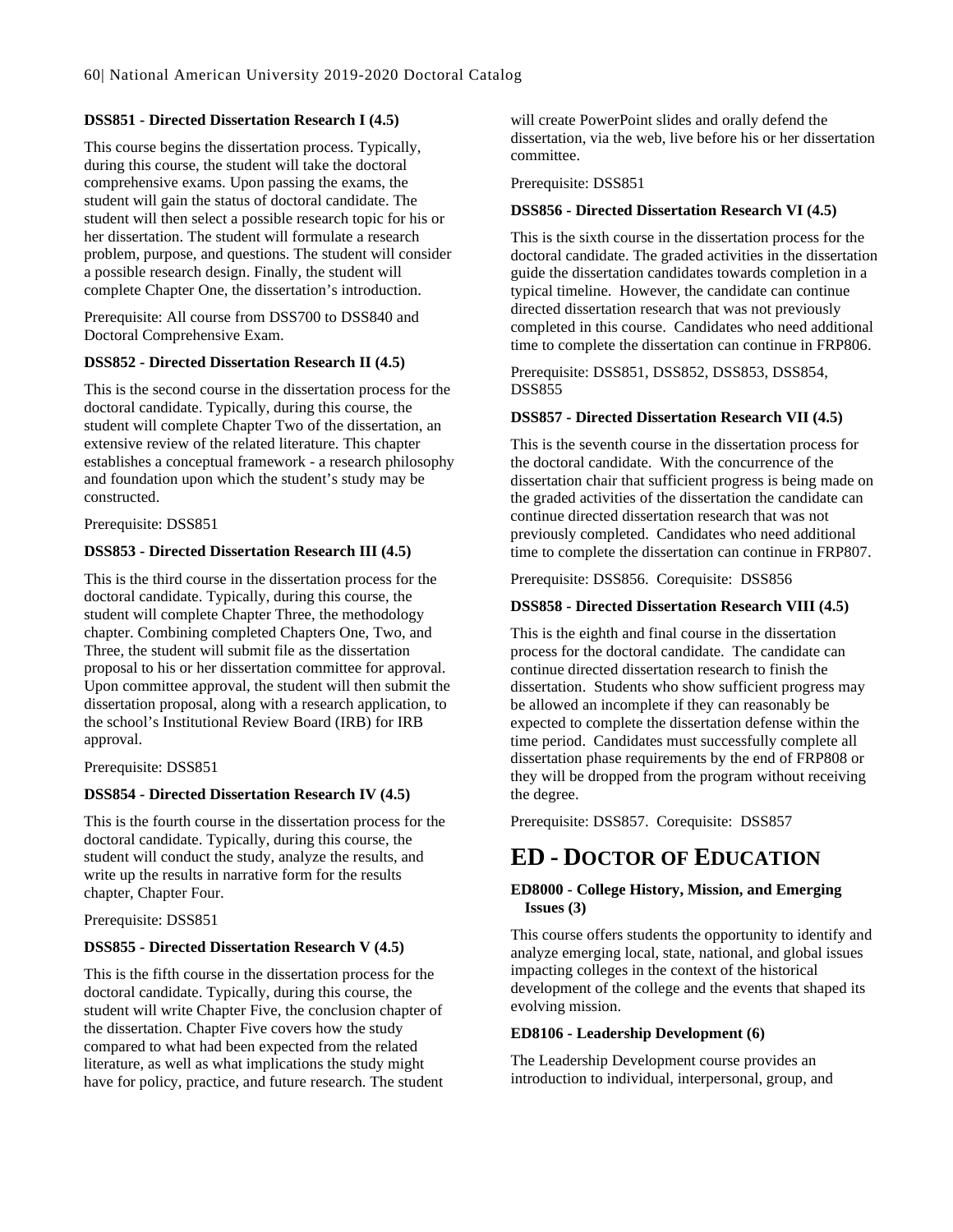**DSS851 - Directed Dissertation Research I (4.5)**

This course begins the dissertation process. Typically, during this course, the student will take the doctoral comprehensive exams. Upon passing the exams, the student will gain the status of doctoral candidate. The student will then select a possible research topic for his or her dissertation. The student will formulate a research problem, purpose, and questions. The student will consider a possible research design. Finally, the student will complete Chapter One, the dissertation's introduction.

Prerequisite: All course from DSS700 to DSS840 and Doctoral Comprehensive Exam.

**DSS852 - Directed Dissertation Research II (4.5)**

This is the second course in the dissertation process for the doctoral candidate. Typically, during this course, the student will complete Chapter Two of the dissertation, an extensive review of the related literature. This chapter establishes a conceptual framework - a research philosophy and foundation upon which the student's study may be constructed.

Prerequisite: DSS851

**DSS853 - Directed Dissertation Research III (4.5)**

This is the third course in the dissertation process for the doctoral candidate. Typically, during this course, the student will complete Chapter Three, the methodology chapter. Combining completed Chapters One, Two, and Three, the student will submit file as the dissertation proposal to his or her dissertation committee for approval. Upon committee approval, the student will then submit the dissertation proposal, along with a research application, to the school's Institutional Review Board (IRB) for IRB approval.

Prerequisite: DSS851

**DSS854 - Directed Dissertation Research IV (4.5)**

This is the fourth course in the dissertation process for the doctoral candidate. Typically, during this course, the student will conduct the study, analyze the results, and write up the results in narrative form for the results chapter, Chapter Four.

Prerequisite: DSS851

**DSS855 - Directed Dissertation Research V (4.5)**

This is the fifth course in the dissertation process for the doctoral candidate. Typically, during this course, the student will write Chapter Five, the conclusion chapter of the dissertation. Chapter Five covers how the study compared to what had been expected from the related literature, as well as what implications the study might have for policy, practice, and future research. The student will create PowerPoint slides and orally defend the dissertation, via the web, live before his or her dissertation committee.

Prerequisite: DSS851

**DSS856 - Directed Dissertation Research VI (4.5)**

This is the sixth course in the dissertation process for the doctoral candidate. The graded activities in the dissertation guide the dissertation candidates towards completion in a typical timeline. However, the candidate can continue directed dissertation research that was not previously completed in this course. Candidates who need additional time to complete the dissertation can continue in FRP806.

Prerequisite: DSS851, DSS852, DSS853, DSS854, DSS855

**DSS857 - Directed Dissertation Research VII (4.5)**

This is the seventh course in the dissertation process for the doctoral candidate. With the concurrence of the dissertation chair that sufficient progress is being made on the graded activities of the dissertation the candidate can continue directed dissertation research that was not previously completed. Candidates who need additional time to complete the dissertation can continue in FRP807.

Prerequisite: DSS856. Corequisite: DSS856

**DSS858 - Directed Dissertation Research VIII (4.5)**

This is the eighth and final course in the dissertation process for the doctoral candidate. The candidate can continue directed dissertation research to finish the dissertation. Students who show sufficient progress may be allowed an incomplete if they can reasonably be expected to complete the dissertation defense within the time period. Candidates must successfully complete all dissertation phase requirements by the end of FRP808 or they will be dropped from the program without receiving the degree.

Prerequisite: DSS857. Corequisite: DSS857

# ED - DOCTOR OF EDUCATION

**ED8000 - College History, Mission, and Emerging Issues (3)**

This course offers students the opportunity to identify and analyze emerging local, state, national, and global issues impacting colleges in the context of the historical development of the college and the events that shaped its evolving mission.

**ED8106 - Leadership Development (6)**

The Leadership Development course provides an introduction to individual, interpersonal, group, and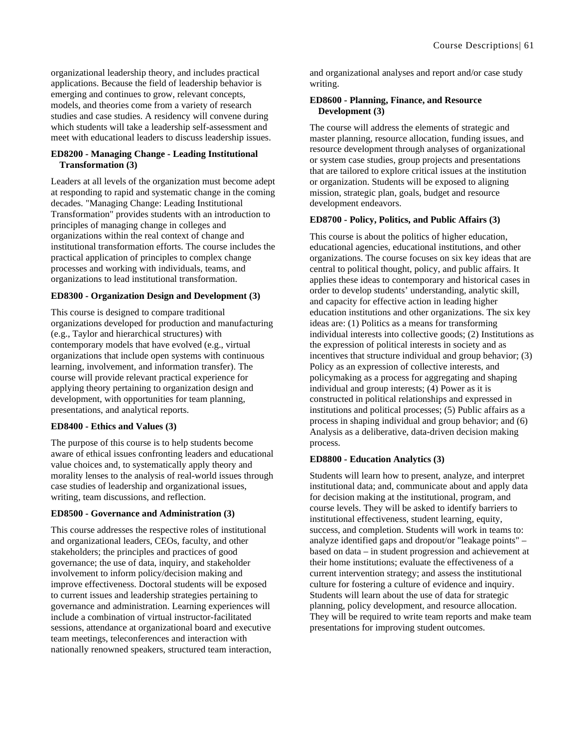organizational leadership theory, and includes practical applications. Because the field of leadership behavior is emerging and continues to grow, relevant concepts, models, and theories come from a variety of research studies and case studies. A residency will convene during which students will take a leadership self-assessment and meet with educational leaders to discuss leadership issues.

### ED8200 - Managing Change - Leading Institutional Transformation (3)

Leaders at all levels of the organization must become adept at responding to rapid and systematic change in the coming decades. "Managing Change: Leading Institutional Transformation" provides students with an introduction to principles of managing change in colleges and organizations within the real context of change and institutional transformation efforts. The course includes the practical application of principles to complex change processes and working with individuals, teams, and organizations to lead institutional transformation.

### ED8300 - Organization Design and Development (3)

This course is designed to compare traditional organizations developed for production and manufacturing (e.g., Taylor and hierarchical structures) with contemporary models that have evolved (e.g., virtual organizations that include open systems with continuous learning, involvement, and information transfer). The course will provide relevant practical experience for applying theory pertaining to organization design and development, with opportunities for team planning, presentations, and analytical reports.

### ED8400 - Ethics and Values (3)

The purpose of this course is to help students become aware of ethical issues confronting leaders and educational value choices and, to systematically apply theory and morality lenses to the analysis of real-world issues through case studies of leadership and organizational issues, writing, team discussions, and reflection.

### ED8500 - Governance and Administration (3)

This course addresses the respective roles of institutional and organizational leaders, CEOs, faculty, and other stakeholders; the principles and practices of good governance; the use of data, inquiry, and stakeholder involvement to inform policy/decision making and improve effectiveness. Doctoral students will be exposed to current issues and leadership strategies pertaining to governance and administration. Learning experiences will include a combination of virtual instructor-facilitated sessions, attendance at organizational board and executive team meetings, teleconferences and interaction with nationally renowned speakers, structured team interaction, and organizational analyses and report and/or case study writing.

### ED8600 - Planning, Finance, and Resource Development (3)

The course will address the elements of strategic and master planning, resource allocation, funding issues, and resource development through analyses of organizational or system case studies, group projects and presentations that are tailored to explore critical issues at the institution or organization. Students will be exposed to aligning mission, strategic plan, goals, budget and resource development endeavors.

### ED8700 - Policy, Politics, and Public Affairs (3)

This course is about the politics of higher education, educational agencies, educational institutions, and other organizations. The course focuses on six key ideas that are central to political thought, policy, and public affairs. It applies these ideas to contemporary and historical cases in order to develop students' understanding, analytic skill, and capacity for effective action in leading higher education institutions and other organizations. The six key ideas are: (1) Politics as a means for transforming individual interests into collective goods; (2) Institutions as the expression of political interests in society and as incentives that structure individual and group behavior; (3) Policy as an expression of collective interests, and policymaking as a process for aggregating and shaping individual and group interests; (4) Power as it is constructed in political relationships and expressed in institutions and political processes; (5) Public affairs as a process in shaping individual and group behavior; and (6) Analysis as a deliberative, data-driven decision making process.

### ED8800 - Education Analytics (3)

Students will learn how to present, analyze, and interpret institutional data; and, communicate about and apply data for decision making at the institutional, program, and course levels. They will be asked to identify barriers to institutional effectiveness, student learning, equity, success, and completion. Students will work in teams to: analyze identified gaps and dropout/or "leakage points" – based on data – in student progression and achievement at their home institutions; evaluate the effectiveness of a current intervention strategy; and assess the institutional culture for fostering a culture of evidence and inquiry. Students will learn about the use of data for strategic planning, policy development, and resource allocation. They will be required to write team reports and make team presentations for improving student outcomes.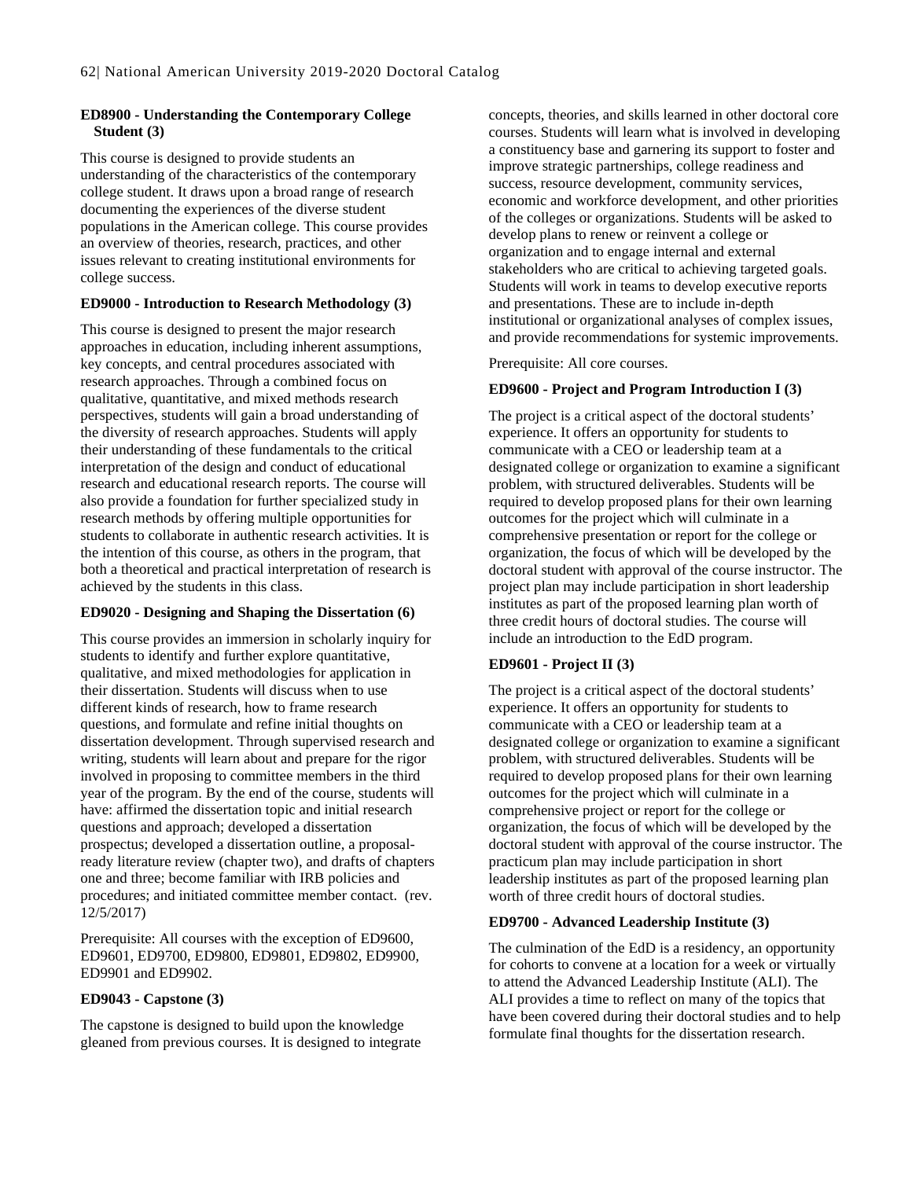**ED8900 - Understanding the Contemporary College Student (3)**

This course is designed to provide students an understanding of the characteristics of the contemporary college student. It draws upon a broad range of research documenting the experiences of the diverse student populations in the American college. This course provides an overview of theories, research, practices, and other issues relevant to creating institutional environments for college success.

**ED9000 - Introduction to Research Methodology (3)**

This course is designed to present the major research approaches in education, including inherent assumptions, key concepts, and central procedures associated with research approaches. Through a combined focus on qualitative, quantitative, and mixed methods research perspectives, students will gain a broad understanding of the diversity of research approaches. Students will apply their understanding of these fundamentals to the critical interpretation of the design and conduct of educational research and educational research reports. The course will also provide a foundation for further specialized study in research methods by offering multiple opportunities for students to collaborate in authentic research activities. It is the intention of this course, as others in the program, that both a theoretical and practical interpretation of research is achieved by the students in this class.

**ED9020 - Designing and Shaping the Dissertation (6)**

This course provides an immersion in scholarly inquiry for students to identify and further explore quantitative, qualitative, and mixed methodologies for application in their dissertation. Students will discuss when to use different kinds of research, how to frame research questions, and formulate and refine initial thoughts on dissertation development. Through supervised research and writing, students will learn about and prepare for the rigor involved in proposing to committee members in the third year of the program. By the end of the course, students will have: affirmed the dissertation topic and initial research questions and approach; developed a dissertation prospectus; developed a dissertation outline, a proposal-ready literature review (chapter two), and drafts of chapters one and three; become familiar with IRB policies and procedures; and initiated committee member contact. (rev. 12/5/2017)

Prerequisite: All courses with the exception of ED9600, ED9601, ED9700, ED9800, ED9801, ED9802, ED9900, ED9901 and ED9902.

**ED9043 - Capstone (3)**

The capstone is designed to build upon the knowledge gleaned from previous courses. It is designed to integrate concepts, theories, and skills learned in other doctoral core courses. Students will learn what is involved in developing a constituency base and garnering its support to foster and improve strategic partnerships, college readiness and success, resource development, community services, economic and workforce development, and other priorities of the colleges or organizations. Students will be asked to develop plans to renew or reinvent a college or organization and to engage internal and external stakeholders who are critical to achieving targeted goals. Students will work in teams to develop executive reports and presentations. These are to include in-depth institutional or organizational analyses of complex issues, and provide recommendations for systemic improvements.

Prerequisite: All core courses.

**ED9600 - Project and Program Introduction I (3)**

The project is a critical aspect of the doctoral students' experience. It offers an opportunity for students to communicate with a CEO or leadership team at a designated college or organization to examine a significant problem, with structured deliverables. Students will be required to develop proposed plans for their own learning outcomes for the project which will culminate in a comprehensive presentation or report for the college or organization, the focus of which will be developed by the doctoral student with approval of the course instructor. The project plan may include participation in short leadership institutes as part of the proposed learning plan worth of three credit hours of doctoral studies. The course will include an introduction to the EdD program.

**ED9601 - Project II (3)**

The project is a critical aspect of the doctoral students' experience. It offers an opportunity for students to communicate with a CEO or leadership team at a designated college or organization to examine a significant problem, with structured deliverables. Students will be required to develop proposed plans for their own learning outcomes for the project which will culminate in a comprehensive project or report for the college or organization, the focus of which will be developed by the doctoral student with approval of the course instructor. The practicum plan may include participation in short leadership institutes as part of the proposed learning plan worth of three credit hours of doctoral studies.

**ED9700 - Advanced Leadership Institute (3)**

The culmination of the EdD is a residency, an opportunity for cohorts to convene at a location for a week or virtually to attend the Advanced Leadership Institute (ALI). The ALI provides a time to reflect on many of the topics that have been covered during their doctoral studies and to help formulate final thoughts for the dissertation research.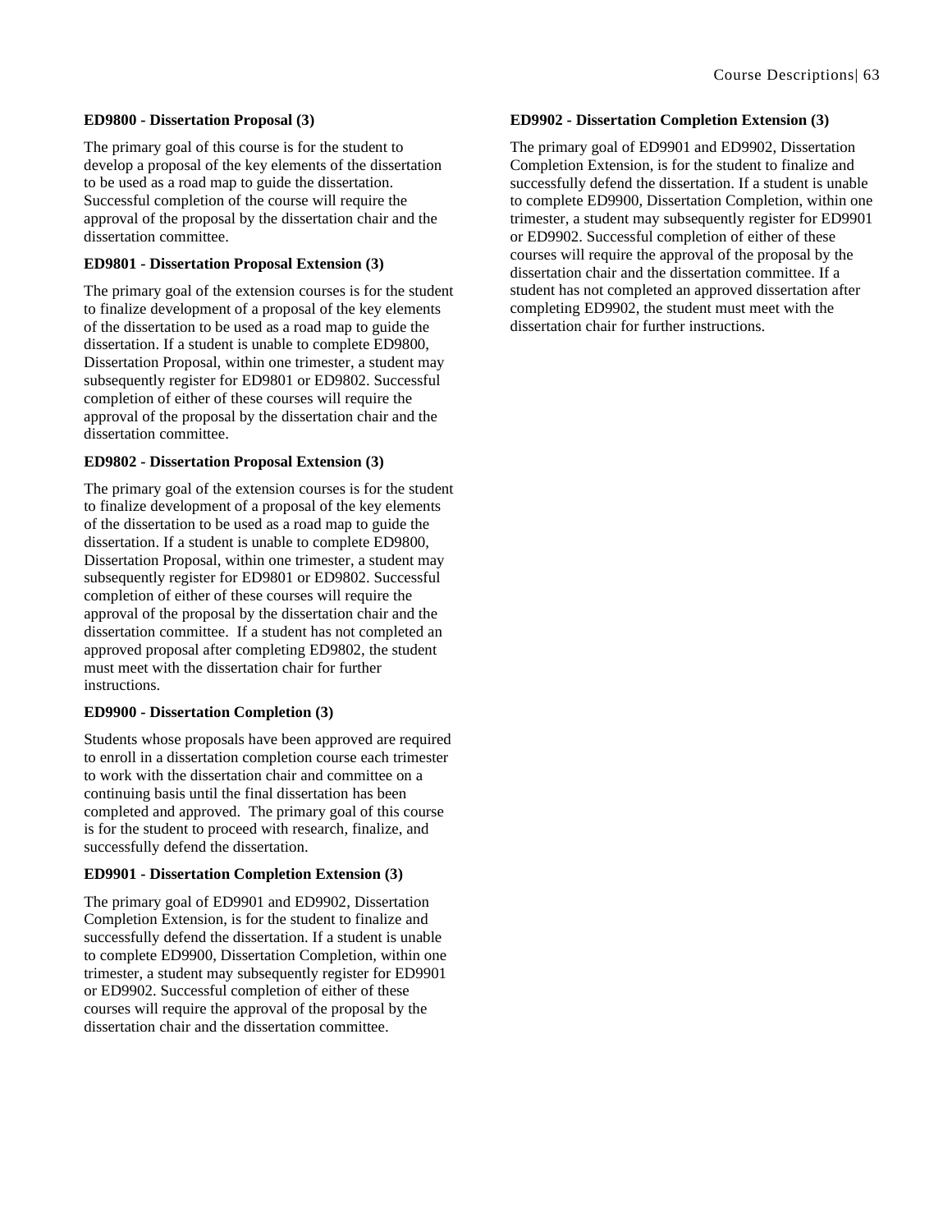**ED9800 - Dissertation Proposal (3)**

The primary goal of this course is for the student to develop a proposal of the key elements of the dissertation to be used as a road map to guide the dissertation. Successful completion of the course will require the approval of the proposal by the dissertation chair and the dissertation committee.

**ED9801 - Dissertation Proposal Extension (3)**

The primary goal of the extension courses is for the student to finalize development of a proposal of the key elements of the dissertation to be used as a road map to guide the dissertation. If a student is unable to complete ED9800, Dissertation Proposal, within one trimester, a student may subsequently register for ED9801 or ED9802. Successful completion of either of these courses will require the approval of the proposal by the dissertation chair and the dissertation committee.

**ED9802 - Dissertation Proposal Extension (3)**

The primary goal of the extension courses is for the student to finalize development of a proposal of the key elements of the dissertation to be used as a road map to guide the dissertation. If a student is unable to complete ED9800, Dissertation Proposal, within one trimester, a student may subsequently register for ED9801 or ED9802. Successful completion of either of these courses will require the approval of the proposal by the dissertation chair and the dissertation committee. If a student has not completed an approved proposal after completing ED9802, the student must meet with the dissertation chair for further instructions.

**ED9900 - Dissertation Completion (3)**

Students whose proposals have been approved are required to enroll in a dissertation completion course each trimester to work with the dissertation chair and committee on a continuing basis until the final dissertation has been completed and approved. The primary goal of this course is for the student to proceed with research, finalize, and successfully defend the dissertation.

**ED9901 - Dissertation Completion Extension (3)**

The primary goal of ED9901 and ED9902, Dissertation Completion Extension, is for the student to finalize and successfully defend the dissertation. If a student is unable to complete ED9900, Dissertation Completion, within one trimester, a student may subsequently register for ED9901 or ED9902. Successful completion of either of these courses will require the approval of the proposal by the dissertation chair and the dissertation committee.

**ED9902 - Dissertation Completion Extension (3)**

The primary goal of ED9901 and ED9902, Dissertation Completion Extension, is for the student to finalize and successfully defend the dissertation. If a student is unable to complete ED9900, Dissertation Completion, within one trimester, a student may subsequently register for ED9901 or ED9902. Successful completion of either of these courses will require the approval of the proposal by the dissertation chair and the dissertation committee. If a student has not completed an approved dissertation after completing ED9902, the student must meet with the dissertation chair for further instructions.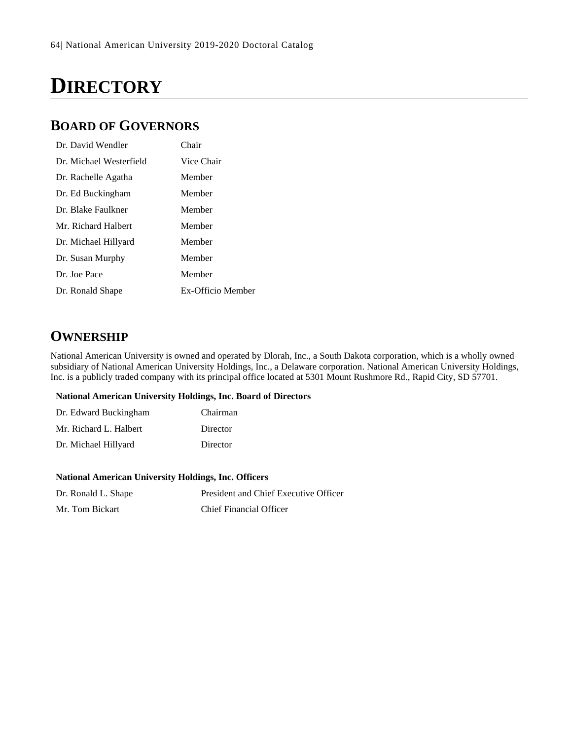# DIRECTORY

## BOARD OF GOVERNORS

| | |
|---|---|
| Dr. David Wendler | Chair |
| Dr. Michael Westerfield | Vice Chair |
| Dr. Rachelle Agatha | Member |
| Dr. Ed Buckingham | Member |
| Dr. Blake Faulkner | Member |
| Mr. Richard Halbert | Member |
| Dr. Michael Hillyard | Member |
| Dr. Susan Murphy | Member |
| Dr. Joe Pace | Member |
| Dr. Ronald Shape | Ex-Officio Member |

## OWNERSHIP

National American University is owned and operated by Dlorah, Inc., a South Dakota corporation, which is a wholly owned subsidiary of National American University Holdings, Inc., a Delaware corporation. National American University Holdings, Inc. is a publicly traded company with its principal office located at 5301 Mount Rushmore Rd., Rapid City, SD 57701.

**National American University Holdings, Inc. Board of Directors**

| | |
|---|---|
| Dr. Edward Buckingham | Chairman |
| Mr. Richard L. Halbert | Director |
| Dr. Michael Hillyard | Director |

**National American University Holdings, Inc. Officers**

| | |
|---|---|
| Dr. Ronald L. Shape | President and Chief Executive Officer |
| Mr. Tom Bickart | Chief Financial Officer |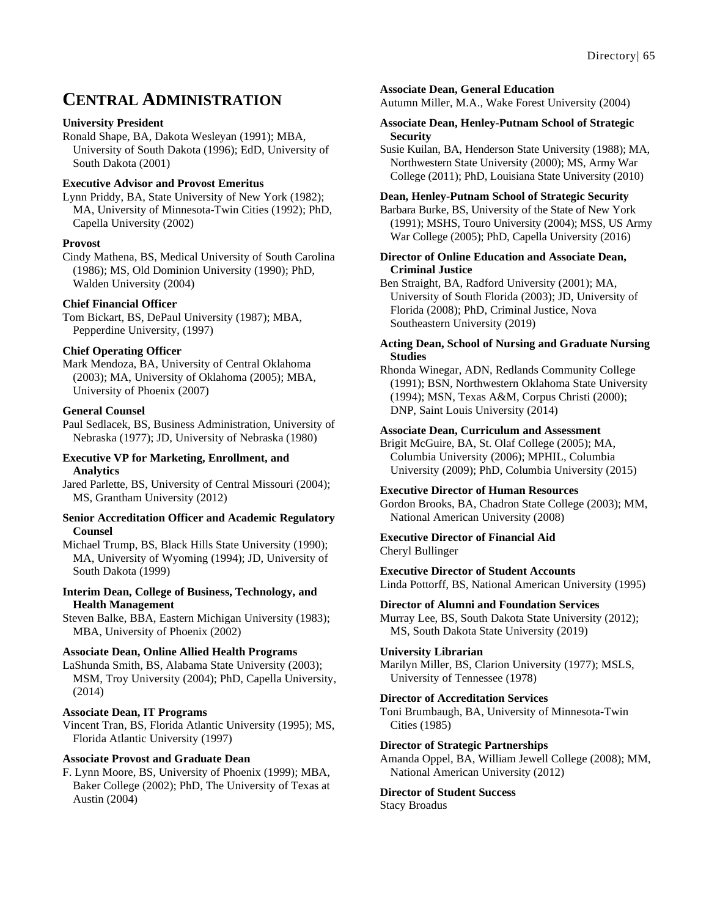# Central Administration

**University President**
Ronald Shape, BA, Dakota Wesleyan (1991); MBA, University of South Dakota (1996); EdD, University of South Dakota (2001)

**Executive Advisor and Provost Emeritus**
Lynn Priddy, BA, State University of New York (1982); MA, University of Minnesota-Twin Cities (1992); PhD, Capella University (2002)

**Provost**
Cindy Mathena, BS, Medical University of South Carolina (1986); MS, Old Dominion University (1990); PhD, Walden University (2004)

**Chief Financial Officer**
Tom Bickart, BS, DePaul University (1987); MBA, Pepperdine University, (1997)

**Chief Operating Officer**
Mark Mendoza, BA, University of Central Oklahoma (2003); MA, University of Oklahoma (2005); MBA, University of Phoenix (2007)

**General Counsel**
Paul Sedlacek, BS, Business Administration, University of Nebraska (1977); JD, University of Nebraska (1980)

**Executive VP for Marketing, Enrollment, and Analytics**
Jared Parlette, BS, University of Central Missouri (2004); MS, Grantham University (2012)

**Senior Accreditation Officer and Academic Regulatory Counsel**
Michael Trump, BS, Black Hills State University (1990); MA, University of Wyoming (1994); JD, University of South Dakota (1999)

**Interim Dean, College of Business, Technology, and Health Management**
Steven Balke, BBA, Eastern Michigan University (1983); MBA, University of Phoenix (2002)

**Associate Dean, Online Allied Health Programs**
LaShunda Smith, BS, Alabama State University (2003); MSM, Troy University (2004); PhD, Capella University, (2014)

**Associate Dean, IT Programs**
Vincent Tran, BS, Florida Atlantic University (1995); MS, Florida Atlantic University (1997)

**Associate Provost and Graduate Dean**
F. Lynn Moore, BS, University of Phoenix (1999); MBA, Baker College (2002); PhD, The University of Texas at Austin (2004)

**Associate Dean, General Education**
Autumn Miller, M.A., Wake Forest University (2004)

**Associate Dean, Henley-Putnam School of Strategic Security**
Susie Kuilan, BA, Henderson State University (1988); MA, Northwestern State University (2000); MS, Army War College (2011); PhD, Louisiana State University (2010)

**Dean, Henley-Putnam School of Strategic Security**
Barbara Burke, BS, University of the State of New York (1991); MSHS, Touro University (2004); MSS, US Army War College (2005); PhD, Capella University (2016)

**Director of Online Education and Associate Dean, Criminal Justice**
Ben Straight, BA, Radford University (2001); MA, University of South Florida (2003); JD, University of Florida (2008); PhD, Criminal Justice, Nova Southeastern University (2019)

**Acting Dean, School of Nursing and Graduate Nursing Studies**
Rhonda Winegar, ADN, Redlands Community College (1991); BSN, Northwestern Oklahoma State University (1994); MSN, Texas A&M, Corpus Christi (2000); DNP, Saint Louis University (2014)

**Associate Dean, Curriculum and Assessment**
Brigit McGuire, BA, St. Olaf College (2005); MA, Columbia University (2006); MPHIL, Columbia University (2009); PhD, Columbia University (2015)

**Executive Director of Human Resources**
Gordon Brooks, BA, Chadron State College (2003); MM, National American University (2008)

**Executive Director of Financial Aid**
Cheryl Bullinger

**Executive Director of Student Accounts**
Linda Pottorff, BS, National American University (1995)

**Director of Alumni and Foundation Services**
Murray Lee, BS, South Dakota State University (2012); MS, South Dakota State University (2019)

**University Librarian**
Marilyn Miller, BS, Clarion University (1977); MSLS, University of Tennessee (1978)

**Director of Accreditation Services**
Toni Brumbaugh, BA, University of Minnesota-Twin Cities (1985)

**Director of Strategic Partnerships**
Amanda Oppel, BA, William Jewell College (2008); MM, National American University (2012)

**Director of Student Success**
Stacy Broadus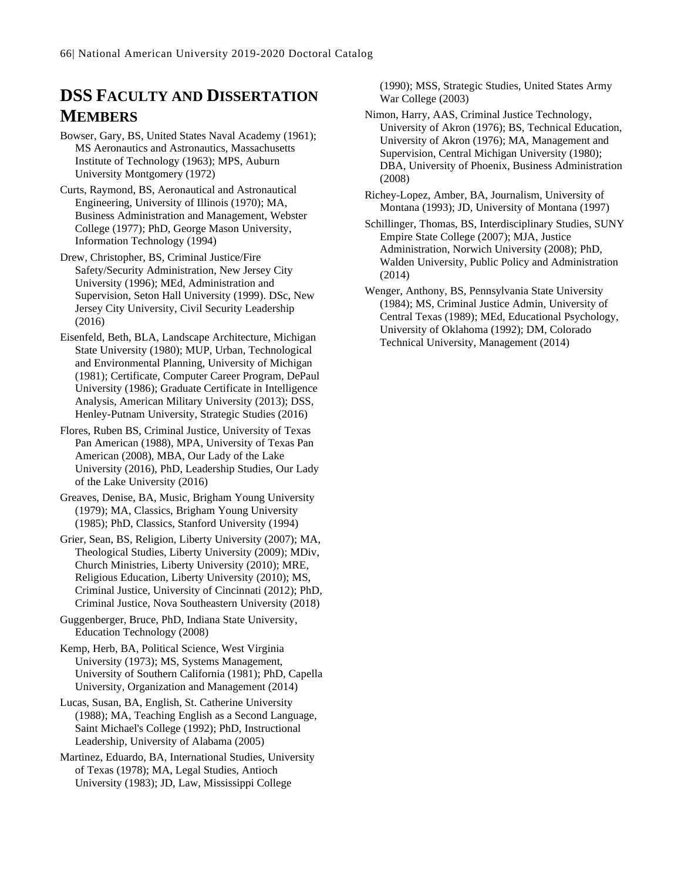## DSS Faculty and Dissertation Members

Bowser, Gary, BS, United States Naval Academy (1961); MS Aeronautics and Astronautics, Massachusetts Institute of Technology (1963); MPS, Auburn University Montgomery (1972)

Curts, Raymond, BS, Aeronautical and Astronautical Engineering, University of Illinois (1970); MA, Business Administration and Management, Webster College (1977); PhD, George Mason University, Information Technology (1994)

Drew, Christopher, BS, Criminal Justice/Fire Safety/Security Administration, New Jersey City University (1996); MEd, Administration and Supervision, Seton Hall University (1999). DSc, New Jersey City University, Civil Security Leadership (2016)

Eisenfeld, Beth, BLA, Landscape Architecture, Michigan State University (1980); MUP, Urban, Technological and Environmental Planning, University of Michigan (1981); Certificate, Computer Career Program, DePaul University (1986); Graduate Certificate in Intelligence Analysis, American Military University (2013); DSS, Henley-Putnam University, Strategic Studies (2016)

Flores, Ruben BS, Criminal Justice, University of Texas Pan American (1988), MPA, University of Texas Pan American (2008), MBA, Our Lady of the Lake University (2016), PhD, Leadership Studies, Our Lady of the Lake University (2016)

Greaves, Denise, BA, Music, Brigham Young University (1979); MA, Classics, Brigham Young University (1985); PhD, Classics, Stanford University (1994)

Grier, Sean, BS, Religion, Liberty University (2007); MA, Theological Studies, Liberty University (2009); MDiv, Church Ministries, Liberty University (2010); MRE, Religious Education, Liberty University (2010); MS, Criminal Justice, University of Cincinnati (2012); PhD, Criminal Justice, Nova Southeastern University (2018)

Guggenberger, Bruce, PhD, Indiana State University, Education Technology (2008)

Kemp, Herb, BA, Political Science, West Virginia University (1973); MS, Systems Management, University of Southern California (1981); PhD, Capella University, Organization and Management (2014)

Lucas, Susan, BA, English, St. Catherine University (1988); MA, Teaching English as a Second Language, Saint Michael's College (1992); PhD, Instructional Leadership, University of Alabama (2005)

Martinez, Eduardo, BA, International Studies, University of Texas (1978); MA, Legal Studies, Antioch University (1983); JD, Law, Mississippi College (1990); MSS, Strategic Studies, United States Army War College (2003)

Nimon, Harry, AAS, Criminal Justice Technology, University of Akron (1976); BS, Technical Education, University of Akron (1976); MA, Management and Supervision, Central Michigan University (1980); DBA, University of Phoenix, Business Administration (2008)

Richey-Lopez, Amber, BA, Journalism, University of Montana (1993); JD, University of Montana (1997)

Schillinger, Thomas, BS, Interdisciplinary Studies, SUNY Empire State College (2007); MJA, Justice Administration, Norwich University (2008); PhD, Walden University, Public Policy and Administration (2014)

Wenger, Anthony, BS, Pennsylvania State University (1984); MS, Criminal Justice Admin, University of Central Texas (1989); MEd, Educational Psychology, University of Oklahoma (1992); DM, Colorado Technical University, Management (2014)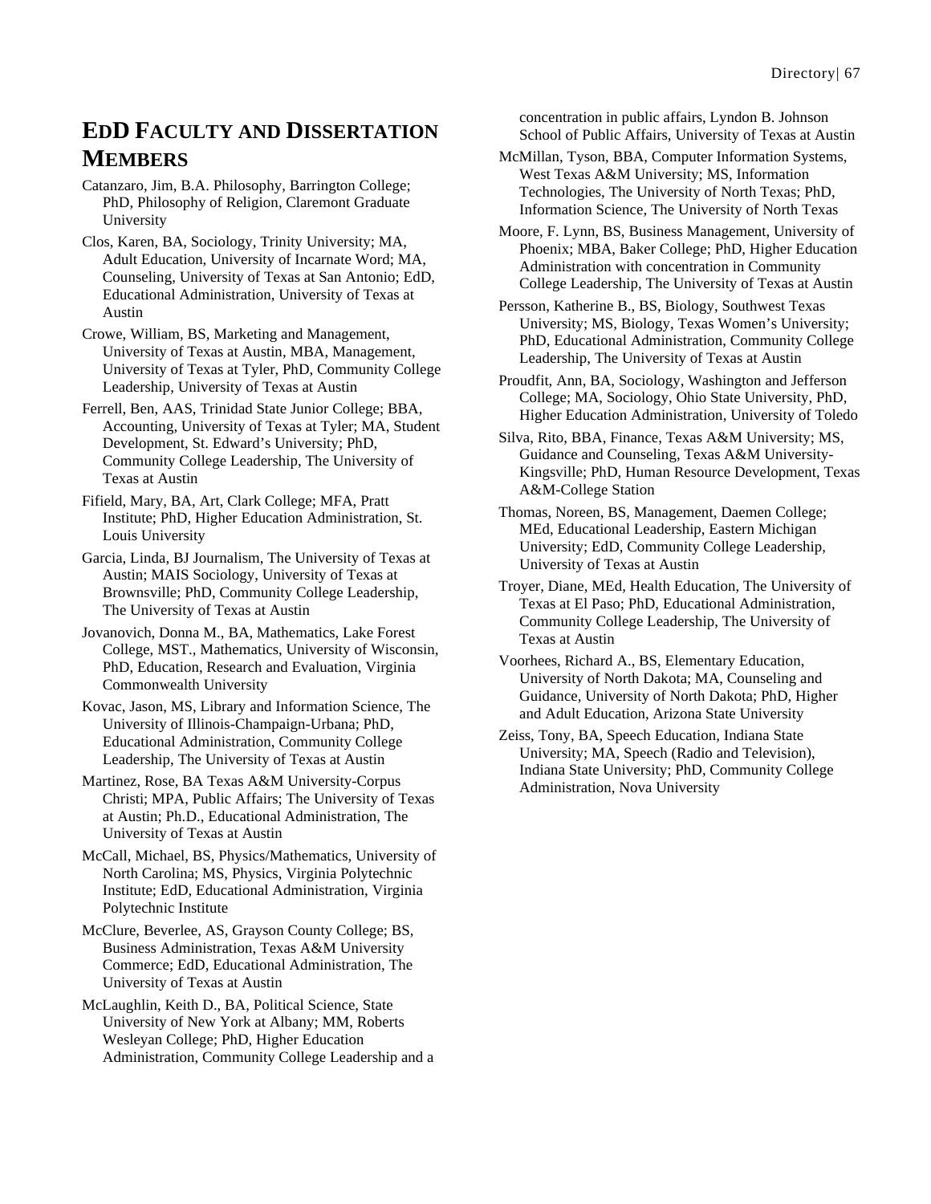## EdD Faculty and Dissertation Members

Catanzaro, Jim, B.A. Philosophy, Barrington College; PhD, Philosophy of Religion, Claremont Graduate University

Clos, Karen, BA, Sociology, Trinity University; MA, Adult Education, University of Incarnate Word; MA, Counseling, University of Texas at San Antonio; EdD, Educational Administration, University of Texas at Austin

Crowe, William, BS, Marketing and Management, University of Texas at Austin, MBA, Management, University of Texas at Tyler, PhD, Community College Leadership, University of Texas at Austin

Ferrell, Ben, AAS, Trinidad State Junior College; BBA, Accounting, University of Texas at Tyler; MA, Student Development, St. Edward's University; PhD, Community College Leadership, The University of Texas at Austin

Fifield, Mary, BA, Art, Clark College; MFA, Pratt Institute; PhD, Higher Education Administration, St. Louis University

Garcia, Linda, BJ Journalism, The University of Texas at Austin; MAIS Sociology, University of Texas at Brownsville; PhD, Community College Leadership, The University of Texas at Austin

Jovanovich, Donna M., BA, Mathematics, Lake Forest College, MST., Mathematics, University of Wisconsin, PhD, Education, Research and Evaluation, Virginia Commonwealth University

Kovac, Jason, MS, Library and Information Science, The University of Illinois-Champaign-Urbana; PhD, Educational Administration, Community College Leadership, The University of Texas at Austin

Martinez, Rose, BA Texas A&M University-Corpus Christi; MPA, Public Affairs; The University of Texas at Austin; Ph.D., Educational Administration, The University of Texas at Austin

McCall, Michael, BS, Physics/Mathematics, University of North Carolina; MS, Physics, Virginia Polytechnic Institute; EdD, Educational Administration, Virginia Polytechnic Institute

McClure, Beverlee, AS, Grayson County College; BS, Business Administration, Texas A&M University Commerce; EdD, Educational Administration, The University of Texas at Austin

McLaughlin, Keith D., BA, Political Science, State University of New York at Albany; MM, Roberts Wesleyan College; PhD, Higher Education Administration, Community College Leadership and a concentration in public affairs, Lyndon B. Johnson School of Public Affairs, University of Texas at Austin

McMillan, Tyson, BBA, Computer Information Systems, West Texas A&M University; MS, Information Technologies, The University of North Texas; PhD, Information Science, The University of North Texas

Moore, F. Lynn, BS, Business Management, University of Phoenix; MBA, Baker College; PhD, Higher Education Administration with concentration in Community College Leadership, The University of Texas at Austin

Persson, Katherine B., BS, Biology, Southwest Texas University; MS, Biology, Texas Women's University; PhD, Educational Administration, Community College Leadership, The University of Texas at Austin

Proudfit, Ann, BA, Sociology, Washington and Jefferson College; MA, Sociology, Ohio State University, PhD, Higher Education Administration, University of Toledo

Silva, Rito, BBA, Finance, Texas A&M University; MS, Guidance and Counseling, Texas A&M University-Kingsville; PhD, Human Resource Development, Texas A&M-College Station

Thomas, Noreen, BS, Management, Daemen College; MEd, Educational Leadership, Eastern Michigan University; EdD, Community College Leadership, University of Texas at Austin

Troyer, Diane, MEd, Health Education, The University of Texas at El Paso; PhD, Educational Administration, Community College Leadership, The University of Texas at Austin

Voorhees, Richard A., BS, Elementary Education, University of North Dakota; MA, Counseling and Guidance, University of North Dakota; PhD, Higher and Adult Education, Arizona State University

Zeiss, Tony, BA, Speech Education, Indiana State University; MA, Speech (Radio and Television), Indiana State University; PhD, Community College Administration, Nova University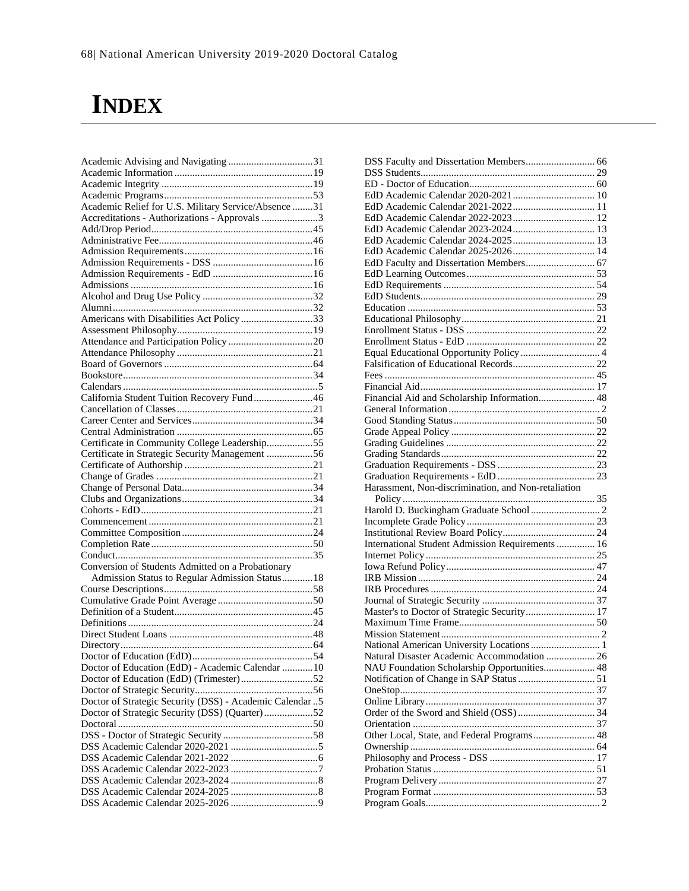# INDEX

Academic Advising and Navigating ..... 31
Academic Information ..... 19
Academic Integrity ..... 19
Academic Programs ..... 53
Academic Relief for U.S. Military Service/Absence ..... 31
Accreditations - Authorizations - Approvals ..... 3
Add/Drop Period ..... 45
Administrative Fee ..... 46
Admission Requirements ..... 16
Admission Requirements - DSS ..... 16
Admission Requirements - EdD ..... 16
Admissions ..... 16
Alcohol and Drug Use Policy ..... 32
Alumni ..... 32
Americans with Disabilities Act Policy ..... 33
Assessment Philosophy ..... 19
Attendance and Participation Policy ..... 20
Attendance Philosophy ..... 21
Board of Governors ..... 64
Bookstore ..... 34
Calendars ..... 5
California Student Tuition Recovery Fund ..... 46
Cancellation of Classes ..... 21
Career Center and Services ..... 34
Central Administration ..... 65
Certificate in Community College Leadership ..... 55
Certificate in Strategic Security Management ..... 56
Certificate of Authorship ..... 21
Change of Grades ..... 21
Change of Personal Data ..... 34
Clubs and Organizations ..... 34
Cohorts - EdD ..... 21
Commencement ..... 21
Committee Composition ..... 24
Completion Rate ..... 50
Conduct ..... 35
Conversion of Students Admitted on a Probationary Admission Status to Regular Admission Status ..... 18
Course Descriptions ..... 58
Cumulative Grade Point Average ..... 50
Definition of a Student ..... 45
Definitions ..... 24
Direct Student Loans ..... 48
Directory ..... 64
Doctor of Education (EdD) ..... 54
Doctor of Education (EdD) - Academic Calendar ..... 10
Doctor of Education (EdD) (Trimester) ..... 52
Doctor of Strategic Security ..... 56
Doctor of Strategic Security (DSS) - Academic Calendar ..... 5
Doctor of Strategic Security (DSS) (Quarter) ..... 52
Doctoral ..... 50
DSS - Doctor of Strategic Security ..... 58
DSS Academic Calendar 2020-2021 ..... 5
DSS Academic Calendar 2021-2022 ..... 6
DSS Academic Calendar 2022-2023 ..... 7
DSS Academic Calendar 2023-2024 ..... 8
DSS Academic Calendar 2024-2025 ..... 8
DSS Academic Calendar 2025-2026 ..... 9
DSS Faculty and Dissertation Members ..... 66
DSS Students ..... 29
ED - Doctor of Education ..... 60
EdD Academic Calendar 2020-2021 ..... 10
EdD Academic Calendar 2021-2022 ..... 11
EdD Academic Calendar 2022-2023 ..... 12
EdD Academic Calendar 2023-2024 ..... 13
EdD Academic Calendar 2024-2025 ..... 13
EdD Academic Calendar 2025-2026 ..... 14
EdD Faculty and Dissertation Members ..... 67
EdD Learning Outcomes ..... 53
EdD Requirements ..... 54
EdD Students ..... 29
Education ..... 53
Educational Philosophy ..... 21
Enrollment Status - DSS ..... 22
Enrollment Status - EdD ..... 22
Equal Educational Opportunity Policy ..... 4
Falsification of Educational Records ..... 22
Fees ..... 45
Financial Aid ..... 17
Financial Aid and Scholarship Information ..... 48
General Information ..... 2
Good Standing Status ..... 50
Grade Appeal Policy ..... 22
Grading Guidelines ..... 22
Grading Standards ..... 22
Graduation Requirements - DSS ..... 23
Graduation Requirements - EdD ..... 23
Harassment, Non-discrimination, and Non-retaliation Policy ..... 35
Harold D. Buckingham Graduate School ..... 2
Incomplete Grade Policy ..... 23
Institutional Review Board Policy ..... 24
International Student Admission Requirements ..... 16
Internet Policy ..... 25
Iowa Refund Policy ..... 47
IRB Mission ..... 24
IRB Procedures ..... 24
Journal of Strategic Security ..... 37
Master's to Doctor of Strategic Security ..... 17
Maximum Time Frame ..... 50
Mission Statement ..... 2
National American University Locations ..... 1
Natural Disaster Academic Accommodation ..... 26
NAU Foundation Scholarship Opportunities ..... 48
Notification of Change in SAP Status ..... 51
OneStop ..... 37
Online Library ..... 37
Order of the Sword and Shield (OSS) ..... 34
Orientation ..... 37
Other Local, State, and Federal Programs ..... 48
Ownership ..... 64
Philosophy and Process - DSS ..... 17
Probation Status ..... 51
Program Delivery ..... 27
Program Format ..... 53
Program Goals ..... 2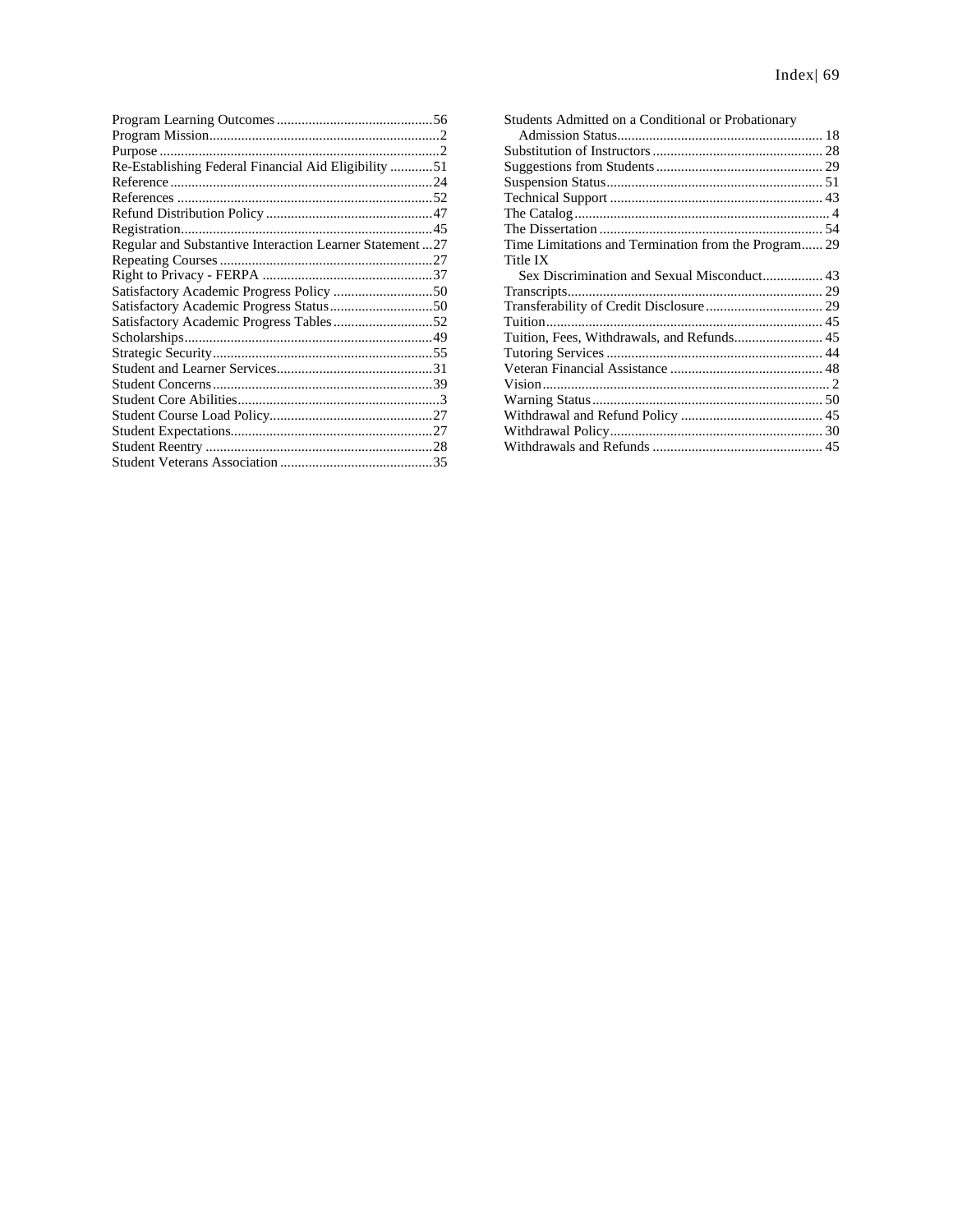Program Learning Outcomes............................................56
Program Mission.................................................................2
Purpose ...............................................................................2
Re-Establishing Federal Financial Aid Eligibility ............51
Reference..........................................................................24
References ........................................................................52
Refund Distribution Policy ...............................................47
Registration.......................................................................45
Regular and Substantive Interaction Learner Statement ...27
Repeating Courses............................................................27
Right to Privacy - FERPA ................................................37
Satisfactory Academic Progress Policy ............................50
Satisfactory Academic Progress Status.............................50
Satisfactory Academic Progress Tables............................52
Scholarships......................................................................49
Strategic Security..............................................................55
Student and Learner Services............................................31
Student Concerns..............................................................39
Student Core Abilities.........................................................3
Student Course Load Policy..............................................27
Student Expectations.........................................................27
Student Reentry ................................................................28
Student Veterans Association...........................................35
Students Admitted on a Conditional or Probationary
    Admission Status.......................................................... 18
Substitution of Instructors ................................................ 28
Suggestions from Students............................................... 29
Suspension Status............................................................. 51
Technical Support ............................................................ 43
The Catalog......................................................................... 4
The Dissertation ............................................................... 54
Time Limitations and Termination from the Program...... 29
Title IX
    Sex Discrimination and Sexual Misconduct................. 43
Transcripts........................................................................ 29
Transferability of Credit Disclosure................................. 29
Tuition.............................................................................. 45
Tuition, Fees, Withdrawals, and Refunds......................... 45
Tutoring Services ............................................................. 44
Veteran Financial Assistance ........................................... 48
Vision.................................................................................. 2
Warning Status................................................................. 50
Withdrawal and Refund Policy ........................................ 45
Withdrawal Policy............................................................ 30
Withdrawals and Refunds ................................................ 45